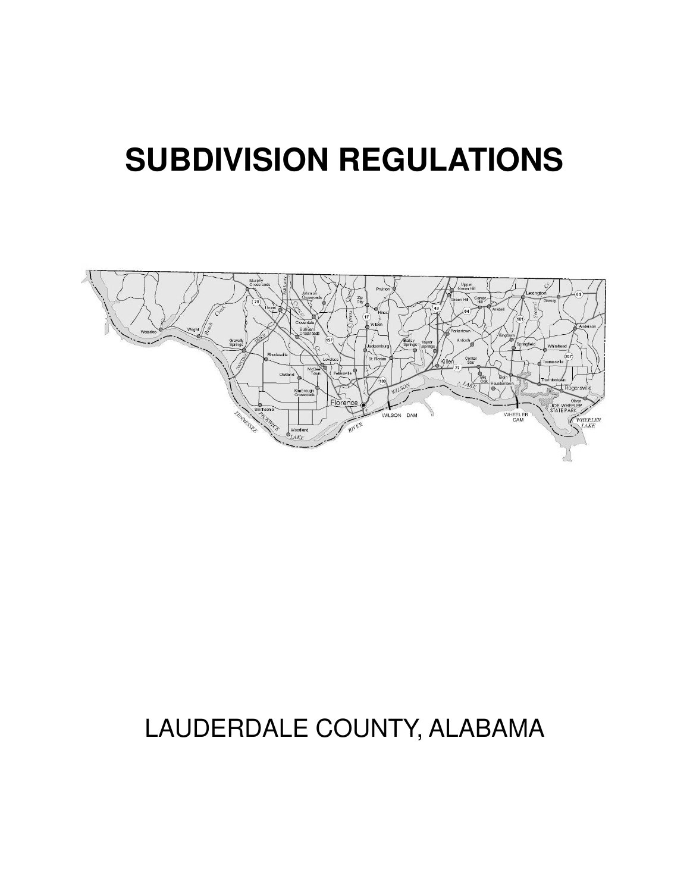# SUBDIVISION REGULATIONS

LAUDERDALE COUNTY, ALABAMA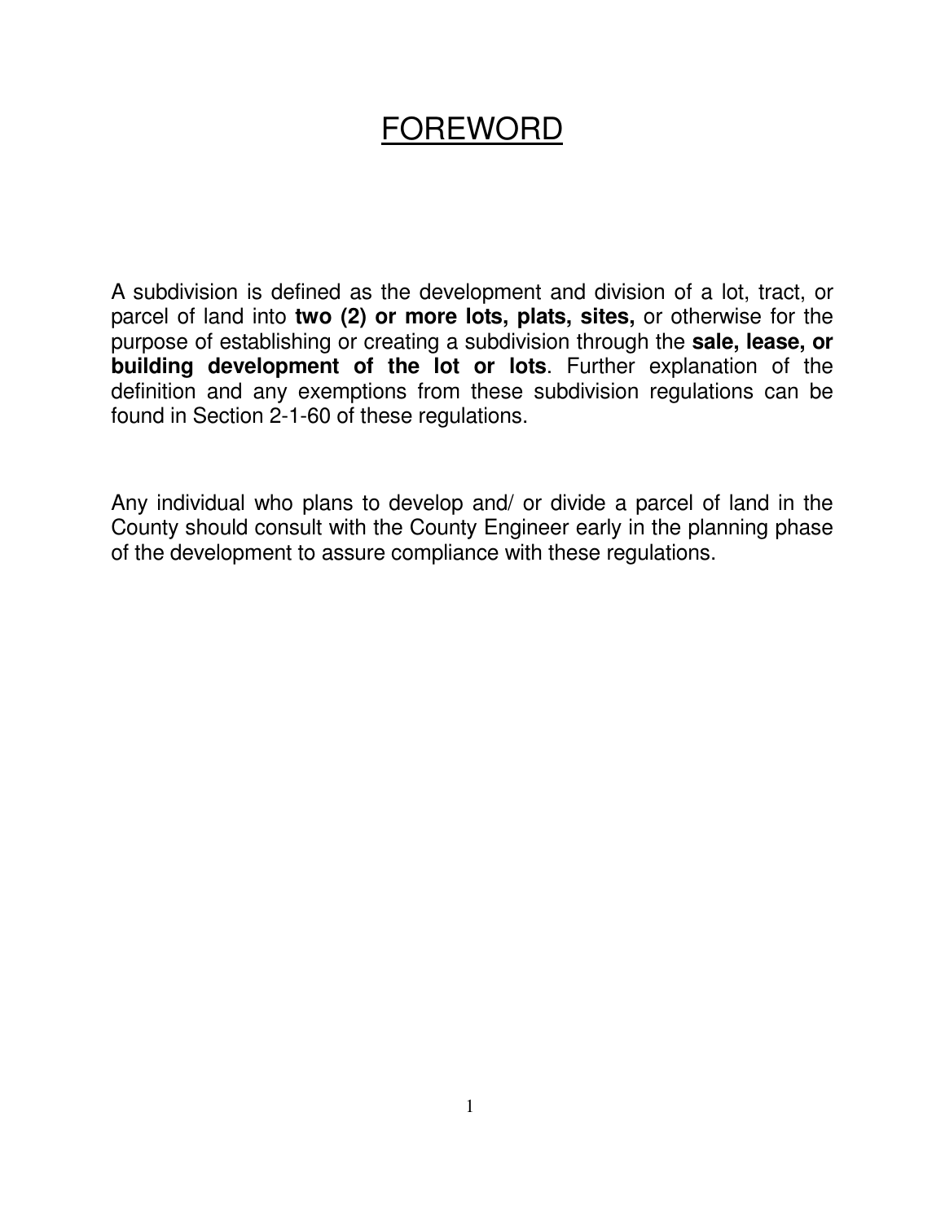# FOREWORD

A subdivision is defined as the development and division of a lot, tract, or parcel of land into **two (2) or more lots, plats, sites,** or otherwise for the purpose of establishing or creating a subdivision through the **sale, lease, or building development of the lot or lots**. Further explanation of the definition and any exemptions from these subdivision regulations can be found in Section 2-1-60 of these regulations.

Any individual who plans to develop and/ or divide a parcel of land in the County should consult with the County Engineer early in the planning phase of the development to assure compliance with these regulations.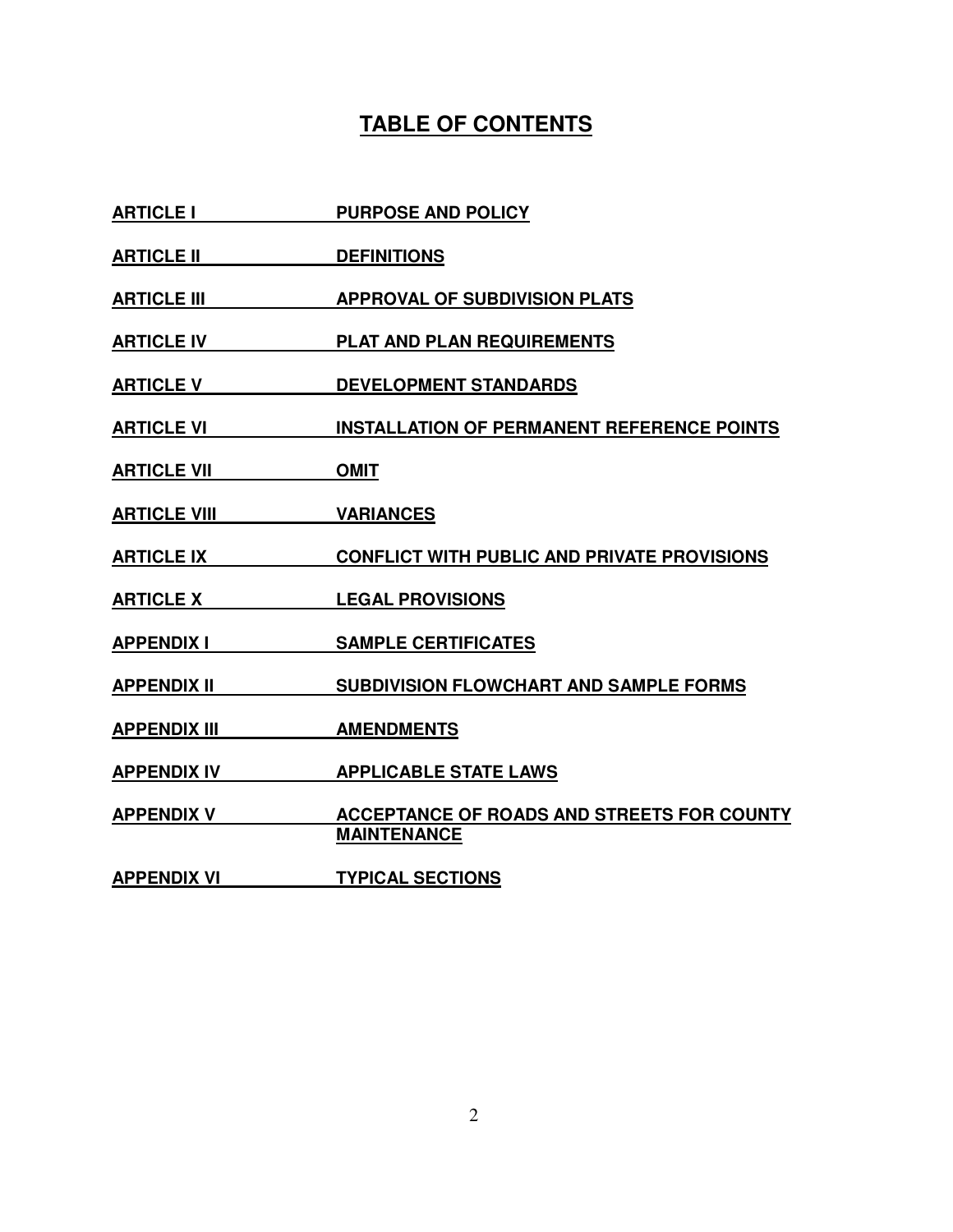# TABLE OF CONTENTS

| | |
|---|---|
| **ARTICLE I** | **PURPOSE AND POLICY** |
| **ARTICLE II** | **DEFINITIONS** |
| **ARTICLE III** | **APPROVAL OF SUBDIVISION PLATS** |
| **ARTICLE IV** | **PLAT AND PLAN REQUIREMENTS** |
| **ARTICLE V** | **DEVELOPMENT STANDARDS** |
| **ARTICLE VI** | **INSTALLATION OF PERMANENT REFERENCE POINTS** |
| **ARTICLE VII** | **OMIT** |
| **ARTICLE VIII** | **VARIANCES** |
| **ARTICLE IX** | **CONFLICT WITH PUBLIC AND PRIVATE PROVISIONS** |
| **ARTICLE X** | **LEGAL PROVISIONS** |
| **APPENDIX I** | **SAMPLE CERTIFICATES** |
| **APPENDIX II** | **SUBDIVISION FLOWCHART AND SAMPLE FORMS** |
| **APPENDIX III** | **AMENDMENTS** |
| **APPENDIX IV** | **APPLICABLE STATE LAWS** |
| **APPENDIX V** | **ACCEPTANCE OF ROADS AND STREETS FOR COUNTY MAINTENANCE** |
| **APPENDIX VI** | **TYPICAL SECTIONS** |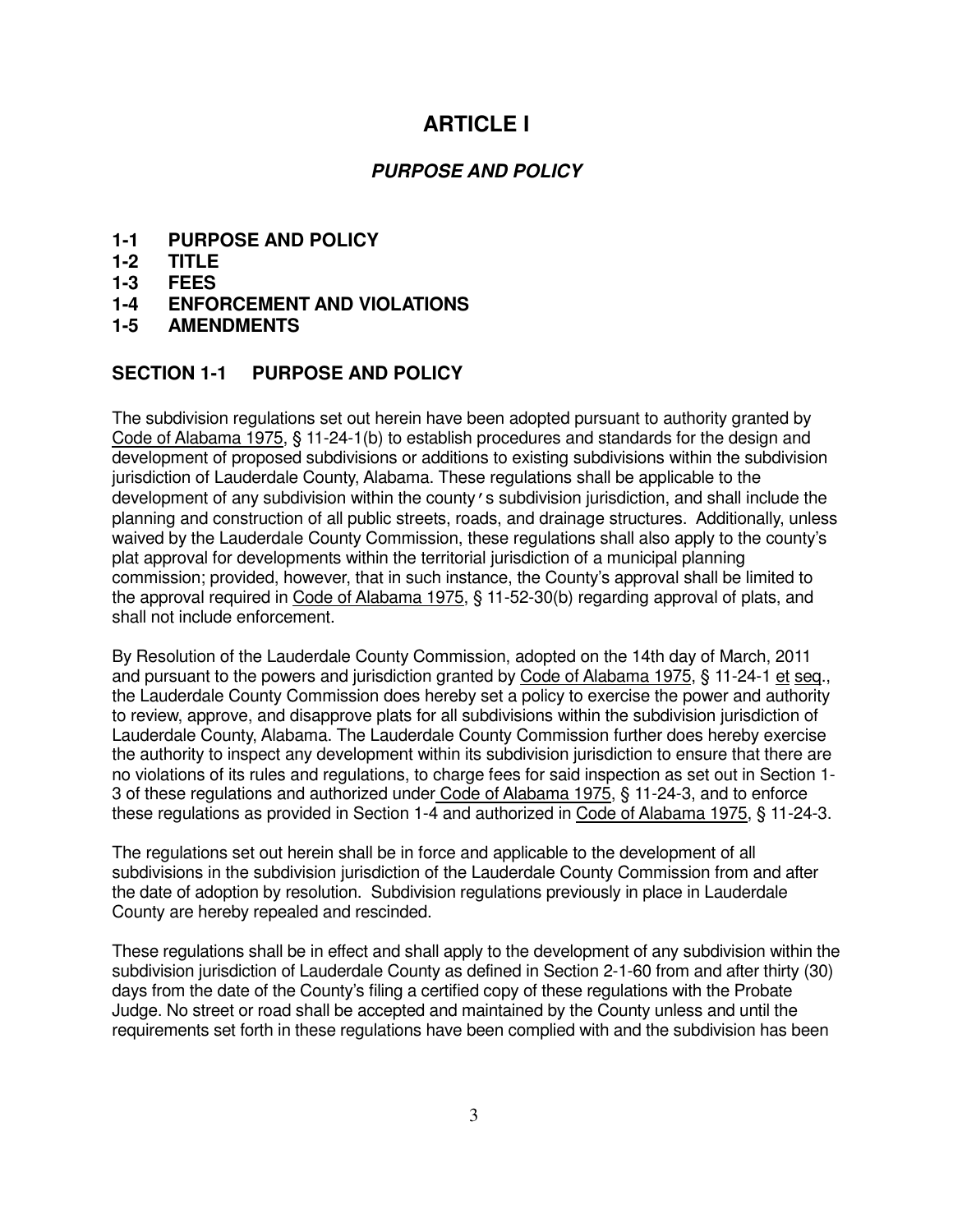# ARTICLE I

## *PURPOSE AND POLICY*

**1-1 PURPOSE AND POLICY**
**1-2 TITLE**
**1-3 FEES**
**1-4 ENFORCEMENT AND VIOLATIONS**
**1-5 AMENDMENTS**

### SECTION 1-1 PURPOSE AND POLICY

The subdivision regulations set out herein have been adopted pursuant to authority granted by Code of Alabama 1975, § 11-24-1(b) to establish procedures and standards for the design and development of proposed subdivisions or additions to existing subdivisions within the subdivision jurisdiction of Lauderdale County, Alabama. These regulations shall be applicable to the development of any subdivision within the county's subdivision jurisdiction, and shall include the planning and construction of all public streets, roads, and drainage structures. Additionally, unless waived by the Lauderdale County Commission, these regulations shall also apply to the county's plat approval for developments within the territorial jurisdiction of a municipal planning commission; provided, however, that in such instance, the County's approval shall be limited to the approval required in Code of Alabama 1975, § 11-52-30(b) regarding approval of plats, and shall not include enforcement.

By Resolution of the Lauderdale County Commission, adopted on the 14th day of March, 2011 and pursuant to the powers and jurisdiction granted by Code of Alabama 1975, § 11-24-1 et seq., the Lauderdale County Commission does hereby set a policy to exercise the power and authority to review, approve, and disapprove plats for all subdivisions within the subdivision jurisdiction of Lauderdale County, Alabama. The Lauderdale County Commission further does hereby exercise the authority to inspect any development within its subdivision jurisdiction to ensure that there are no violations of its rules and regulations, to charge fees for said inspection as set out in Section 1-3 of these regulations and authorized under Code of Alabama 1975, § 11-24-3, and to enforce these regulations as provided in Section 1-4 and authorized in Code of Alabama 1975, § 11-24-3.

The regulations set out herein shall be in force and applicable to the development of all subdivisions in the subdivision jurisdiction of the Lauderdale County Commission from and after the date of adoption by resolution. Subdivision regulations previously in place in Lauderdale County are hereby repealed and rescinded.

These regulations shall be in effect and shall apply to the development of any subdivision within the subdivision jurisdiction of Lauderdale County as defined in Section 2-1-60 from and after thirty (30) days from the date of the County's filing a certified copy of these regulations with the Probate Judge. No street or road shall be accepted and maintained by the County unless and until the requirements set forth in these regulations have been complied with and the subdivision has been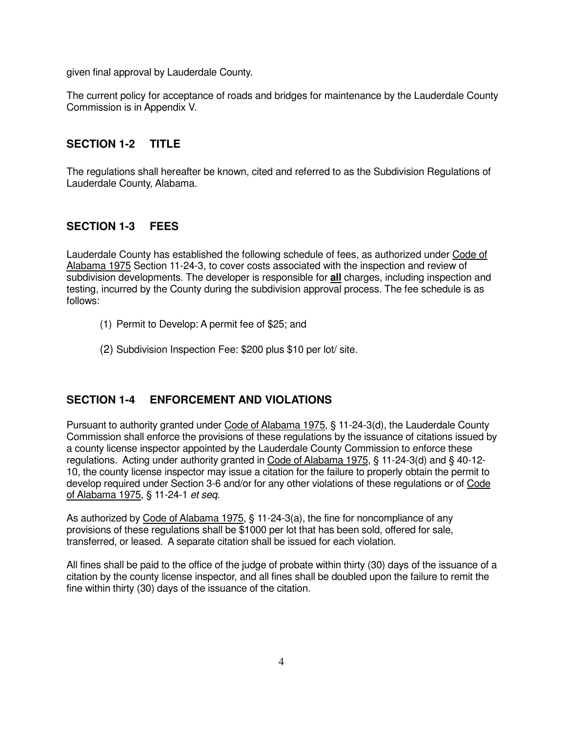given final approval by Lauderdale County.

The current policy for acceptance of roads and bridges for maintenance by the Lauderdale County Commission is in Appendix V.

## SECTION 1-2 TITLE

The regulations shall hereafter be known, cited and referred to as the Subdivision Regulations of Lauderdale County, Alabama.

## SECTION 1-3 FEES

Lauderdale County has established the following schedule of fees, as authorized under Code of Alabama 1975 Section 11-24-3, to cover costs associated with the inspection and review of subdivision developments. The developer is responsible for **all** charges, including inspection and testing, incurred by the County during the subdivision approval process. The fee schedule is as follows:

(1) Permit to Develop: A permit fee of $25; and

(2) Subdivision Inspection Fee: $200 plus $10 per lot/ site.

## SECTION 1-4 ENFORCEMENT AND VIOLATIONS

Pursuant to authority granted under Code of Alabama 1975, § 11-24-3(d), the Lauderdale County Commission shall enforce the provisions of these regulations by the issuance of citations issued by a county license inspector appointed by the Lauderdale County Commission to enforce these regulations. Acting under authority granted in Code of Alabama 1975, § 11-24-3(d) and § 40-12-10, the county license inspector may issue a citation for the failure to properly obtain the permit to develop required under Section 3-6 and/or for any other violations of these regulations or of Code of Alabama 1975, § 11-24-1 *et seq*.

As authorized by Code of Alabama 1975, § 11-24-3(a), the fine for noncompliance of any provisions of these regulations shall be $1000 per lot that has been sold, offered for sale, transferred, or leased. A separate citation shall be issued for each violation.

All fines shall be paid to the office of the judge of probate within thirty (30) days of the issuance of a citation by the county license inspector, and all fines shall be doubled upon the failure to remit the fine within thirty (30) days of the issuance of the citation.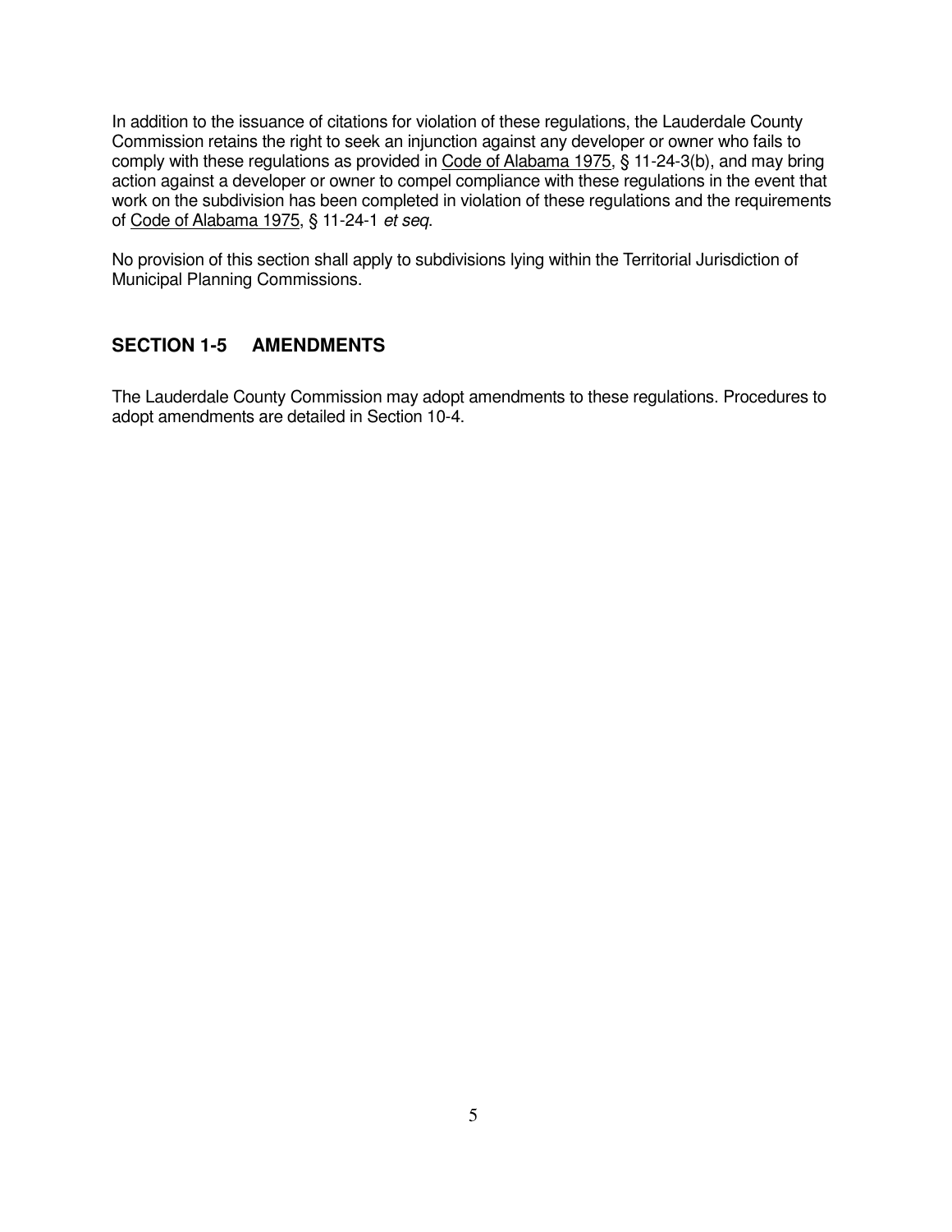In addition to the issuance of citations for violation of these regulations, the Lauderdale County Commission retains the right to seek an injunction against any developer or owner who fails to comply with these regulations as provided in Code of Alabama 1975, § 11-24-3(b), and may bring action against a developer or owner to compel compliance with these regulations in the event that work on the subdivision has been completed in violation of these regulations and the requirements of Code of Alabama 1975, § 11-24-1 *et seq*.

No provision of this section shall apply to subdivisions lying within the Territorial Jurisdiction of Municipal Planning Commissions.

## SECTION 1-5 AMENDMENTS

The Lauderdale County Commission may adopt amendments to these regulations. Procedures to adopt amendments are detailed in Section 10-4.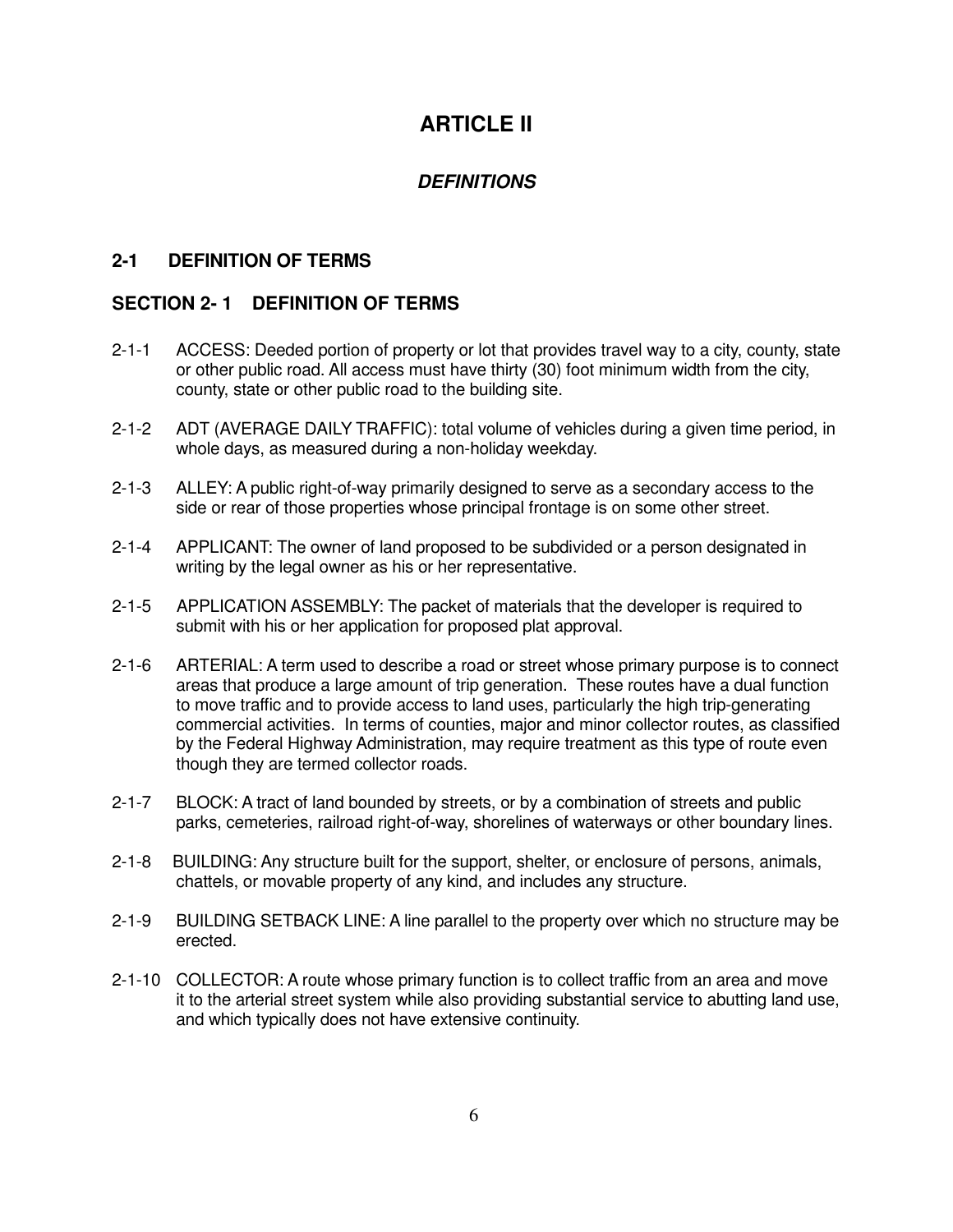# ARTICLE II

## *DEFINITIONS*

### 2-1 DEFINITION OF TERMS

### SECTION 2- 1 DEFINITION OF TERMS

2-1-1 ACCESS: Deeded portion of property or lot that provides travel way to a city, county, state or other public road. All access must have thirty (30) foot minimum width from the city, county, state or other public road to the building site.

2-1-2 ADT (AVERAGE DAILY TRAFFIC): total volume of vehicles during a given time period, in whole days, as measured during a non-holiday weekday.

2-1-3 ALLEY: A public right-of-way primarily designed to serve as a secondary access to the side or rear of those properties whose principal frontage is on some other street.

2-1-4 APPLICANT: The owner of land proposed to be subdivided or a person designated in writing by the legal owner as his or her representative.

2-1-5 APPLICATION ASSEMBLY: The packet of materials that the developer is required to submit with his or her application for proposed plat approval.

2-1-6 ARTERIAL: A term used to describe a road or street whose primary purpose is to connect areas that produce a large amount of trip generation. These routes have a dual function to move traffic and to provide access to land uses, particularly the high trip-generating commercial activities. In terms of counties, major and minor collector routes, as classified by the Federal Highway Administration, may require treatment as this type of route even though they are termed collector roads.

2-1-7 BLOCK: A tract of land bounded by streets, or by a combination of streets and public parks, cemeteries, railroad right-of-way, shorelines of waterways or other boundary lines.

2-1-8 BUILDING: Any structure built for the support, shelter, or enclosure of persons, animals, chattels, or movable property of any kind, and includes any structure.

2-1-9 BUILDING SETBACK LINE: A line parallel to the property over which no structure may be erected.

2-1-10 COLLECTOR: A route whose primary function is to collect traffic from an area and move it to the arterial street system while also providing substantial service to abutting land use, and which typically does not have extensive continuity.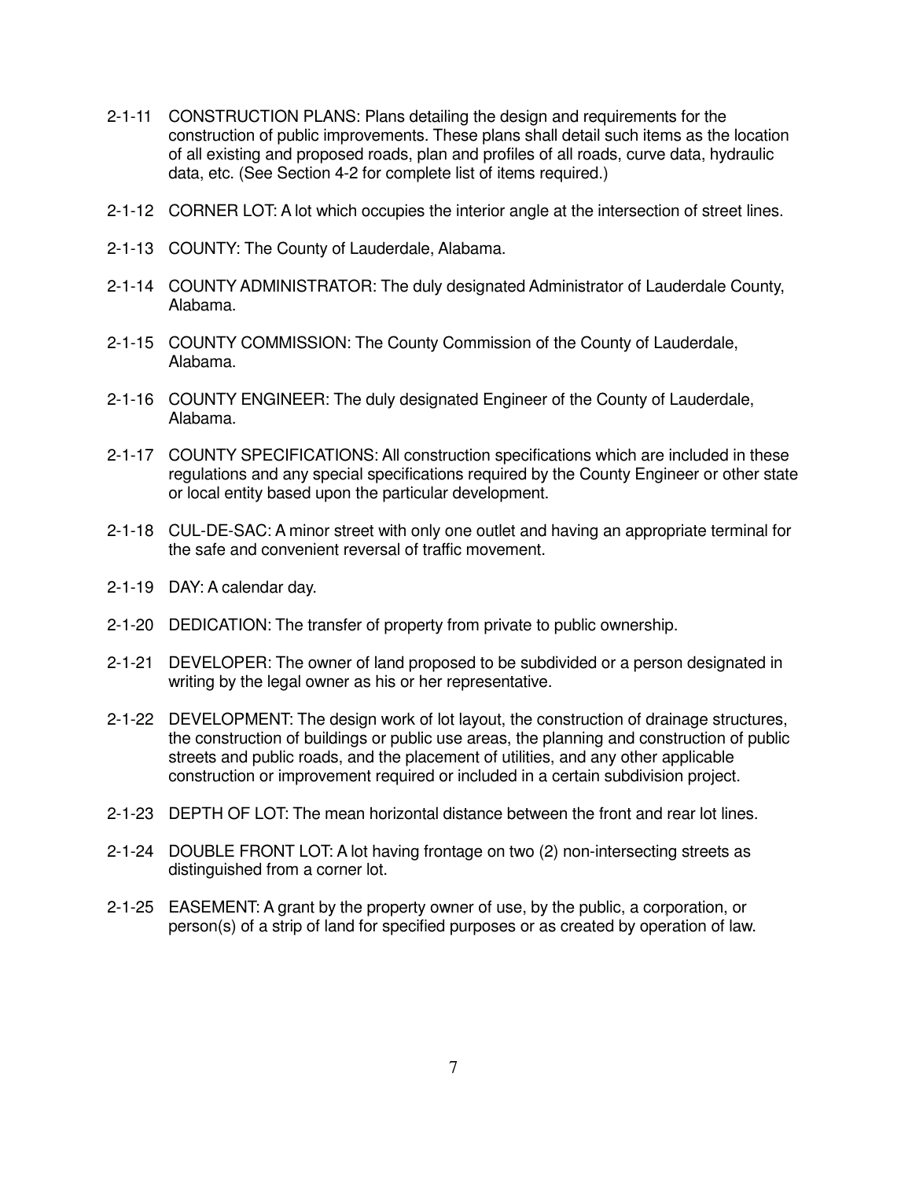2-1-11 CONSTRUCTION PLANS: Plans detailing the design and requirements for the construction of public improvements. These plans shall detail such items as the location of all existing and proposed roads, plan and profiles of all roads, curve data, hydraulic data, etc. (See Section 4-2 for complete list of items required.)

2-1-12 CORNER LOT: A lot which occupies the interior angle at the intersection of street lines.

2-1-13 COUNTY: The County of Lauderdale, Alabama.

2-1-14 COUNTY ADMINISTRATOR: The duly designated Administrator of Lauderdale County, Alabama.

2-1-15 COUNTY COMMISSION: The County Commission of the County of Lauderdale, Alabama.

2-1-16 COUNTY ENGINEER: The duly designated Engineer of the County of Lauderdale, Alabama.

2-1-17 COUNTY SPECIFICATIONS: All construction specifications which are included in these regulations and any special specifications required by the County Engineer or other state or local entity based upon the particular development.

2-1-18 CUL-DE-SAC: A minor street with only one outlet and having an appropriate terminal for the safe and convenient reversal of traffic movement.

2-1-19 DAY: A calendar day.

2-1-20 DEDICATION: The transfer of property from private to public ownership.

2-1-21 DEVELOPER: The owner of land proposed to be subdivided or a person designated in writing by the legal owner as his or her representative.

2-1-22 DEVELOPMENT: The design work of lot layout, the construction of drainage structures, the construction of buildings or public use areas, the planning and construction of public streets and public roads, and the placement of utilities, and any other applicable construction or improvement required or included in a certain subdivision project.

2-1-23 DEPTH OF LOT: The mean horizontal distance between the front and rear lot lines.

2-1-24 DOUBLE FRONT LOT: A lot having frontage on two (2) non-intersecting streets as distinguished from a corner lot.

2-1-25 EASEMENT: A grant by the property owner of use, by the public, a corporation, or person(s) of a strip of land for specified purposes or as created by operation of law.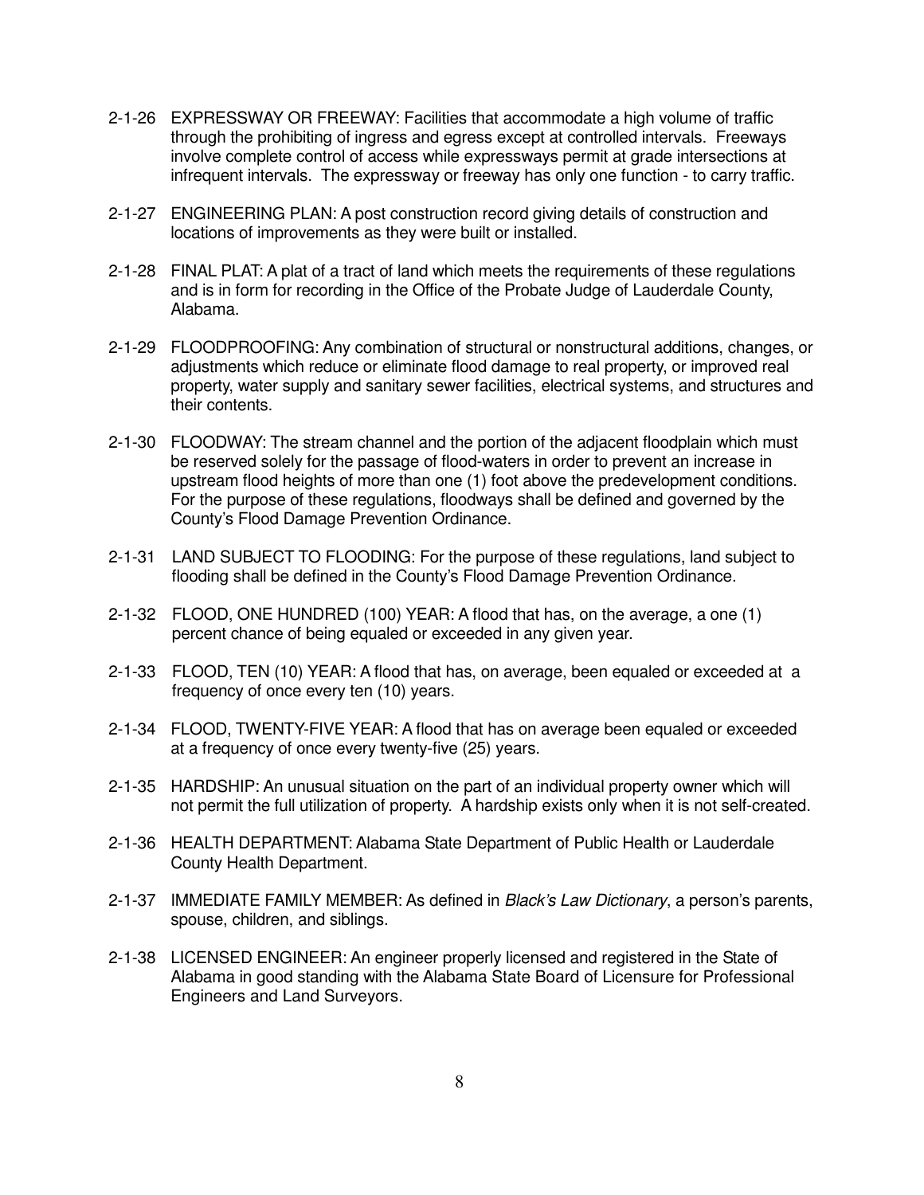2-1-26 EXPRESSWAY OR FREEWAY: Facilities that accommodate a high volume of traffic through the prohibiting of ingress and egress except at controlled intervals. Freeways involve complete control of access while expressways permit at grade intersections at infrequent intervals. The expressway or freeway has only one function - to carry traffic.

2-1-27 ENGINEERING PLAN: A post construction record giving details of construction and locations of improvements as they were built or installed.

2-1-28 FINAL PLAT: A plat of a tract of land which meets the requirements of these regulations and is in form for recording in the Office of the Probate Judge of Lauderdale County, Alabama.

2-1-29 FLOODPROOFING: Any combination of structural or nonstructural additions, changes, or adjustments which reduce or eliminate flood damage to real property, or improved real property, water supply and sanitary sewer facilities, electrical systems, and structures and their contents.

2-1-30 FLOODWAY: The stream channel and the portion of the adjacent floodplain which must be reserved solely for the passage of flood-waters in order to prevent an increase in upstream flood heights of more than one (1) foot above the predevelopment conditions. For the purpose of these regulations, floodways shall be defined and governed by the County's Flood Damage Prevention Ordinance.

2-1-31 LAND SUBJECT TO FLOODING: For the purpose of these regulations, land subject to flooding shall be defined in the County's Flood Damage Prevention Ordinance.

2-1-32 FLOOD, ONE HUNDRED (100) YEAR: A flood that has, on the average, a one (1) percent chance of being equaled or exceeded in any given year.

2-1-33 FLOOD, TEN (10) YEAR: A flood that has, on average, been equaled or exceeded at a frequency of once every ten (10) years.

2-1-34 FLOOD, TWENTY-FIVE YEAR: A flood that has on average been equaled or exceeded at a frequency of once every twenty-five (25) years.

2-1-35 HARDSHIP: An unusual situation on the part of an individual property owner which will not permit the full utilization of property. A hardship exists only when it is not self-created.

2-1-36 HEALTH DEPARTMENT: Alabama State Department of Public Health or Lauderdale County Health Department.

2-1-37 IMMEDIATE FAMILY MEMBER: As defined in *Black's Law Dictionary*, a person's parents, spouse, children, and siblings.

2-1-38 LICENSED ENGINEER: An engineer properly licensed and registered in the State of Alabama in good standing with the Alabama State Board of Licensure for Professional Engineers and Land Surveyors.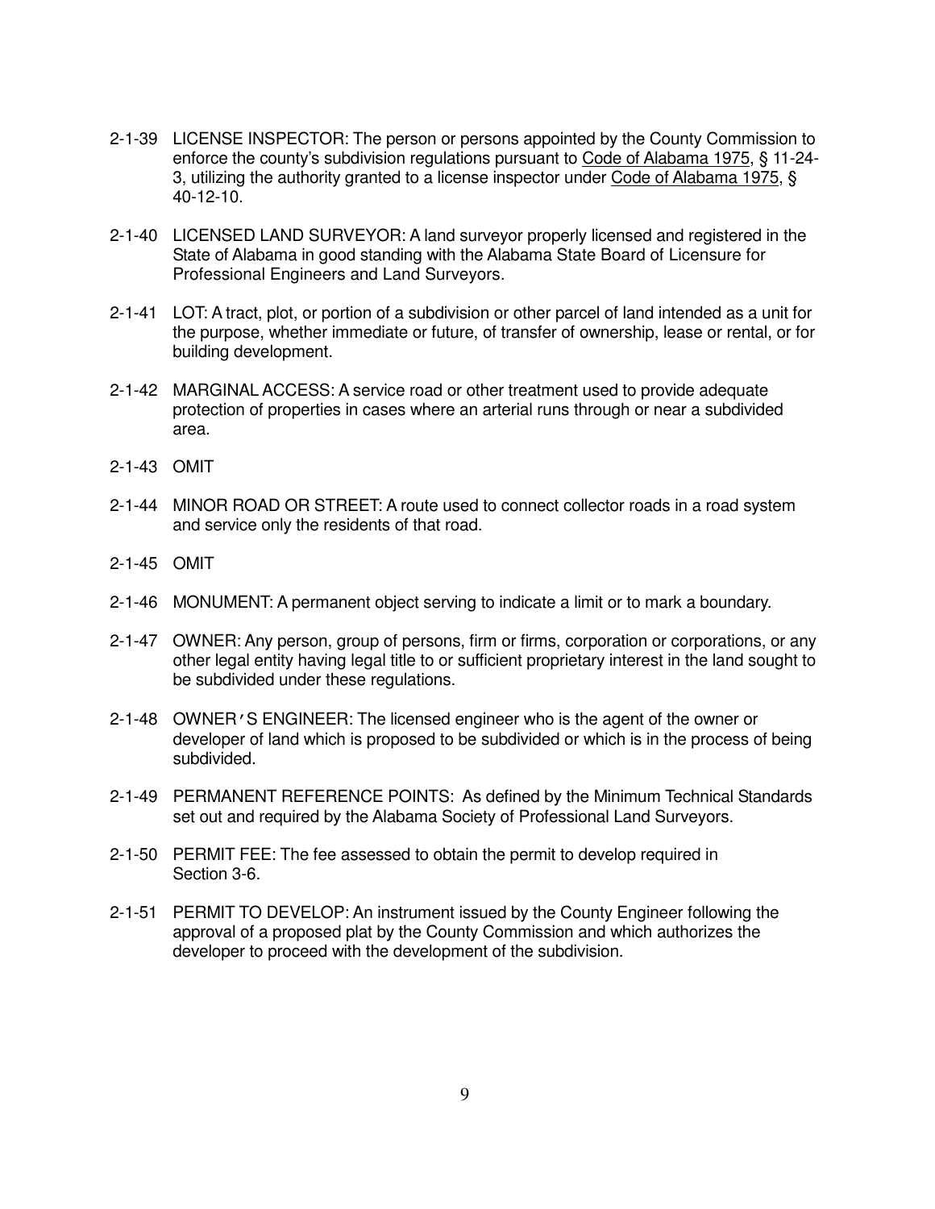2-1-39 LICENSE INSPECTOR: The person or persons appointed by the County Commission to enforce the county's subdivision regulations pursuant to Code of Alabama 1975, § 11-24-3, utilizing the authority granted to a license inspector under Code of Alabama 1975, § 40-12-10.

2-1-40 LICENSED LAND SURVEYOR: A land surveyor properly licensed and registered in the State of Alabama in good standing with the Alabama State Board of Licensure for Professional Engineers and Land Surveyors.

2-1-41 LOT: A tract, plot, or portion of a subdivision or other parcel of land intended as a unit for the purpose, whether immediate or future, of transfer of ownership, lease or rental, or for building development.

2-1-42 MARGINAL ACCESS: A service road or other treatment used to provide adequate protection of properties in cases where an arterial runs through or near a subdivided area.

2-1-43 OMIT

2-1-44 MINOR ROAD OR STREET: A route used to connect collector roads in a road system and service only the residents of that road.

2-1-45 OMIT

2-1-46 MONUMENT: A permanent object serving to indicate a limit or to mark a boundary.

2-1-47 OWNER: Any person, group of persons, firm or firms, corporation or corporations, or any other legal entity having legal title to or sufficient proprietary interest in the land sought to be subdivided under these regulations.

2-1-48 OWNER'S ENGINEER: The licensed engineer who is the agent of the owner or developer of land which is proposed to be subdivided or which is in the process of being subdivided.

2-1-49 PERMANENT REFERENCE POINTS: As defined by the Minimum Technical Standards set out and required by the Alabama Society of Professional Land Surveyors.

2-1-50 PERMIT FEE: The fee assessed to obtain the permit to develop required in Section 3-6.

2-1-51 PERMIT TO DEVELOP: An instrument issued by the County Engineer following the approval of a proposed plat by the County Commission and which authorizes the developer to proceed with the development of the subdivision.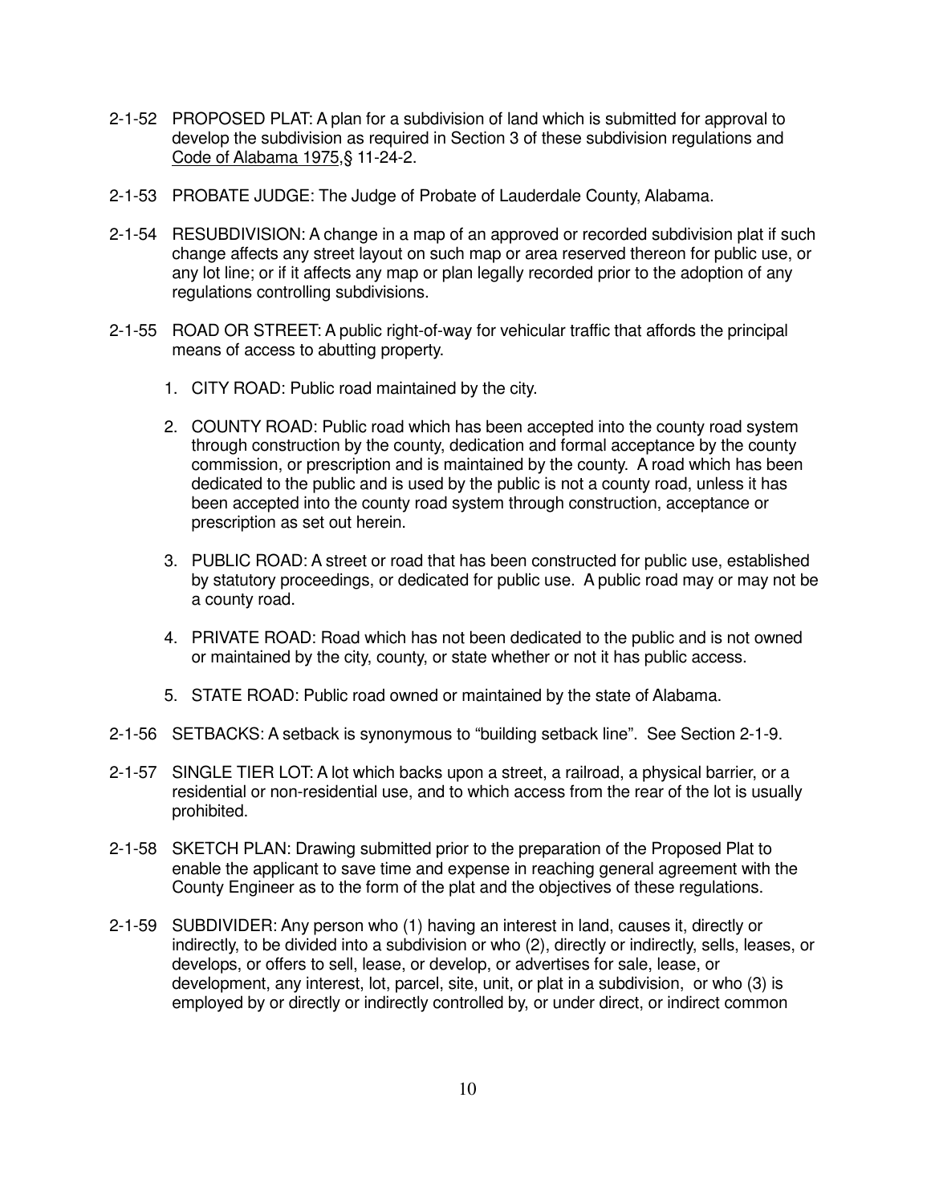2-1-52 PROPOSED PLAT: A plan for a subdivision of land which is submitted for approval to develop the subdivision as required in Section 3 of these subdivision regulations and Code of Alabama 1975,§ 11-24-2.

2-1-53 PROBATE JUDGE: The Judge of Probate of Lauderdale County, Alabama.

2-1-54 RESUBDIVISION: A change in a map of an approved or recorded subdivision plat if such change affects any street layout on such map or area reserved thereon for public use, or any lot line; or if it affects any map or plan legally recorded prior to the adoption of any regulations controlling subdivisions.

2-1-55 ROAD OR STREET: A public right-of-way for vehicular traffic that affords the principal means of access to abutting property.

1. CITY ROAD: Public road maintained by the city.

2. COUNTY ROAD: Public road which has been accepted into the county road system through construction by the county, dedication and formal acceptance by the county commission, or prescription and is maintained by the county. A road which has been dedicated to the public and is used by the public is not a county road, unless it has been accepted into the county road system through construction, acceptance or prescription as set out herein.

3. PUBLIC ROAD: A street or road that has been constructed for public use, established by statutory proceedings, or dedicated for public use. A public road may or may not be a county road.

4. PRIVATE ROAD: Road which has not been dedicated to the public and is not owned or maintained by the city, county, or state whether or not it has public access.

5. STATE ROAD: Public road owned or maintained by the state of Alabama.

2-1-56 SETBACKS: A setback is synonymous to "building setback line". See Section 2-1-9.

2-1-57 SINGLE TIER LOT: A lot which backs upon a street, a railroad, a physical barrier, or a residential or non-residential use, and to which access from the rear of the lot is usually prohibited.

2-1-58 SKETCH PLAN: Drawing submitted prior to the preparation of the Proposed Plat to enable the applicant to save time and expense in reaching general agreement with the County Engineer as to the form of the plat and the objectives of these regulations.

2-1-59 SUBDIVIDER: Any person who (1) having an interest in land, causes it, directly or indirectly, to be divided into a subdivision or who (2), directly or indirectly, sells, leases, or develops, or offers to sell, lease, or develop, or advertises for sale, lease, or development, any interest, lot, parcel, site, unit, or plat in a subdivision, or who (3) is employed by or directly or indirectly controlled by, or under direct, or indirect common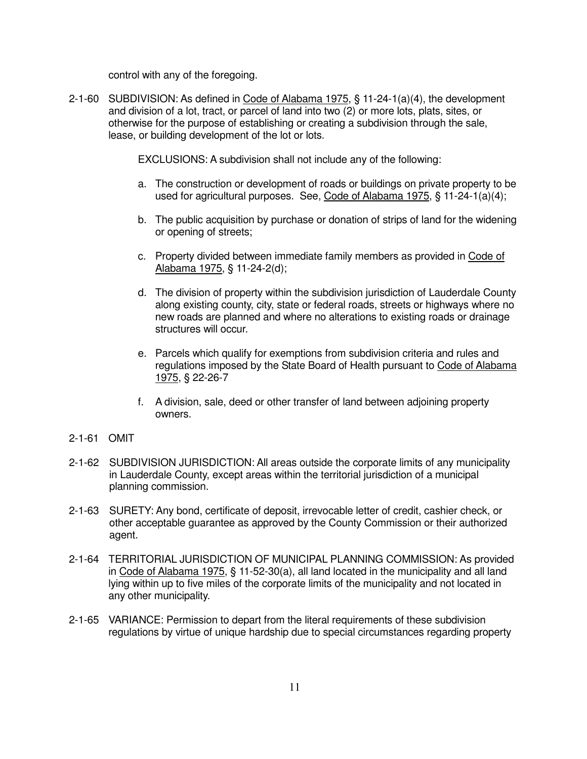control with any of the foregoing.

2-1-60 SUBDIVISION: As defined in Code of Alabama 1975, § 11-24-1(a)(4), the development and division of a lot, tract, or parcel of land into two (2) or more lots, plats, sites, or otherwise for the purpose of establishing or creating a subdivision through the sale, lease, or building development of the lot or lots.

EXCLUSIONS: A subdivision shall not include any of the following:

a. The construction or development of roads or buildings on private property to be used for agricultural purposes. See, Code of Alabama 1975, § 11-24-1(a)(4);

b. The public acquisition by purchase or donation of strips of land for the widening or opening of streets;

c. Property divided between immediate family members as provided in Code of Alabama 1975, § 11-24-2(d);

d. The division of property within the subdivision jurisdiction of Lauderdale County along existing county, city, state or federal roads, streets or highways where no new roads are planned and where no alterations to existing roads or drainage structures will occur.

e. Parcels which qualify for exemptions from subdivision criteria and rules and regulations imposed by the State Board of Health pursuant to Code of Alabama 1975, § 22-26-7

f. A division, sale, deed or other transfer of land between adjoining property owners.

2-1-61 OMIT

2-1-62 SUBDIVISION JURISDICTION: All areas outside the corporate limits of any municipality in Lauderdale County, except areas within the territorial jurisdiction of a municipal planning commission.

2-1-63 SURETY: Any bond, certificate of deposit, irrevocable letter of credit, cashier check, or other acceptable guarantee as approved by the County Commission or their authorized agent.

2-1-64 TERRITORIAL JURISDICTION OF MUNICIPAL PLANNING COMMISSION: As provided in Code of Alabama 1975, § 11-52-30(a), all land located in the municipality and all land lying within up to five miles of the corporate limits of the municipality and not located in any other municipality.

2-1-65 VARIANCE: Permission to depart from the literal requirements of these subdivision regulations by virtue of unique hardship due to special circumstances regarding property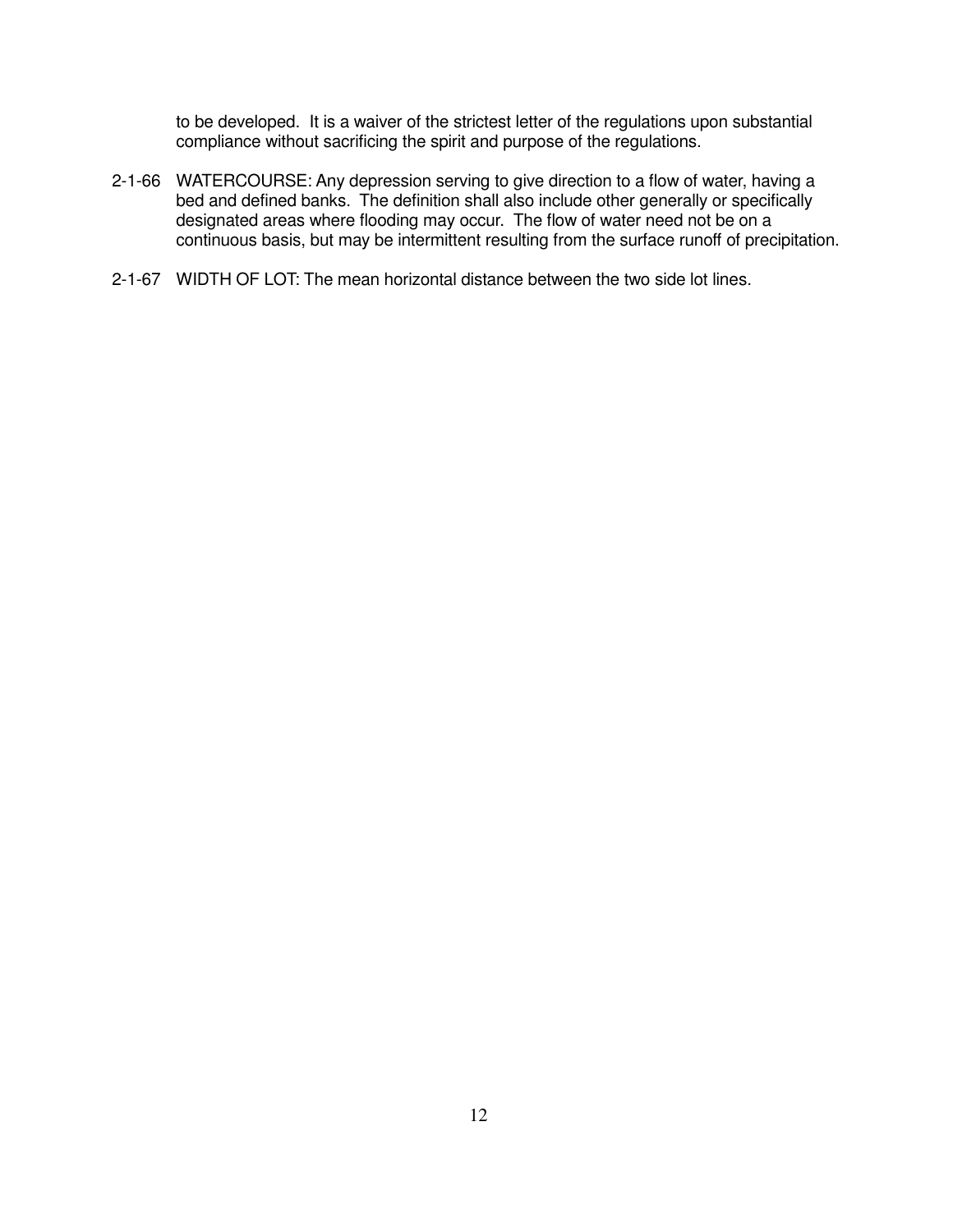to be developed. It is a waiver of the strictest letter of the regulations upon substantial compliance without sacrificing the spirit and purpose of the regulations.

2-1-66 WATERCOURSE: Any depression serving to give direction to a flow of water, having a bed and defined banks. The definition shall also include other generally or specifically designated areas where flooding may occur. The flow of water need not be on a continuous basis, but may be intermittent resulting from the surface runoff of precipitation.

2-1-67 WIDTH OF LOT: The mean horizontal distance between the two side lot lines.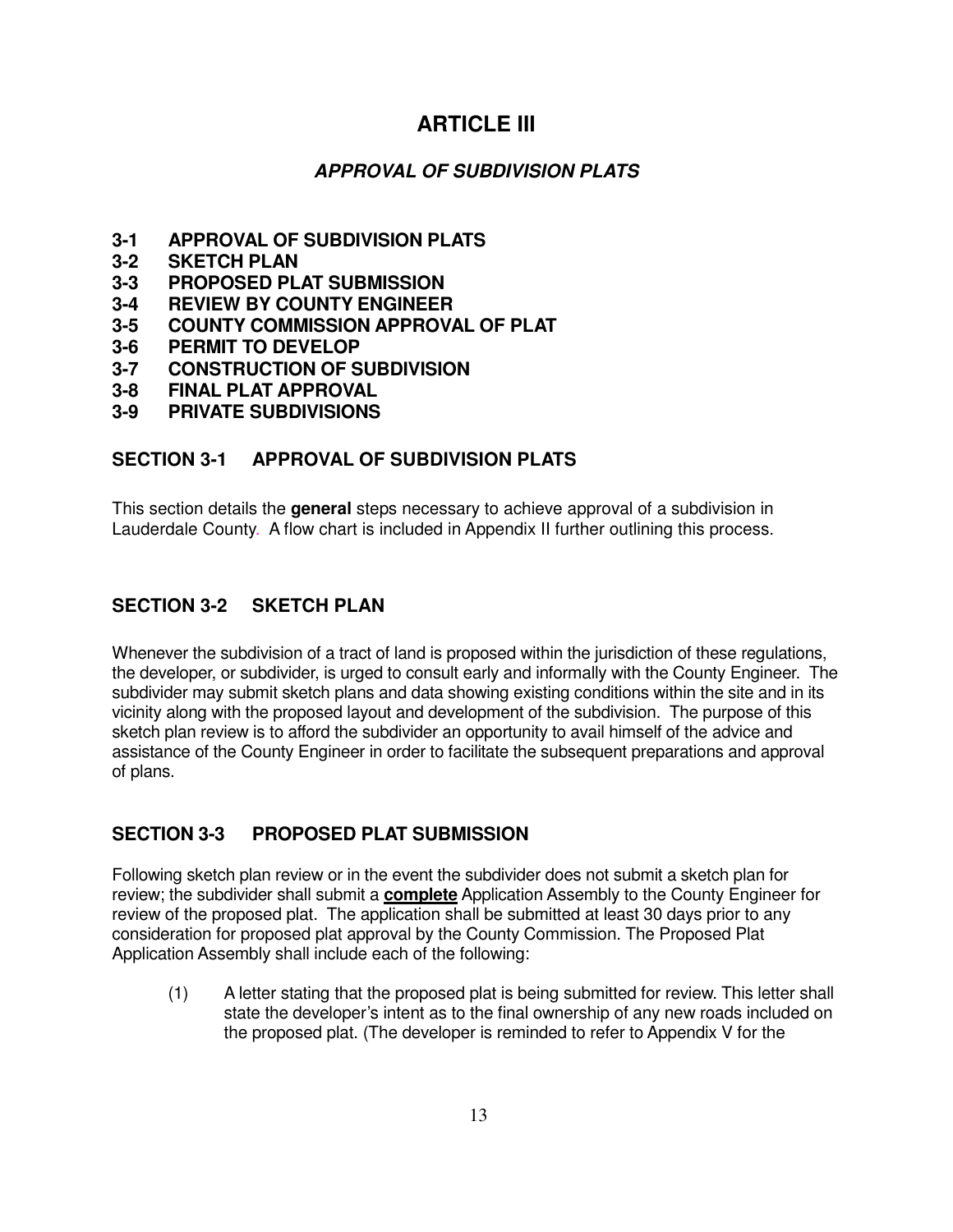# ARTICLE III

## *APPROVAL OF SUBDIVISION PLATS*

**3-1 APPROVAL OF SUBDIVISION PLATS**
**3-2 SKETCH PLAN**
**3-3 PROPOSED PLAT SUBMISSION**
**3-4 REVIEW BY COUNTY ENGINEER**
**3-5 COUNTY COMMISSION APPROVAL OF PLAT**
**3-6 PERMIT TO DEVELOP**
**3-7 CONSTRUCTION OF SUBDIVISION**
**3-8 FINAL PLAT APPROVAL**
**3-9 PRIVATE SUBDIVISIONS**

### SECTION 3-1 APPROVAL OF SUBDIVISION PLATS

This section details the **general** steps necessary to achieve approval of a subdivision in Lauderdale County. A flow chart is included in Appendix II further outlining this process.

### SECTION 3-2 SKETCH PLAN

Whenever the subdivision of a tract of land is proposed within the jurisdiction of these regulations, the developer, or subdivider, is urged to consult early and informally with the County Engineer. The subdivider may submit sketch plans and data showing existing conditions within the site and in its vicinity along with the proposed layout and development of the subdivision. The purpose of this sketch plan review is to afford the subdivider an opportunity to avail himself of the advice and assistance of the County Engineer in order to facilitate the subsequent preparations and approval of plans.

### SECTION 3-3 PROPOSED PLAT SUBMISSION

Following sketch plan review or in the event the subdivider does not submit a sketch plan for review; the subdivider shall submit a **complete** Application Assembly to the County Engineer for review of the proposed plat. The application shall be submitted at least 30 days prior to any consideration for proposed plat approval by the County Commission. The Proposed Plat Application Assembly shall include each of the following:

(1) A letter stating that the proposed plat is being submitted for review. This letter shall state the developer's intent as to the final ownership of any new roads included on the proposed plat. (The developer is reminded to refer to Appendix V for the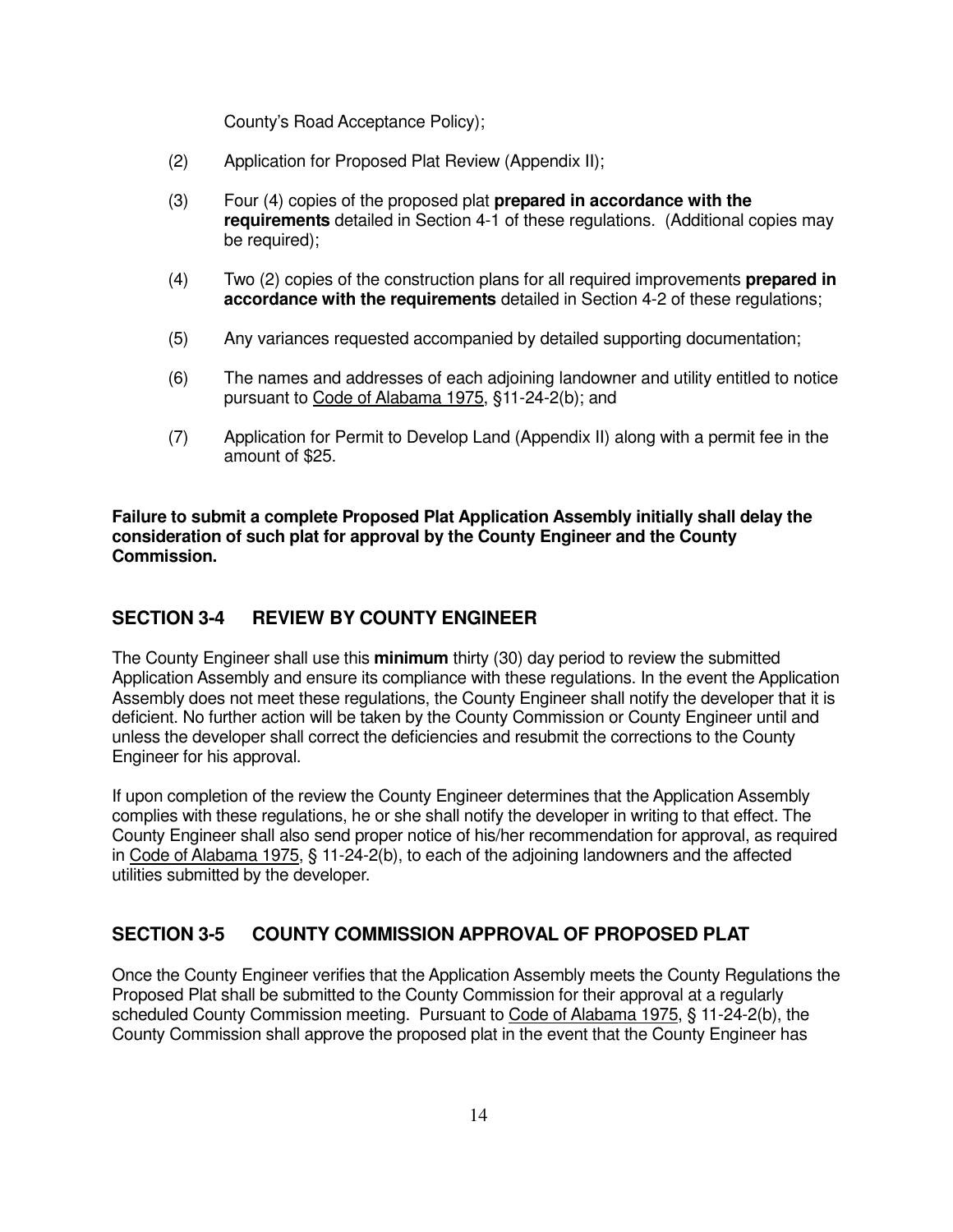County's Road Acceptance Policy);

(2) Application for Proposed Plat Review (Appendix II);

(3) Four (4) copies of the proposed plat **prepared in accordance with the requirements** detailed in Section 4-1 of these regulations. (Additional copies may be required);

(4) Two (2) copies of the construction plans for all required improvements **prepared in accordance with the requirements** detailed in Section 4-2 of these regulations;

(5) Any variances requested accompanied by detailed supporting documentation;

(6) The names and addresses of each adjoining landowner and utility entitled to notice pursuant to Code of Alabama 1975, §11-24-2(b); and

(7) Application for Permit to Develop Land (Appendix II) along with a permit fee in the amount of $25.

**Failure to submit a complete Proposed Plat Application Assembly initially shall delay the consideration of such plat for approval by the County Engineer and the County Commission.**

## SECTION 3-4 REVIEW BY COUNTY ENGINEER

The County Engineer shall use this **minimum** thirty (30) day period to review the submitted Application Assembly and ensure its compliance with these regulations. In the event the Application Assembly does not meet these regulations, the County Engineer shall notify the developer that it is deficient. No further action will be taken by the County Commission or County Engineer until and unless the developer shall correct the deficiencies and resubmit the corrections to the County Engineer for his approval.

If upon completion of the review the County Engineer determines that the Application Assembly complies with these regulations, he or she shall notify the developer in writing to that effect. The County Engineer shall also send proper notice of his/her recommendation for approval, as required in Code of Alabama 1975, § 11-24-2(b), to each of the adjoining landowners and the affected utilities submitted by the developer.

## SECTION 3-5 COUNTY COMMISSION APPROVAL OF PROPOSED PLAT

Once the County Engineer verifies that the Application Assembly meets the County Regulations the Proposed Plat shall be submitted to the County Commission for their approval at a regularly scheduled County Commission meeting. Pursuant to Code of Alabama 1975, § 11-24-2(b), the County Commission shall approve the proposed plat in the event that the County Engineer has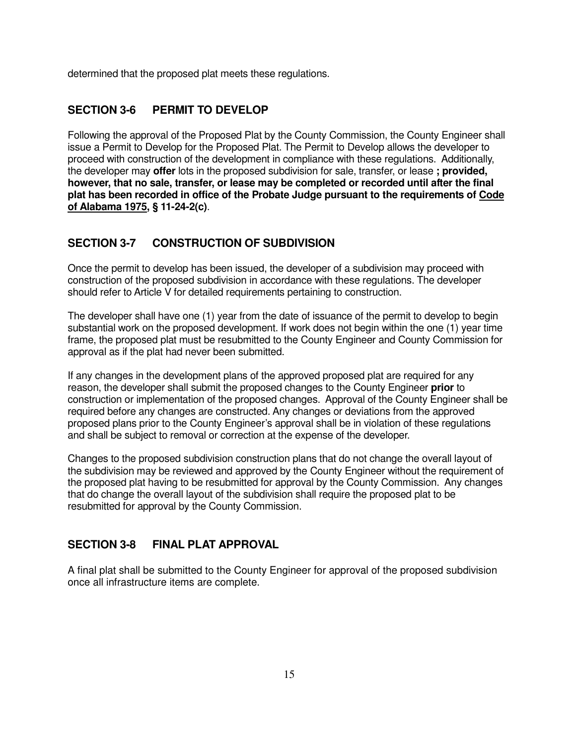determined that the proposed plat meets these regulations.

## SECTION 3-6 PERMIT TO DEVELOP

Following the approval of the Proposed Plat by the County Commission, the County Engineer shall issue a Permit to Develop for the Proposed Plat. The Permit to Develop allows the developer to proceed with construction of the development in compliance with these regulations. Additionally, the developer may **offer** lots in the proposed subdivision for sale, transfer, or lease **; provided, however, that no sale, transfer, or lease may be completed or recorded until after the final plat has been recorded in office of the Probate Judge pursuant to the requirements of <u>Code of Alabama 1975</u>, § 11-24-2(c)**.

## SECTION 3-7 CONSTRUCTION OF SUBDIVISION

Once the permit to develop has been issued, the developer of a subdivision may proceed with construction of the proposed subdivision in accordance with these regulations. The developer should refer to Article V for detailed requirements pertaining to construction.

The developer shall have one (1) year from the date of issuance of the permit to develop to begin substantial work on the proposed development. If work does not begin within the one (1) year time frame, the proposed plat must be resubmitted to the County Engineer and County Commission for approval as if the plat had never been submitted.

If any changes in the development plans of the approved proposed plat are required for any reason, the developer shall submit the proposed changes to the County Engineer **prior** to construction or implementation of the proposed changes. Approval of the County Engineer shall be required before any changes are constructed. Any changes or deviations from the approved proposed plans prior to the County Engineer's approval shall be in violation of these regulations and shall be subject to removal or correction at the expense of the developer.

Changes to the proposed subdivision construction plans that do not change the overall layout of the subdivision may be reviewed and approved by the County Engineer without the requirement of the proposed plat having to be resubmitted for approval by the County Commission. Any changes that do change the overall layout of the subdivision shall require the proposed plat to be resubmitted for approval by the County Commission.

## SECTION 3-8 FINAL PLAT APPROVAL

A final plat shall be submitted to the County Engineer for approval of the proposed subdivision once all infrastructure items are complete.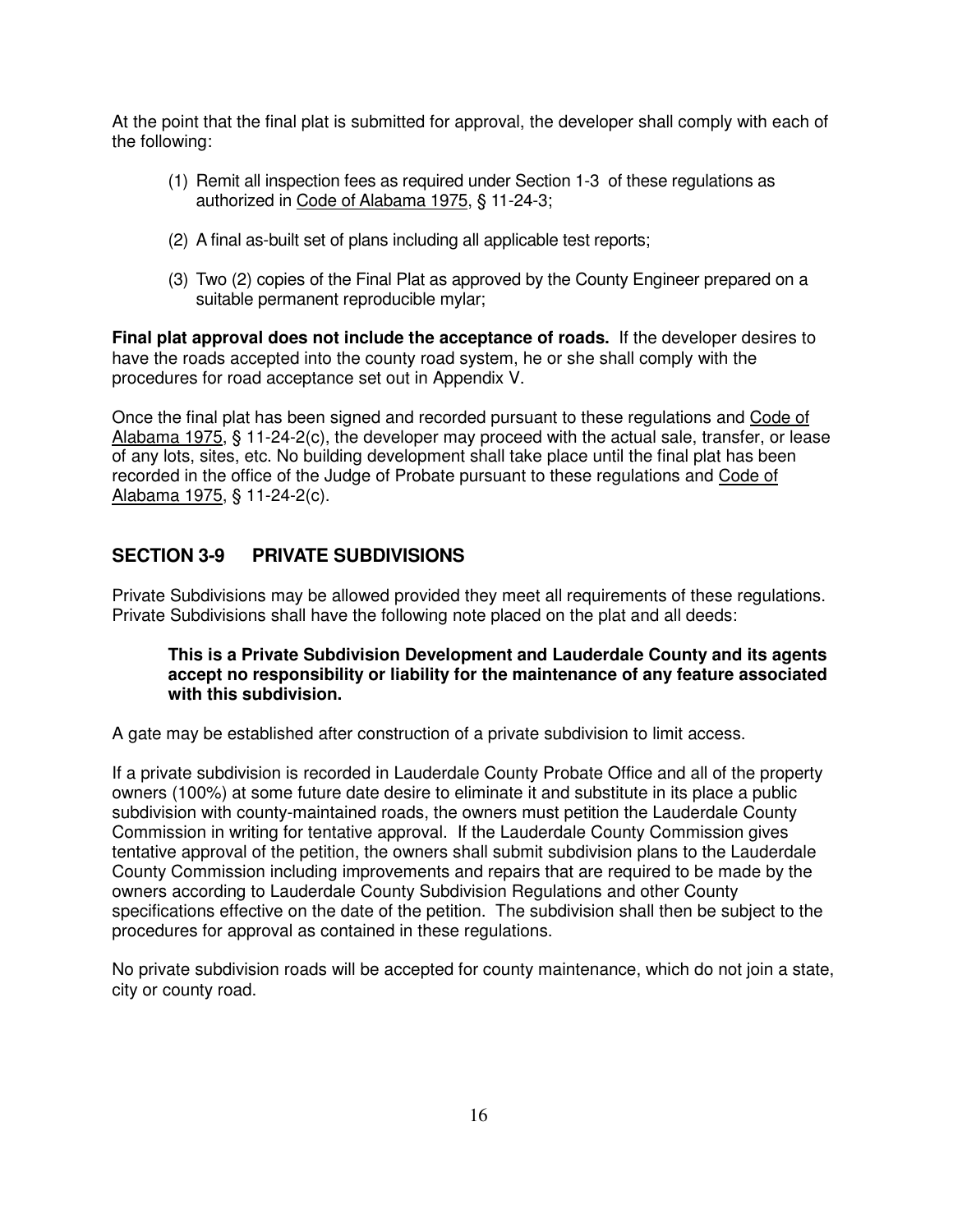At the point that the final plat is submitted for approval, the developer shall comply with each of the following:

(1) Remit all inspection fees as required under Section 1-3 of these regulations as authorized in Code of Alabama 1975, § 11-24-3;

(2) A final as-built set of plans including all applicable test reports;

(3) Two (2) copies of the Final Plat as approved by the County Engineer prepared on a suitable permanent reproducible mylar;

**Final plat approval does not include the acceptance of roads.** If the developer desires to have the roads accepted into the county road system, he or she shall comply with the procedures for road acceptance set out in Appendix V.

Once the final plat has been signed and recorded pursuant to these regulations and Code of Alabama 1975, § 11-24-2(c), the developer may proceed with the actual sale, transfer, or lease of any lots, sites, etc. No building development shall take place until the final plat has been recorded in the office of the Judge of Probate pursuant to these regulations and Code of Alabama 1975, § 11-24-2(c).

## SECTION 3-9 PRIVATE SUBDIVISIONS

Private Subdivisions may be allowed provided they meet all requirements of these regulations. Private Subdivisions shall have the following note placed on the plat and all deeds:

> **This is a Private Subdivision Development and Lauderdale County and its agents accept no responsibility or liability for the maintenance of any feature associated with this subdivision.**

A gate may be established after construction of a private subdivision to limit access.

If a private subdivision is recorded in Lauderdale County Probate Office and all of the property owners (100%) at some future date desire to eliminate it and substitute in its place a public subdivision with county-maintained roads, the owners must petition the Lauderdale County Commission in writing for tentative approval. If the Lauderdale County Commission gives tentative approval of the petition, the owners shall submit subdivision plans to the Lauderdale County Commission including improvements and repairs that are required to be made by the owners according to Lauderdale County Subdivision Regulations and other County specifications effective on the date of the petition. The subdivision shall then be subject to the procedures for approval as contained in these regulations.

No private subdivision roads will be accepted for county maintenance, which do not join a state, city or county road.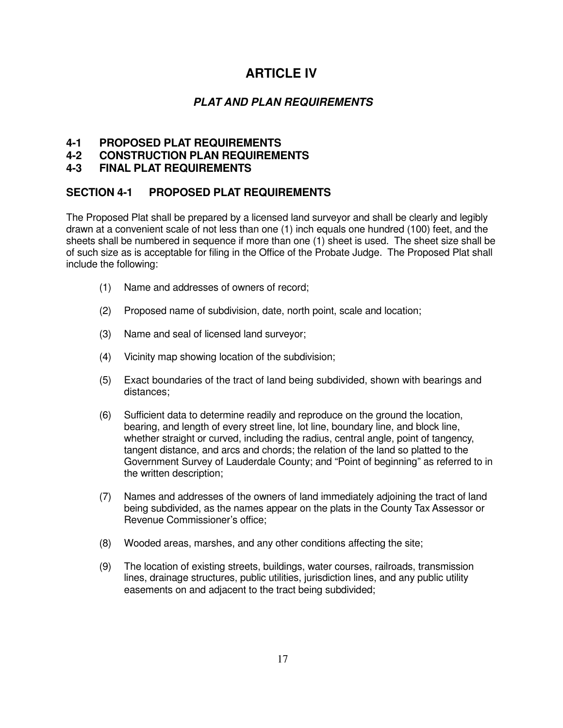# ARTICLE IV

## *PLAT AND PLAN REQUIREMENTS*

**4-1 PROPOSED PLAT REQUIREMENTS**
**4-2 CONSTRUCTION PLAN REQUIREMENTS**
**4-3 FINAL PLAT REQUIREMENTS**

## SECTION 4-1 PROPOSED PLAT REQUIREMENTS

The Proposed Plat shall be prepared by a licensed land surveyor and shall be clearly and legibly drawn at a convenient scale of not less than one (1) inch equals one hundred (100) feet, and the sheets shall be numbered in sequence if more than one (1) sheet is used. The sheet size shall be of such size as is acceptable for filing in the Office of the Probate Judge. The Proposed Plat shall include the following:

(1) Name and addresses of owners of record;

(2) Proposed name of subdivision, date, north point, scale and location;

(3) Name and seal of licensed land surveyor;

(4) Vicinity map showing location of the subdivision;

(5) Exact boundaries of the tract of land being subdivided, shown with bearings and distances;

(6) Sufficient data to determine readily and reproduce on the ground the location, bearing, and length of every street line, lot line, boundary line, and block line, whether straight or curved, including the radius, central angle, point of tangency, tangent distance, and arcs and chords; the relation of the land so platted to the Government Survey of Lauderdale County; and "Point of beginning" as referred to in the written description;

(7) Names and addresses of the owners of land immediately adjoining the tract of land being subdivided, as the names appear on the plats in the County Tax Assessor or Revenue Commissioner's office;

(8) Wooded areas, marshes, and any other conditions affecting the site;

(9) The location of existing streets, buildings, water courses, railroads, transmission lines, drainage structures, public utilities, jurisdiction lines, and any public utility easements on and adjacent to the tract being subdivided;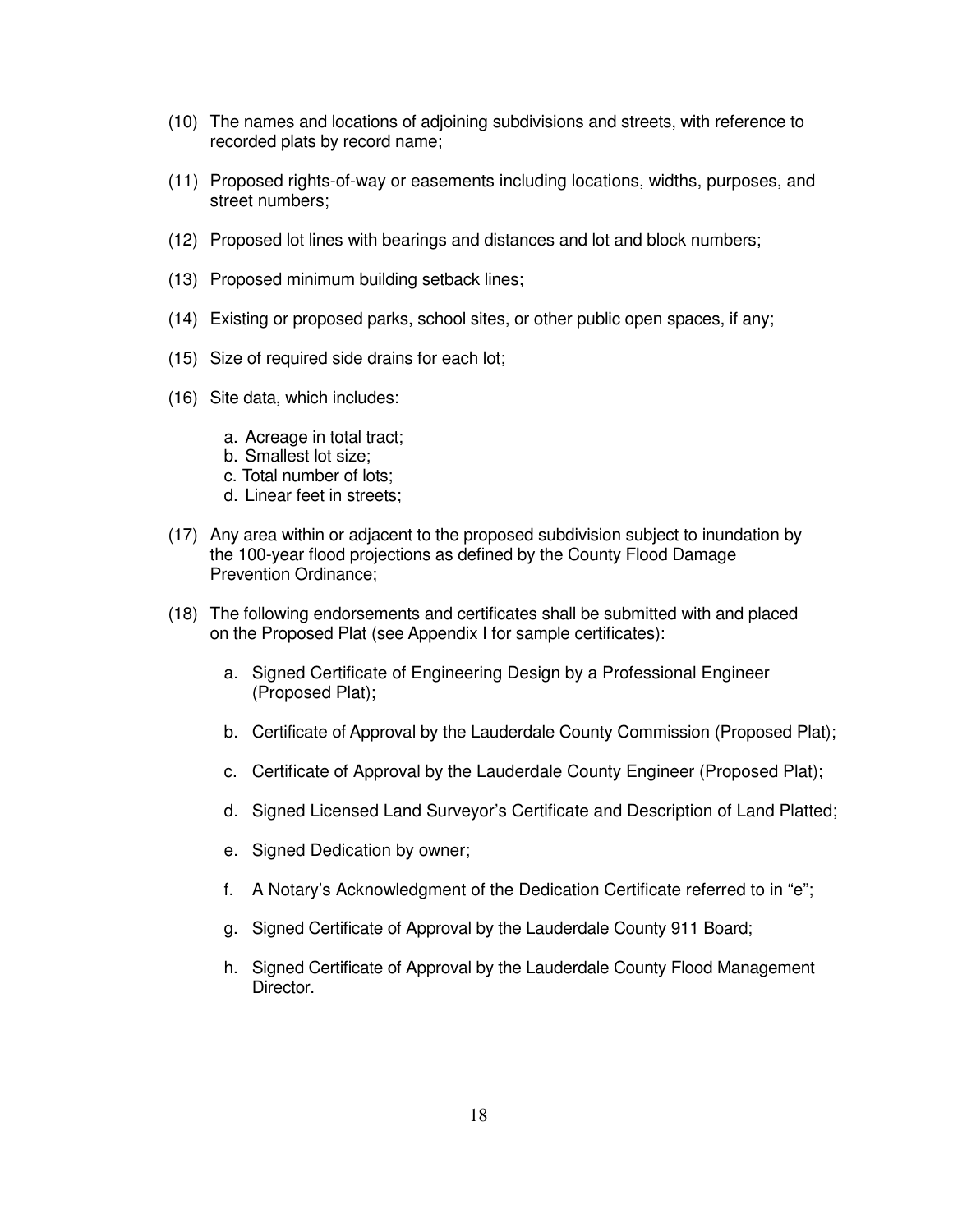(10) The names and locations of adjoining subdivisions and streets, with reference to recorded plats by record name;

(11) Proposed rights-of-way or easements including locations, widths, purposes, and street numbers;

(12) Proposed lot lines with bearings and distances and lot and block numbers;

(13) Proposed minimum building setback lines;

(14) Existing or proposed parks, school sites, or other public open spaces, if any;

(15) Size of required side drains for each lot;

(16) Site data, which includes:

   a. Acreage in total tract;
   b. Smallest lot size;
   c. Total number of lots;
   d. Linear feet in streets;

(17) Any area within or adjacent to the proposed subdivision subject to inundation by the 100-year flood projections as defined by the County Flood Damage Prevention Ordinance;

(18) The following endorsements and certificates shall be submitted with and placed on the Proposed Plat (see Appendix I for sample certificates):

   a. Signed Certificate of Engineering Design by a Professional Engineer (Proposed Plat);

   b. Certificate of Approval by the Lauderdale County Commission (Proposed Plat);

   c. Certificate of Approval by the Lauderdale County Engineer (Proposed Plat);

   d. Signed Licensed Land Surveyor's Certificate and Description of Land Platted;

   e. Signed Dedication by owner;

   f. A Notary's Acknowledgment of the Dedication Certificate referred to in "e";

   g. Signed Certificate of Approval by the Lauderdale County 911 Board;

   h. Signed Certificate of Approval by the Lauderdale County Flood Management Director.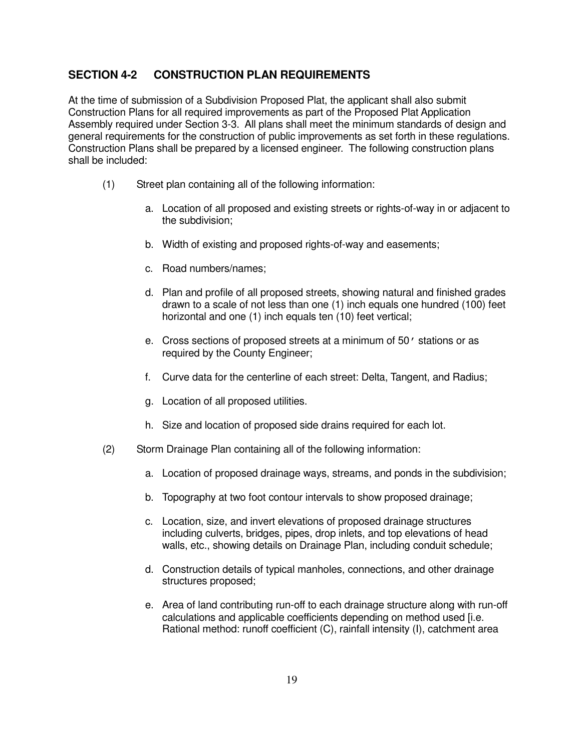## SECTION 4-2 CONSTRUCTION PLAN REQUIREMENTS

At the time of submission of a Subdivision Proposed Plat, the applicant shall also submit Construction Plans for all required improvements as part of the Proposed Plat Application Assembly required under Section 3-3. All plans shall meet the minimum standards of design and general requirements for the construction of public improvements as set forth in these regulations. Construction Plans shall be prepared by a licensed engineer. The following construction plans shall be included:

(1) Street plan containing all of the following information:

a. Location of all proposed and existing streets or rights-of-way in or adjacent to the subdivision;

b. Width of existing and proposed rights-of-way and easements;

c. Road numbers/names;

d. Plan and profile of all proposed streets, showing natural and finished grades drawn to a scale of not less than one (1) inch equals one hundred (100) feet horizontal and one (1) inch equals ten (10) feet vertical;

e. Cross sections of proposed streets at a minimum of 50' stations or as required by the County Engineer;

f. Curve data for the centerline of each street: Delta, Tangent, and Radius;

g. Location of all proposed utilities.

h. Size and location of proposed side drains required for each lot.

(2) Storm Drainage Plan containing all of the following information:

a. Location of proposed drainage ways, streams, and ponds in the subdivision;

b. Topography at two foot contour intervals to show proposed drainage;

c. Location, size, and invert elevations of proposed drainage structures including culverts, bridges, pipes, drop inlets, and top elevations of head walls, etc., showing details on Drainage Plan, including conduit schedule;

d. Construction details of typical manholes, connections, and other drainage structures proposed;

e. Area of land contributing run-off to each drainage structure along with run-off calculations and applicable coefficients depending on method used [i.e. Rational method: runoff coefficient (C), rainfall intensity (I), catchment area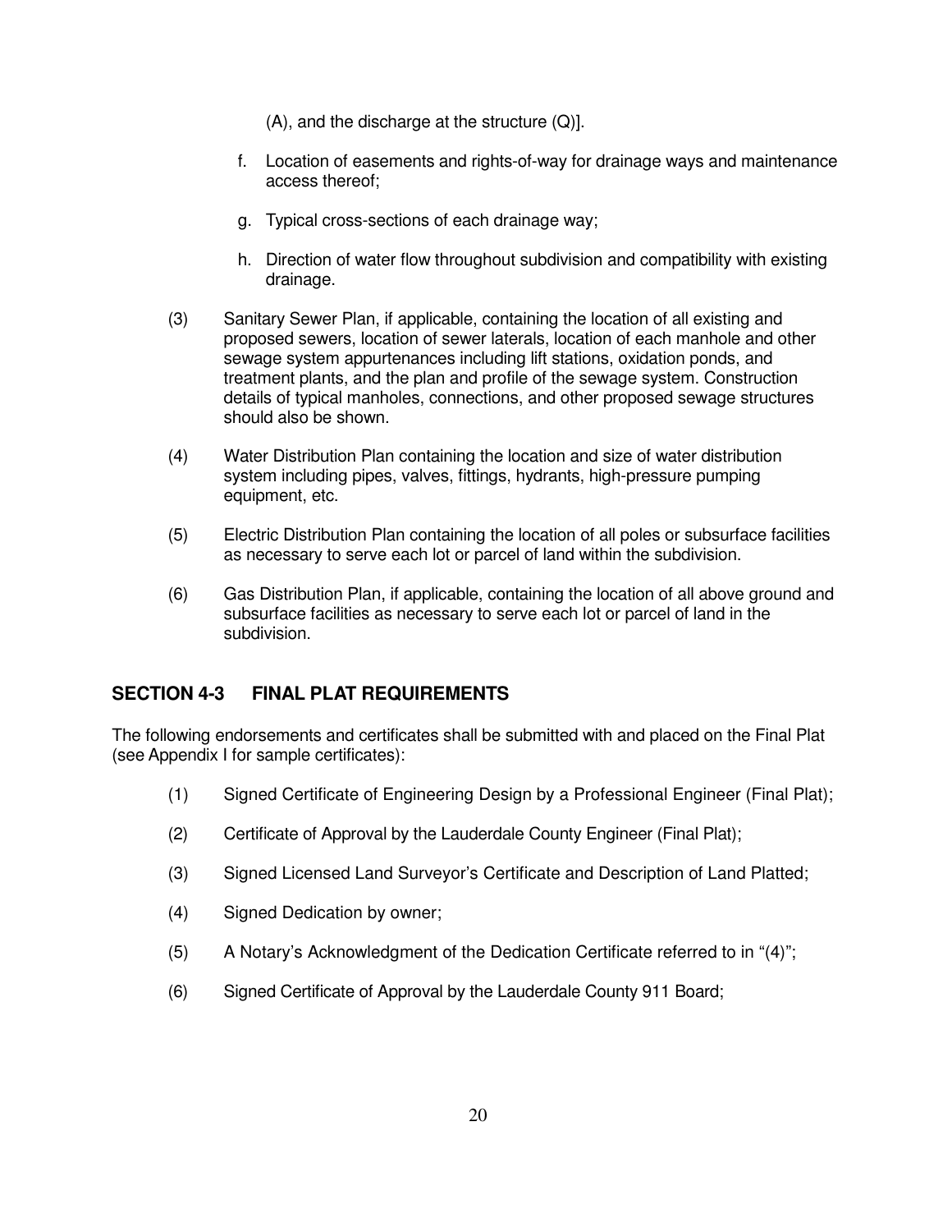(A), and the discharge at the structure (Q)].

f. Location of easements and rights-of-way for drainage ways and maintenance access thereof;

g. Typical cross-sections of each drainage way;

h. Direction of water flow throughout subdivision and compatibility with existing drainage.

(3) Sanitary Sewer Plan, if applicable, containing the location of all existing and proposed sewers, location of sewer laterals, location of each manhole and other sewage system appurtenances including lift stations, oxidation ponds, and treatment plants, and the plan and profile of the sewage system. Construction details of typical manholes, connections, and other proposed sewage structures should also be shown.

(4) Water Distribution Plan containing the location and size of water distribution system including pipes, valves, fittings, hydrants, high-pressure pumping equipment, etc.

(5) Electric Distribution Plan containing the location of all poles or subsurface facilities as necessary to serve each lot or parcel of land within the subdivision.

(6) Gas Distribution Plan, if applicable, containing the location of all above ground and subsurface facilities as necessary to serve each lot or parcel of land in the subdivision.

## SECTION 4-3 FINAL PLAT REQUIREMENTS

The following endorsements and certificates shall be submitted with and placed on the Final Plat (see Appendix I for sample certificates):

(1) Signed Certificate of Engineering Design by a Professional Engineer (Final Plat);

(2) Certificate of Approval by the Lauderdale County Engineer (Final Plat);

(3) Signed Licensed Land Surveyor's Certificate and Description of Land Platted;

(4) Signed Dedication by owner;

(5) A Notary's Acknowledgment of the Dedication Certificate referred to in "(4)";

(6) Signed Certificate of Approval by the Lauderdale County 911 Board;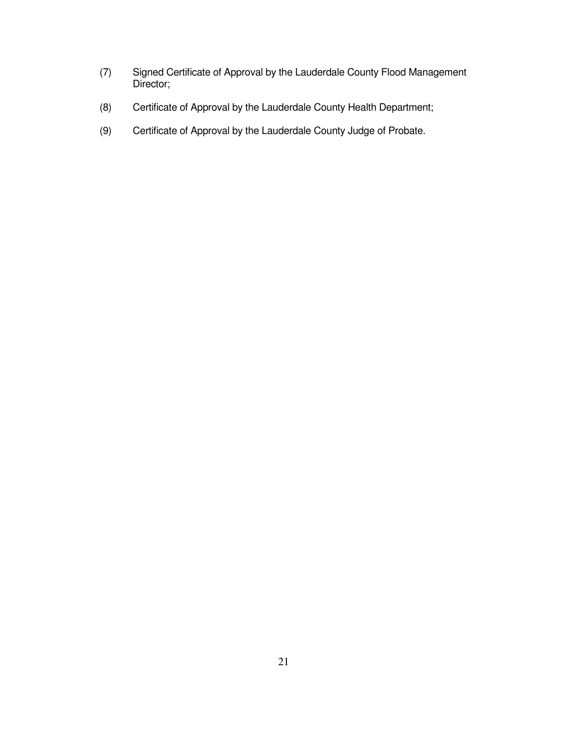(7) Signed Certificate of Approval by the Lauderdale County Flood Management Director;

(8) Certificate of Approval by the Lauderdale County Health Department;

(9) Certificate of Approval by the Lauderdale County Judge of Probate.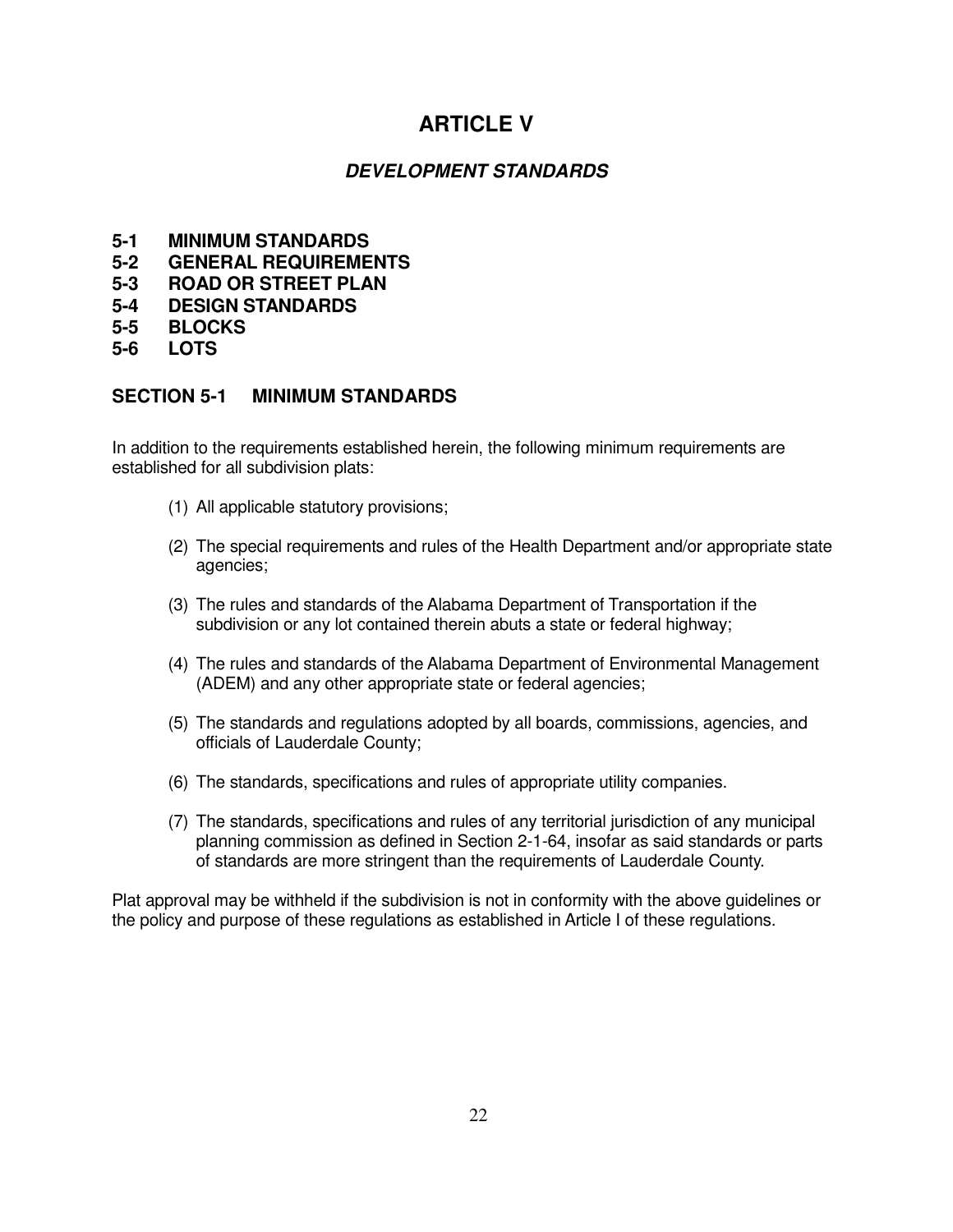# ARTICLE V

## *DEVELOPMENT STANDARDS*

**5-1 MINIMUM STANDARDS**
**5-2 GENERAL REQUIREMENTS**
**5-3 ROAD OR STREET PLAN**
**5-4 DESIGN STANDARDS**
**5-5 BLOCKS**
**5-6 LOTS**

### SECTION 5-1 MINIMUM STANDARDS

In addition to the requirements established herein, the following minimum requirements are established for all subdivision plats:

(1) All applicable statutory provisions;

(2) The special requirements and rules of the Health Department and/or appropriate state agencies;

(3) The rules and standards of the Alabama Department of Transportation if the subdivision or any lot contained therein abuts a state or federal highway;

(4) The rules and standards of the Alabama Department of Environmental Management (ADEM) and any other appropriate state or federal agencies;

(5) The standards and regulations adopted by all boards, commissions, agencies, and officials of Lauderdale County;

(6) The standards, specifications and rules of appropriate utility companies.

(7) The standards, specifications and rules of any territorial jurisdiction of any municipal planning commission as defined in Section 2-1-64, insofar as said standards or parts of standards are more stringent than the requirements of Lauderdale County.

Plat approval may be withheld if the subdivision is not in conformity with the above guidelines or the policy and purpose of these regulations as established in Article I of these regulations.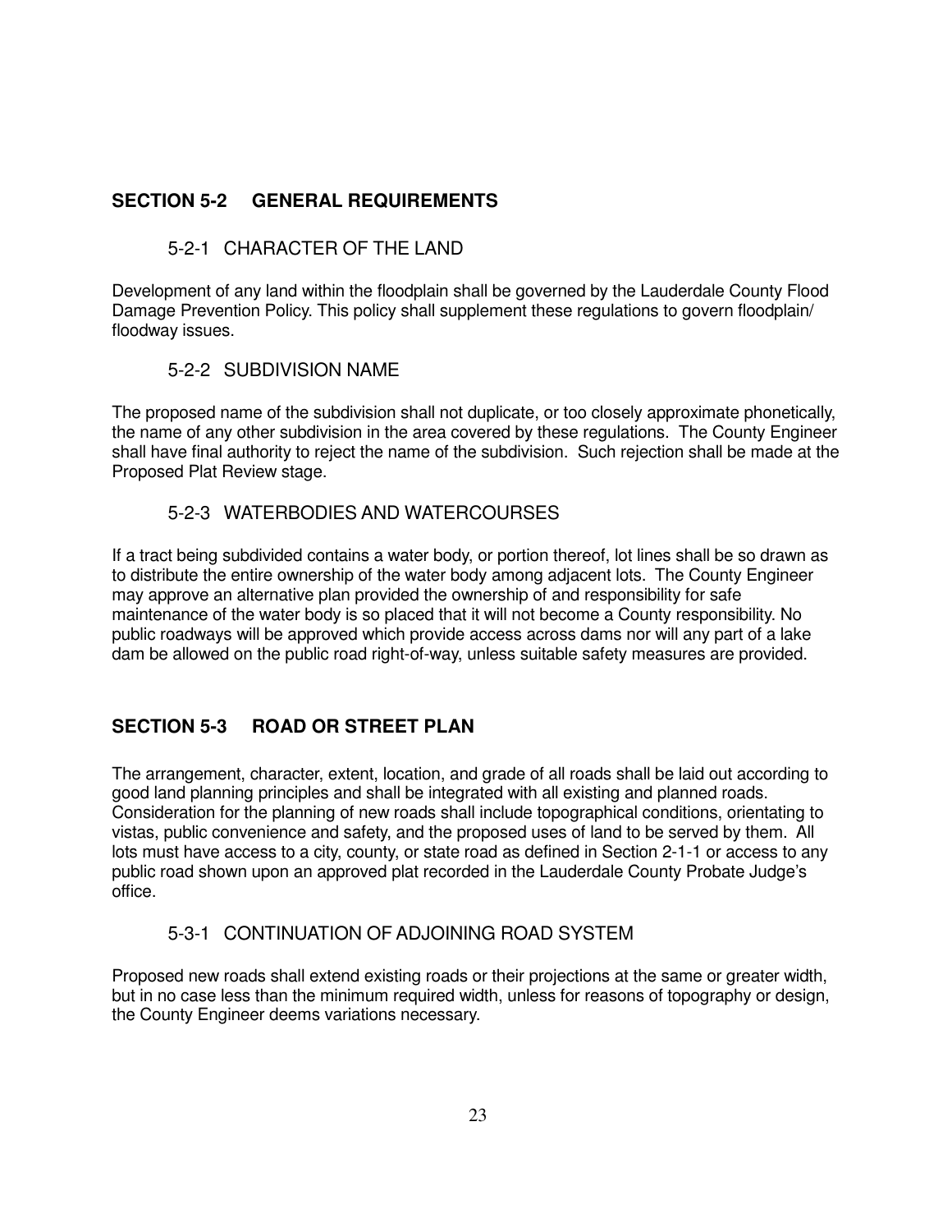## SECTION 5-2 GENERAL REQUIREMENTS

### 5-2-1 CHARACTER OF THE LAND

Development of any land within the floodplain shall be governed by the Lauderdale County Flood Damage Prevention Policy. This policy shall supplement these regulations to govern floodplain/ floodway issues.

### 5-2-2 SUBDIVISION NAME

The proposed name of the subdivision shall not duplicate, or too closely approximate phonetically, the name of any other subdivision in the area covered by these regulations. The County Engineer shall have final authority to reject the name of the subdivision. Such rejection shall be made at the Proposed Plat Review stage.

### 5-2-3 WATERBODIES AND WATERCOURSES

If a tract being subdivided contains a water body, or portion thereof, lot lines shall be so drawn as to distribute the entire ownership of the water body among adjacent lots. The County Engineer may approve an alternative plan provided the ownership of and responsibility for safe maintenance of the water body is so placed that it will not become a County responsibility. No public roadways will be approved which provide access across dams nor will any part of a lake dam be allowed on the public road right-of-way, unless suitable safety measures are provided.

## SECTION 5-3 ROAD OR STREET PLAN

The arrangement, character, extent, location, and grade of all roads shall be laid out according to good land planning principles and shall be integrated with all existing and planned roads. Consideration for the planning of new roads shall include topographical conditions, orientating to vistas, public convenience and safety, and the proposed uses of land to be served by them. All lots must have access to a city, county, or state road as defined in Section 2-1-1 or access to any public road shown upon an approved plat recorded in the Lauderdale County Probate Judge's office.

### 5-3-1 CONTINUATION OF ADJOINING ROAD SYSTEM

Proposed new roads shall extend existing roads or their projections at the same or greater width, but in no case less than the minimum required width, unless for reasons of topography or design, the County Engineer deems variations necessary.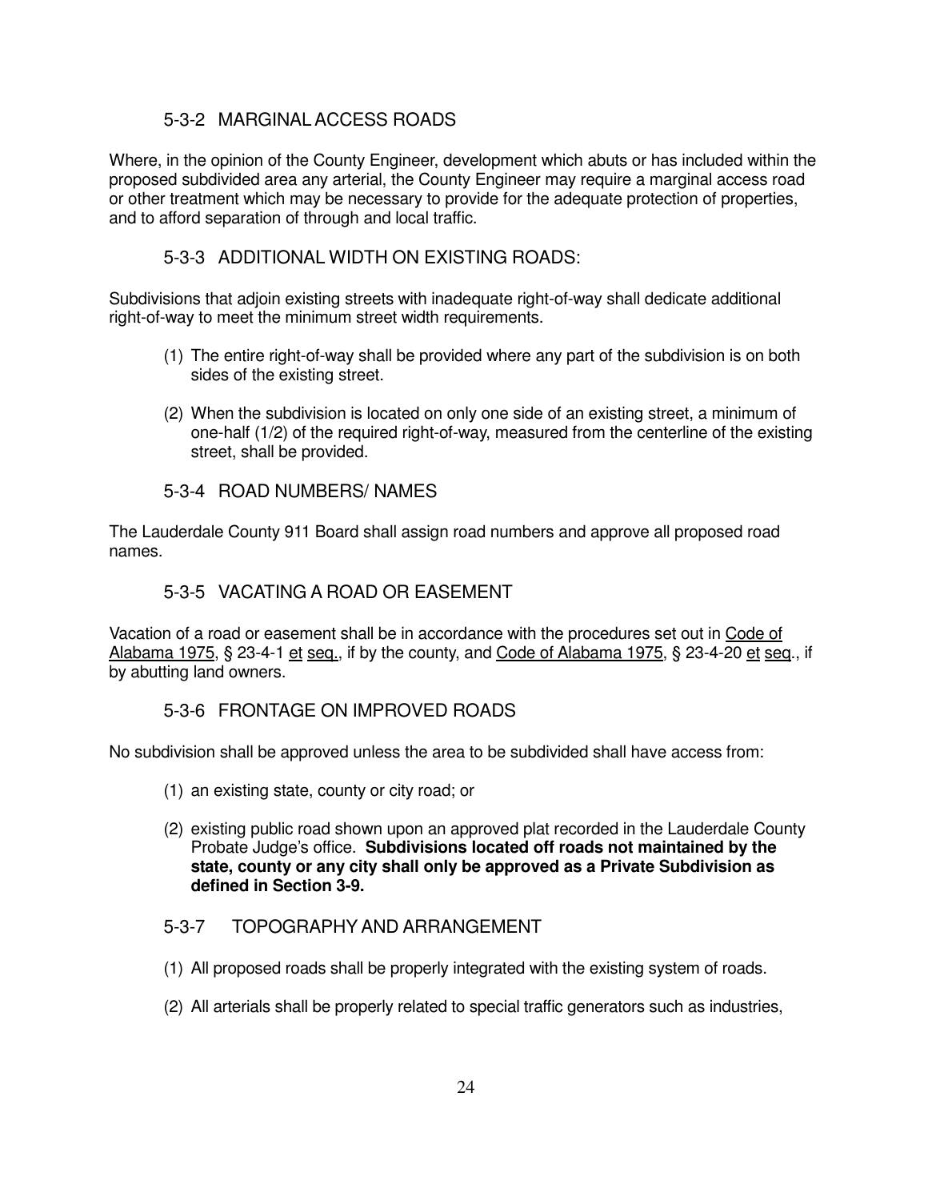### 5-3-2 MARGINAL ACCESS ROADS

Where, in the opinion of the County Engineer, development which abuts or has included within the proposed subdivided area any arterial, the County Engineer may require a marginal access road or other treatment which may be necessary to provide for the adequate protection of properties, and to afford separation of through and local traffic.

### 5-3-3 ADDITIONAL WIDTH ON EXISTING ROADS:

Subdivisions that adjoin existing streets with inadequate right-of-way shall dedicate additional right-of-way to meet the minimum street width requirements.

(1) The entire right-of-way shall be provided where any part of the subdivision is on both sides of the existing street.

(2) When the subdivision is located on only one side of an existing street, a minimum of one-half (1/2) of the required right-of-way, measured from the centerline of the existing street, shall be provided.

### 5-3-4 ROAD NUMBERS/ NAMES

The Lauderdale County 911 Board shall assign road numbers and approve all proposed road names.

### 5-3-5 VACATING A ROAD OR EASEMENT

Vacation of a road or easement shall be in accordance with the procedures set out in Code of Alabama 1975, § 23-4-1 et seq., if by the county, and Code of Alabama 1975, § 23-4-20 et seq., if by abutting land owners.

### 5-3-6 FRONTAGE ON IMPROVED ROADS

No subdivision shall be approved unless the area to be subdivided shall have access from:

(1) an existing state, county or city road; or

(2) existing public road shown upon an approved plat recorded in the Lauderdale County Probate Judge's office. **Subdivisions located off roads not maintained by the state, county or any city shall only be approved as a Private Subdivision as defined in Section 3-9.**

### 5-3-7 TOPOGRAPHY AND ARRANGEMENT

(1) All proposed roads shall be properly integrated with the existing system of roads.

(2) All arterials shall be properly related to special traffic generators such as industries,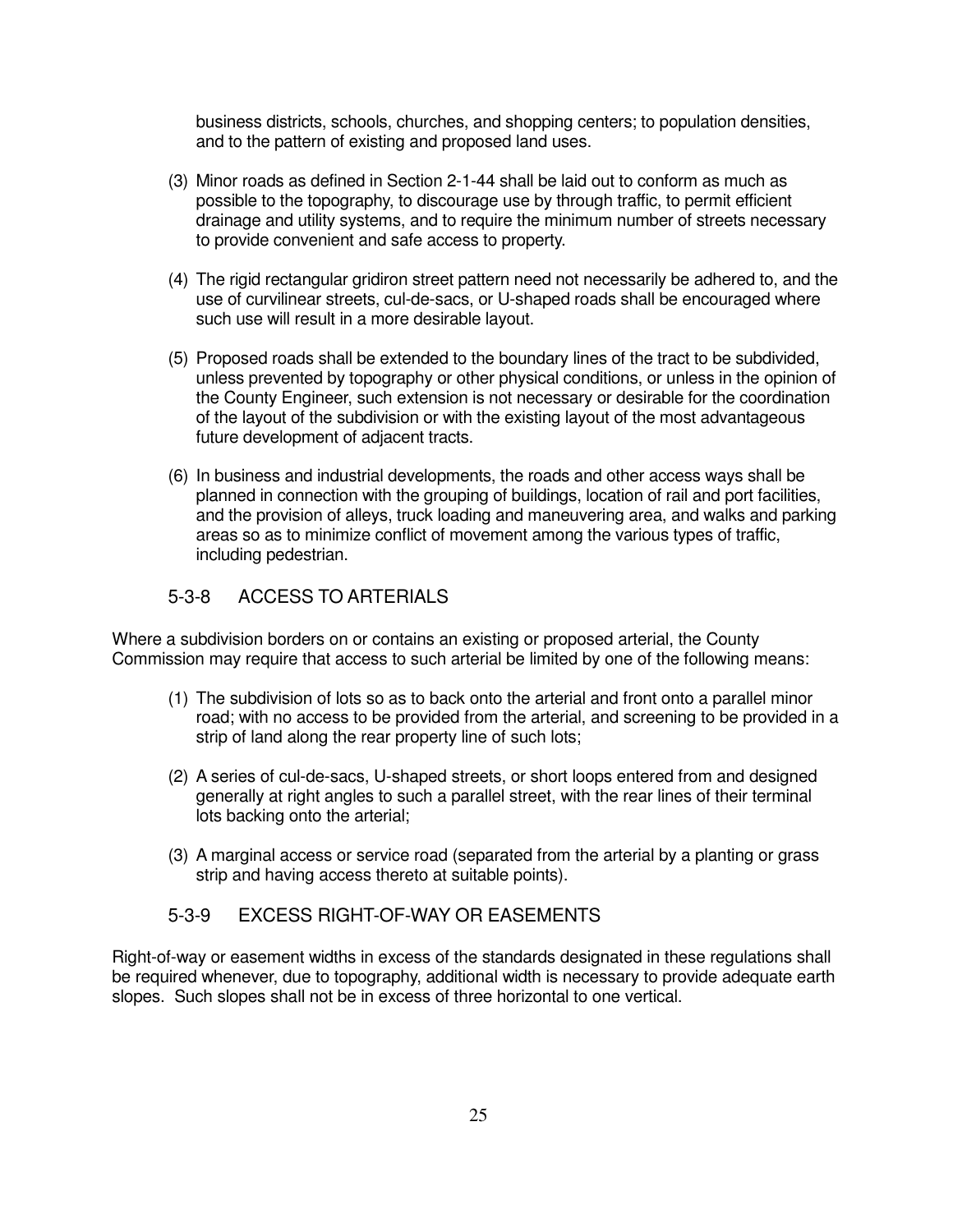business districts, schools, churches, and shopping centers; to population densities, and to the pattern of existing and proposed land uses.

(3) Minor roads as defined in Section 2-1-44 shall be laid out to conform as much as possible to the topography, to discourage use by through traffic, to permit efficient drainage and utility systems, and to require the minimum number of streets necessary to provide convenient and safe access to property.

(4) The rigid rectangular gridiron street pattern need not necessarily be adhered to, and the use of curvilinear streets, cul-de-sacs, or U-shaped roads shall be encouraged where such use will result in a more desirable layout.

(5) Proposed roads shall be extended to the boundary lines of the tract to be subdivided, unless prevented by topography or other physical conditions, or unless in the opinion of the County Engineer, such extension is not necessary or desirable for the coordination of the layout of the subdivision or with the existing layout of the most advantageous future development of adjacent tracts.

(6) In business and industrial developments, the roads and other access ways shall be planned in connection with the grouping of buildings, location of rail and port facilities, and the provision of alleys, truck loading and maneuvering area, and walks and parking areas so as to minimize conflict of movement among the various types of traffic, including pedestrian.

### 5-3-8 ACCESS TO ARTERIALS

Where a subdivision borders on or contains an existing or proposed arterial, the County Commission may require that access to such arterial be limited by one of the following means:

(1) The subdivision of lots so as to back onto the arterial and front onto a parallel minor road; with no access to be provided from the arterial, and screening to be provided in a strip of land along the rear property line of such lots;

(2) A series of cul-de-sacs, U-shaped streets, or short loops entered from and designed generally at right angles to such a parallel street, with the rear lines of their terminal lots backing onto the arterial;

(3) A marginal access or service road (separated from the arterial by a planting or grass strip and having access thereto at suitable points).

### 5-3-9 EXCESS RIGHT-OF-WAY OR EASEMENTS

Right-of-way or easement widths in excess of the standards designated in these regulations shall be required whenever, due to topography, additional width is necessary to provide adequate earth slopes. Such slopes shall not be in excess of three horizontal to one vertical.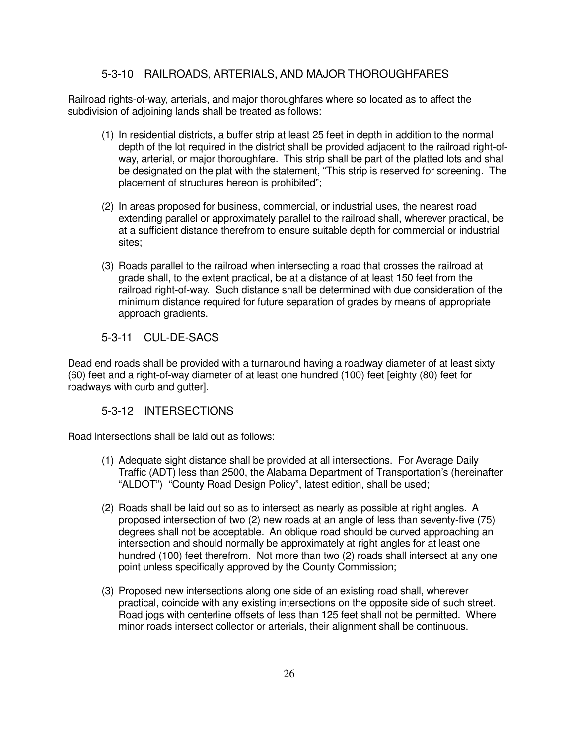### 5-3-10 RAILROADS, ARTERIALS, AND MAJOR THOROUGHFARES

Railroad rights-of-way, arterials, and major thoroughfares where so located as to affect the subdivision of adjoining lands shall be treated as follows:

(1) In residential districts, a buffer strip at least 25 feet in depth in addition to the normal depth of the lot required in the district shall be provided adjacent to the railroad right-of-way, arterial, or major thoroughfare. This strip shall be part of the platted lots and shall be designated on the plat with the statement, "This strip is reserved for screening. The placement of structures hereon is prohibited";

(2) In areas proposed for business, commercial, or industrial uses, the nearest road extending parallel or approximately parallel to the railroad shall, wherever practical, be at a sufficient distance therefrom to ensure suitable depth for commercial or industrial sites;

(3) Roads parallel to the railroad when intersecting a road that crosses the railroad at grade shall, to the extent practical, be at a distance of at least 150 feet from the railroad right-of-way. Such distance shall be determined with due consideration of the minimum distance required for future separation of grades by means of appropriate approach gradients.

### 5-3-11 CUL-DE-SACS

Dead end roads shall be provided with a turnaround having a roadway diameter of at least sixty (60) feet and a right-of-way diameter of at least one hundred (100) feet [eighty (80) feet for roadways with curb and gutter].

### 5-3-12 INTERSECTIONS

Road intersections shall be laid out as follows:

(1) Adequate sight distance shall be provided at all intersections. For Average Daily Traffic (ADT) less than 2500, the Alabama Department of Transportation's (hereinafter "ALDOT") "County Road Design Policy", latest edition, shall be used;

(2) Roads shall be laid out so as to intersect as nearly as possible at right angles. A proposed intersection of two (2) new roads at an angle of less than seventy-five (75) degrees shall not be acceptable. An oblique road should be curved approaching an intersection and should normally be approximately at right angles for at least one hundred (100) feet therefrom. Not more than two (2) roads shall intersect at any one point unless specifically approved by the County Commission;

(3) Proposed new intersections along one side of an existing road shall, wherever practical, coincide with any existing intersections on the opposite side of such street. Road jogs with centerline offsets of less than 125 feet shall not be permitted. Where minor roads intersect collector or arterials, their alignment shall be continuous.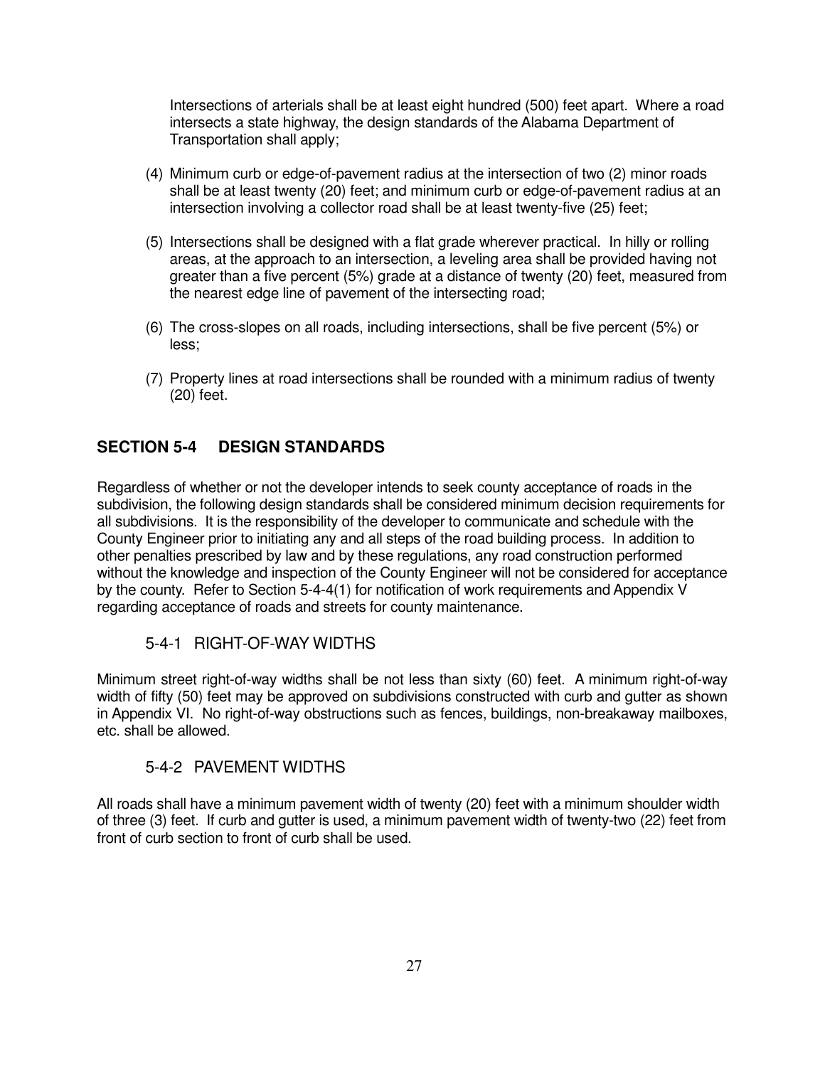Intersections of arterials shall be at least eight hundred (500) feet apart. Where a road intersects a state highway, the design standards of the Alabama Department of Transportation shall apply;

(4) Minimum curb or edge-of-pavement radius at the intersection of two (2) minor roads shall be at least twenty (20) feet; and minimum curb or edge-of-pavement radius at an intersection involving a collector road shall be at least twenty-five (25) feet;

(5) Intersections shall be designed with a flat grade wherever practical. In hilly or rolling areas, at the approach to an intersection, a leveling area shall be provided having not greater than a five percent (5%) grade at a distance of twenty (20) feet, measured from the nearest edge line of pavement of the intersecting road;

(6) The cross-slopes on all roads, including intersections, shall be five percent (5%) or less;

(7) Property lines at road intersections shall be rounded with a minimum radius of twenty (20) feet.

## SECTION 5-4 DESIGN STANDARDS

Regardless of whether or not the developer intends to seek county acceptance of roads in the subdivision, the following design standards shall be considered minimum decision requirements for all subdivisions. It is the responsibility of the developer to communicate and schedule with the County Engineer prior to initiating any and all steps of the road building process. In addition to other penalties prescribed by law and by these regulations, any road construction performed without the knowledge and inspection of the County Engineer will not be considered for acceptance by the county. Refer to Section 5-4-4(1) for notification of work requirements and Appendix V regarding acceptance of roads and streets for county maintenance.

### 5-4-1 RIGHT-OF-WAY WIDTHS

Minimum street right-of-way widths shall be not less than sixty (60) feet. A minimum right-of-way width of fifty (50) feet may be approved on subdivisions constructed with curb and gutter as shown in Appendix VI. No right-of-way obstructions such as fences, buildings, non-breakaway mailboxes, etc. shall be allowed.

### 5-4-2 PAVEMENT WIDTHS

All roads shall have a minimum pavement width of twenty (20) feet with a minimum shoulder width of three (3) feet. If curb and gutter is used, a minimum pavement width of twenty-two (22) feet from front of curb section to front of curb shall be used.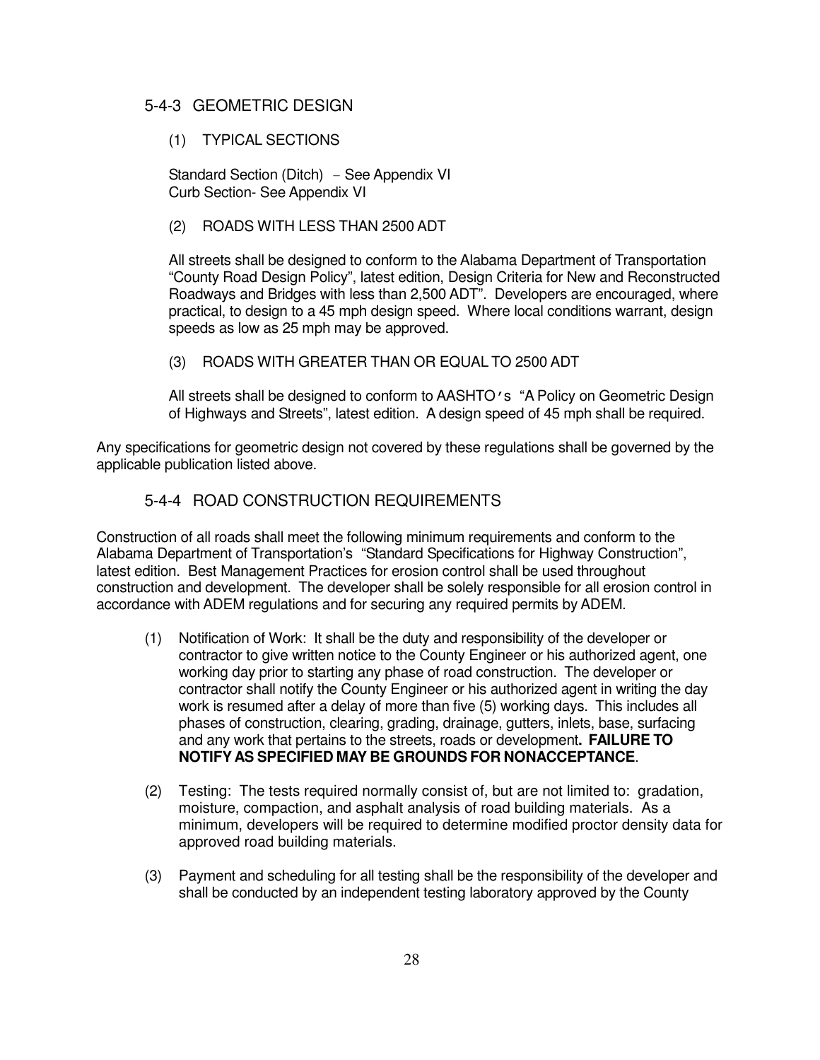## 5-4-3 GEOMETRIC DESIGN

### (1) TYPICAL SECTIONS

Standard Section (Ditch) – See Appendix VI
Curb Section- See Appendix VI

### (2) ROADS WITH LESS THAN 2500 ADT

All streets shall be designed to conform to the Alabama Department of Transportation "County Road Design Policy", latest edition, Design Criteria for New and Reconstructed Roadways and Bridges with less than 2,500 ADT". Developers are encouraged, where practical, to design to a 45 mph design speed. Where local conditions warrant, design speeds as low as 25 mph may be approved.

### (3) ROADS WITH GREATER THAN OR EQUAL TO 2500 ADT

All streets shall be designed to conform to AASHTO's "A Policy on Geometric Design of Highways and Streets", latest edition. A design speed of 45 mph shall be required.

Any specifications for geometric design not covered by these regulations shall be governed by the applicable publication listed above.

## 5-4-4 ROAD CONSTRUCTION REQUIREMENTS

Construction of all roads shall meet the following minimum requirements and conform to the Alabama Department of Transportation's "Standard Specifications for Highway Construction", latest edition. Best Management Practices for erosion control shall be used throughout construction and development. The developer shall be solely responsible for all erosion control in accordance with ADEM regulations and for securing any required permits by ADEM.

(1) Notification of Work: It shall be the duty and responsibility of the developer or contractor to give written notice to the County Engineer or his authorized agent, one working day prior to starting any phase of road construction. The developer or contractor shall notify the County Engineer or his authorized agent in writing the day work is resumed after a delay of more than five (5) working days. This includes all phases of construction, clearing, grading, drainage, gutters, inlets, base, surfacing and any work that pertains to the streets, roads or development**. FAILURE TO NOTIFY AS SPECIFIED MAY BE GROUNDS FOR NONACCEPTANCE**.

(2) Testing: The tests required normally consist of, but are not limited to: gradation, moisture, compaction, and asphalt analysis of road building materials. As a minimum, developers will be required to determine modified proctor density data for approved road building materials.

(3) Payment and scheduling for all testing shall be the responsibility of the developer and shall be conducted by an independent testing laboratory approved by the County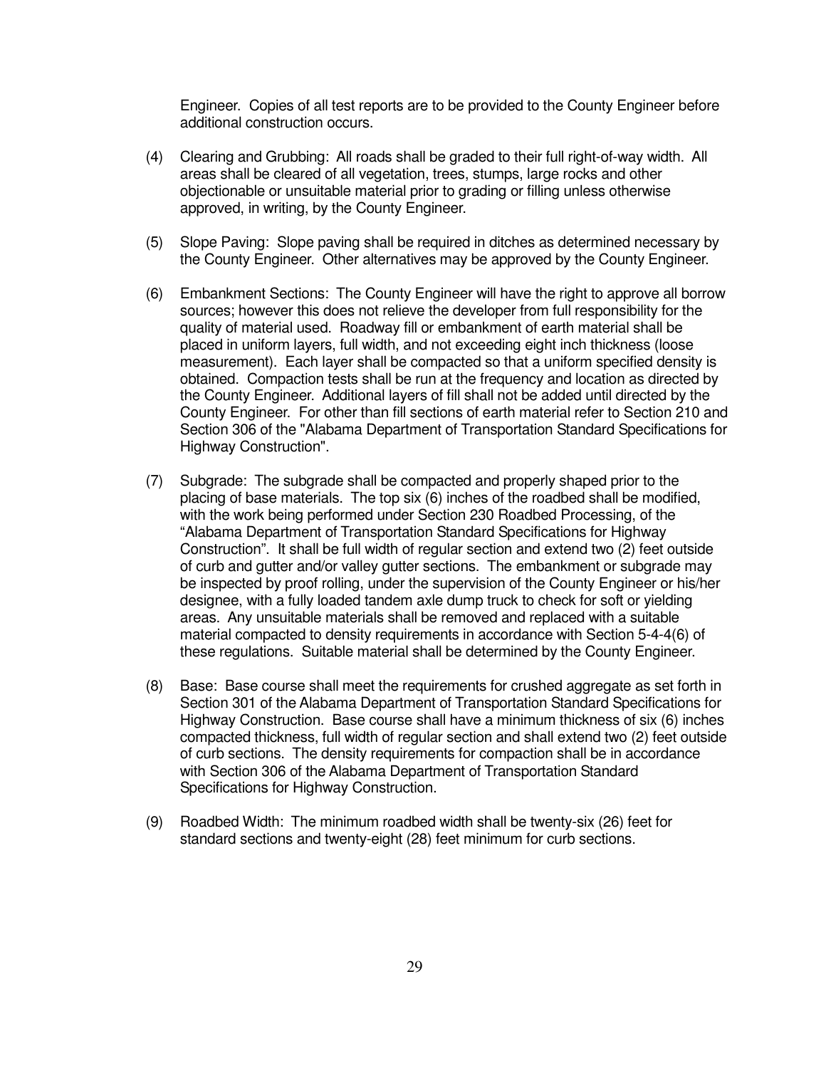Engineer. Copies of all test reports are to be provided to the County Engineer before additional construction occurs.

(4) Clearing and Grubbing: All roads shall be graded to their full right-of-way width. All areas shall be cleared of all vegetation, trees, stumps, large rocks and other objectionable or unsuitable material prior to grading or filling unless otherwise approved, in writing, by the County Engineer.

(5) Slope Paving: Slope paving shall be required in ditches as determined necessary by the County Engineer. Other alternatives may be approved by the County Engineer.

(6) Embankment Sections: The County Engineer will have the right to approve all borrow sources; however this does not relieve the developer from full responsibility for the quality of material used. Roadway fill or embankment of earth material shall be placed in uniform layers, full width, and not exceeding eight inch thickness (loose measurement). Each layer shall be compacted so that a uniform specified density is obtained. Compaction tests shall be run at the frequency and location as directed by the County Engineer. Additional layers of fill shall not be added until directed by the County Engineer. For other than fill sections of earth material refer to Section 210 and Section 306 of the "Alabama Department of Transportation Standard Specifications for Highway Construction".

(7) Subgrade: The subgrade shall be compacted and properly shaped prior to the placing of base materials. The top six (6) inches of the roadbed shall be modified, with the work being performed under Section 230 Roadbed Processing, of the "Alabama Department of Transportation Standard Specifications for Highway Construction". It shall be full width of regular section and extend two (2) feet outside of curb and gutter and/or valley gutter sections. The embankment or subgrade may be inspected by proof rolling, under the supervision of the County Engineer or his/her designee, with a fully loaded tandem axle dump truck to check for soft or yielding areas. Any unsuitable materials shall be removed and replaced with a suitable material compacted to density requirements in accordance with Section 5-4-4(6) of these regulations. Suitable material shall be determined by the County Engineer.

(8) Base: Base course shall meet the requirements for crushed aggregate as set forth in Section 301 of the Alabama Department of Transportation Standard Specifications for Highway Construction. Base course shall have a minimum thickness of six (6) inches compacted thickness, full width of regular section and shall extend two (2) feet outside of curb sections. The density requirements for compaction shall be in accordance with Section 306 of the Alabama Department of Transportation Standard Specifications for Highway Construction.

(9) Roadbed Width: The minimum roadbed width shall be twenty-six (26) feet for standard sections and twenty-eight (28) feet minimum for curb sections.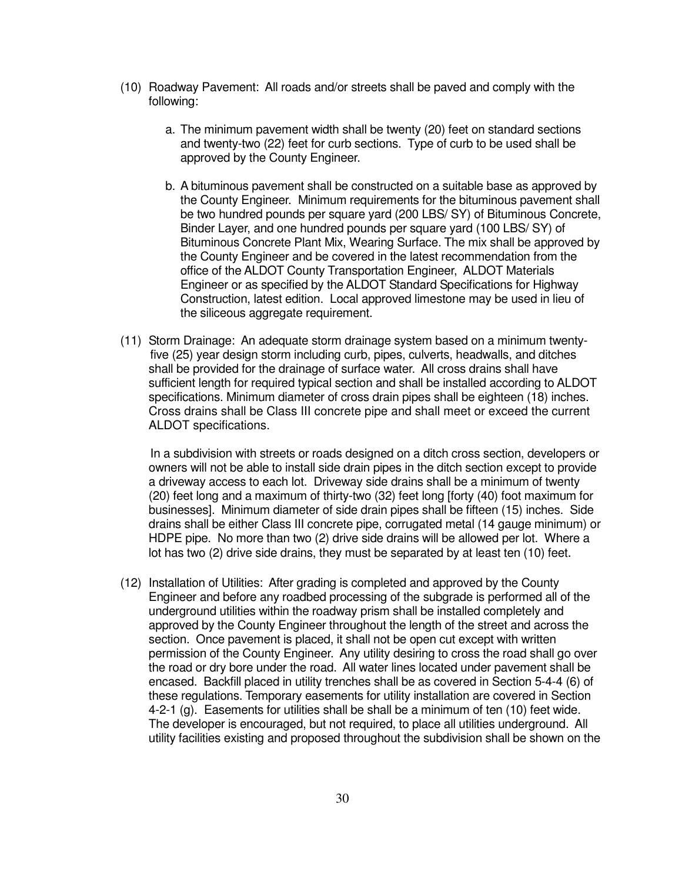(10) Roadway Pavement: All roads and/or streets shall be paved and comply with the following:

   a. The minimum pavement width shall be twenty (20) feet on standard sections and twenty-two (22) feet for curb sections. Type of curb to be used shall be approved by the County Engineer.

   b. A bituminous pavement shall be constructed on a suitable base as approved by the County Engineer. Minimum requirements for the bituminous pavement shall be two hundred pounds per square yard (200 LBS/ SY) of Bituminous Concrete, Binder Layer, and one hundred pounds per square yard (100 LBS/ SY) of Bituminous Concrete Plant Mix, Wearing Surface. The mix shall be approved by the County Engineer and be covered in the latest recommendation from the office of the ALDOT County Transportation Engineer, ALDOT Materials Engineer or as specified by the ALDOT Standard Specifications for Highway Construction, latest edition. Local approved limestone may be used in lieu of the siliceous aggregate requirement.

(11) Storm Drainage: An adequate storm drainage system based on a minimum twenty-five (25) year design storm including curb, pipes, culverts, headwalls, and ditches shall be provided for the drainage of surface water. All cross drains shall have sufficient length for required typical section and shall be installed according to ALDOT specifications. Minimum diameter of cross drain pipes shall be eighteen (18) inches. Cross drains shall be Class III concrete pipe and shall meet or exceed the current ALDOT specifications.

In a subdivision with streets or roads designed on a ditch cross section, developers or owners will not be able to install side drain pipes in the ditch section except to provide a driveway access to each lot. Driveway side drains shall be a minimum of twenty (20) feet long and a maximum of thirty-two (32) feet long [forty (40) foot maximum for businesses]. Minimum diameter of side drain pipes shall be fifteen (15) inches. Side drains shall be either Class III concrete pipe, corrugated metal (14 gauge minimum) or HDPE pipe. No more than two (2) drive side drains will be allowed per lot. Where a lot has two (2) drive side drains, they must be separated by at least ten (10) feet.

(12) Installation of Utilities: After grading is completed and approved by the County Engineer and before any roadbed processing of the subgrade is performed all of the underground utilities within the roadway prism shall be installed completely and approved by the County Engineer throughout the length of the street and across the section. Once pavement is placed, it shall not be open cut except with written permission of the County Engineer. Any utility desiring to cross the road shall go over the road or dry bore under the road. All water lines located under pavement shall be encased. Backfill placed in utility trenches shall be as covered in Section 5-4-4 (6) of these regulations. Temporary easements for utility installation are covered in Section 4-2-1 (g). Easements for utilities shall be shall be a minimum of ten (10) feet wide. The developer is encouraged, but not required, to place all utilities underground. All utility facilities existing and proposed throughout the subdivision shall be shown on the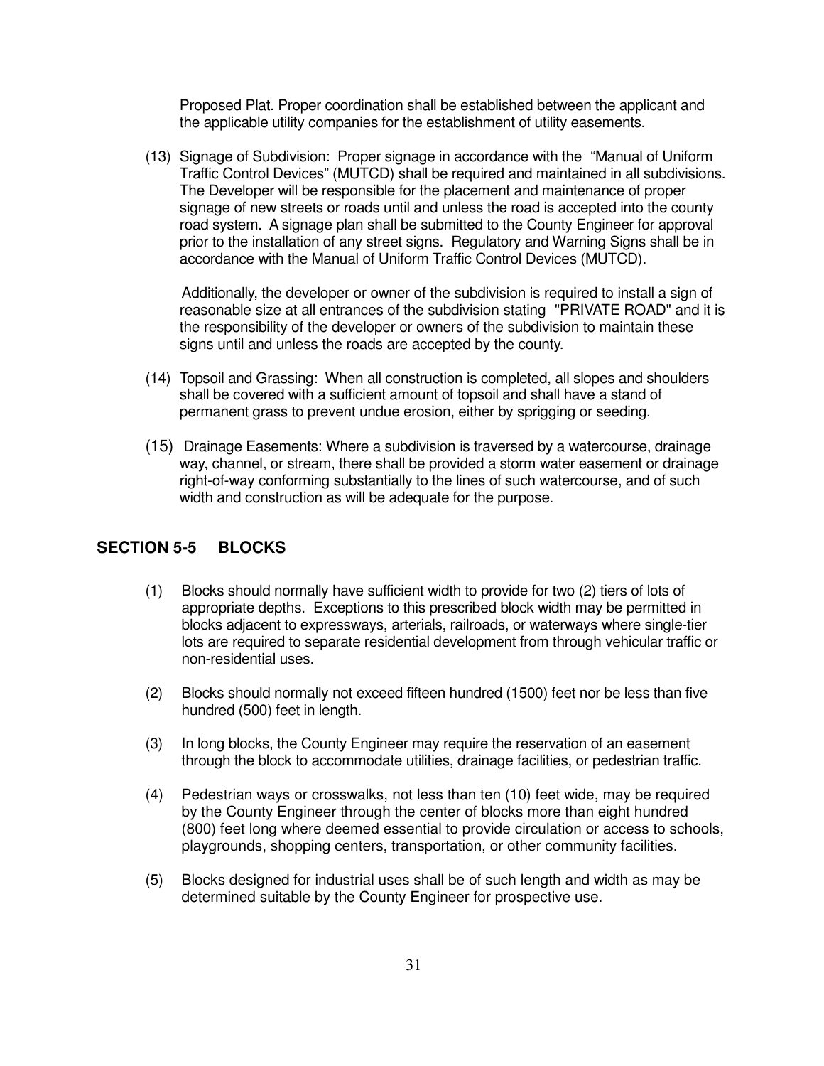Proposed Plat. Proper coordination shall be established between the applicant and the applicable utility companies for the establishment of utility easements.

(13) Signage of Subdivision: Proper signage in accordance with the "Manual of Uniform Traffic Control Devices" (MUTCD) shall be required and maintained in all subdivisions. The Developer will be responsible for the placement and maintenance of proper signage of new streets or roads until and unless the road is accepted into the county road system. A signage plan shall be submitted to the County Engineer for approval prior to the installation of any street signs. Regulatory and Warning Signs shall be in accordance with the Manual of Uniform Traffic Control Devices (MUTCD).

Additionally, the developer or owner of the subdivision is required to install a sign of reasonable size at all entrances of the subdivision stating "PRIVATE ROAD" and it is the responsibility of the developer or owners of the subdivision to maintain these signs until and unless the roads are accepted by the county.

(14) Topsoil and Grassing: When all construction is completed, all slopes and shoulders shall be covered with a sufficient amount of topsoil and shall have a stand of permanent grass to prevent undue erosion, either by sprigging or seeding.

(15) Drainage Easements: Where a subdivision is traversed by a watercourse, drainage way, channel, or stream, there shall be provided a storm water easement or drainage right-of-way conforming substantially to the lines of such watercourse, and of such width and construction as will be adequate for the purpose.

## SECTION 5-5 BLOCKS

(1) Blocks should normally have sufficient width to provide for two (2) tiers of lots of appropriate depths. Exceptions to this prescribed block width may be permitted in blocks adjacent to expressways, arterials, railroads, or waterways where single-tier lots are required to separate residential development from through vehicular traffic or non-residential uses.

(2) Blocks should normally not exceed fifteen hundred (1500) feet nor be less than five hundred (500) feet in length.

(3) In long blocks, the County Engineer may require the reservation of an easement through the block to accommodate utilities, drainage facilities, or pedestrian traffic.

(4) Pedestrian ways or crosswalks, not less than ten (10) feet wide, may be required by the County Engineer through the center of blocks more than eight hundred (800) feet long where deemed essential to provide circulation or access to schools, playgrounds, shopping centers, transportation, or other community facilities.

(5) Blocks designed for industrial uses shall be of such length and width as may be determined suitable by the County Engineer for prospective use.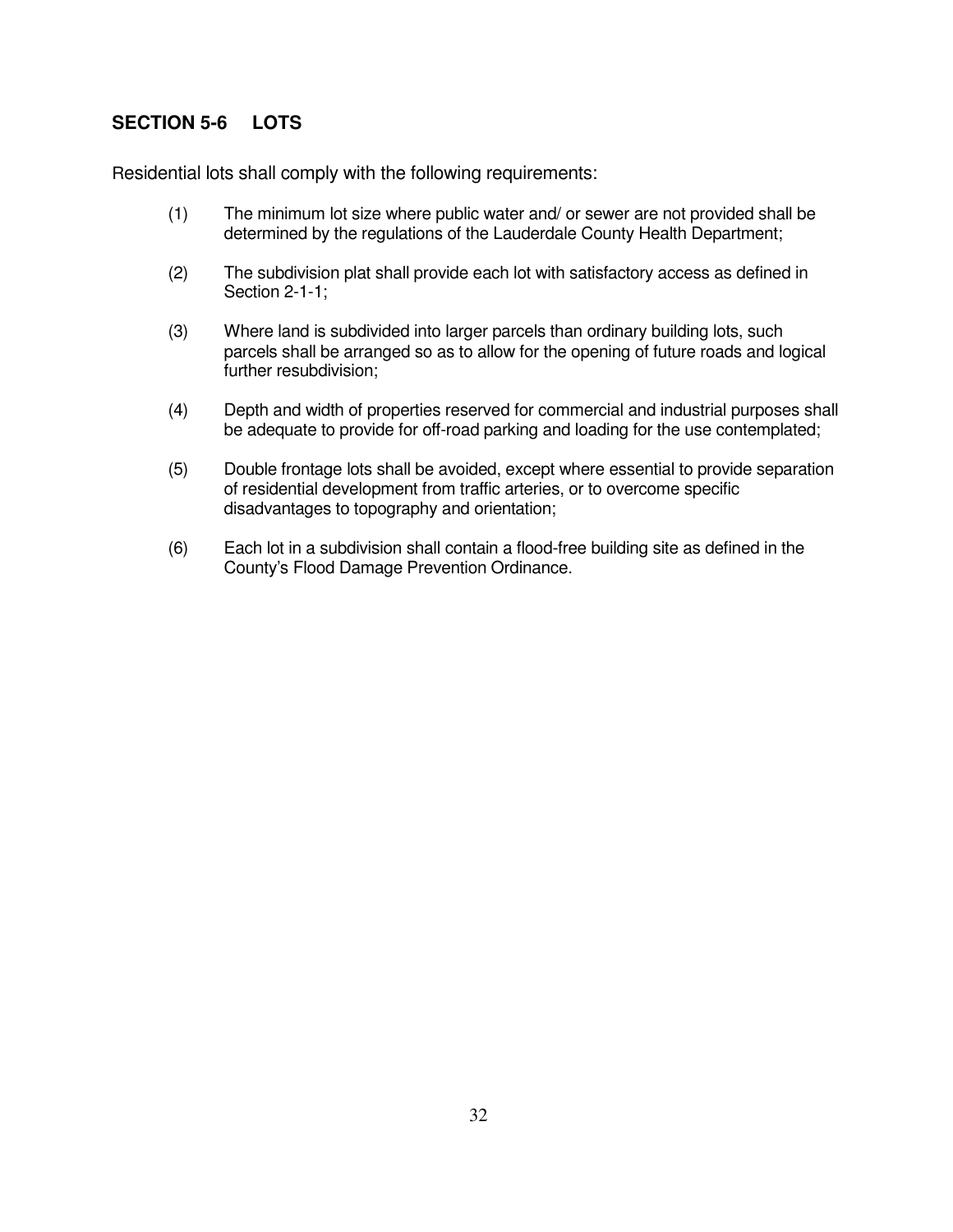## SECTION 5-6 LOTS

Residential lots shall comply with the following requirements:

(1) The minimum lot size where public water and/ or sewer are not provided shall be determined by the regulations of the Lauderdale County Health Department;

(2) The subdivision plat shall provide each lot with satisfactory access as defined in Section 2-1-1;

(3) Where land is subdivided into larger parcels than ordinary building lots, such parcels shall be arranged so as to allow for the opening of future roads and logical further resubdivision;

(4) Depth and width of properties reserved for commercial and industrial purposes shall be adequate to provide for off-road parking and loading for the use contemplated;

(5) Double frontage lots shall be avoided, except where essential to provide separation of residential development from traffic arteries, or to overcome specific disadvantages to topography and orientation;

(6) Each lot in a subdivision shall contain a flood-free building site as defined in the County's Flood Damage Prevention Ordinance.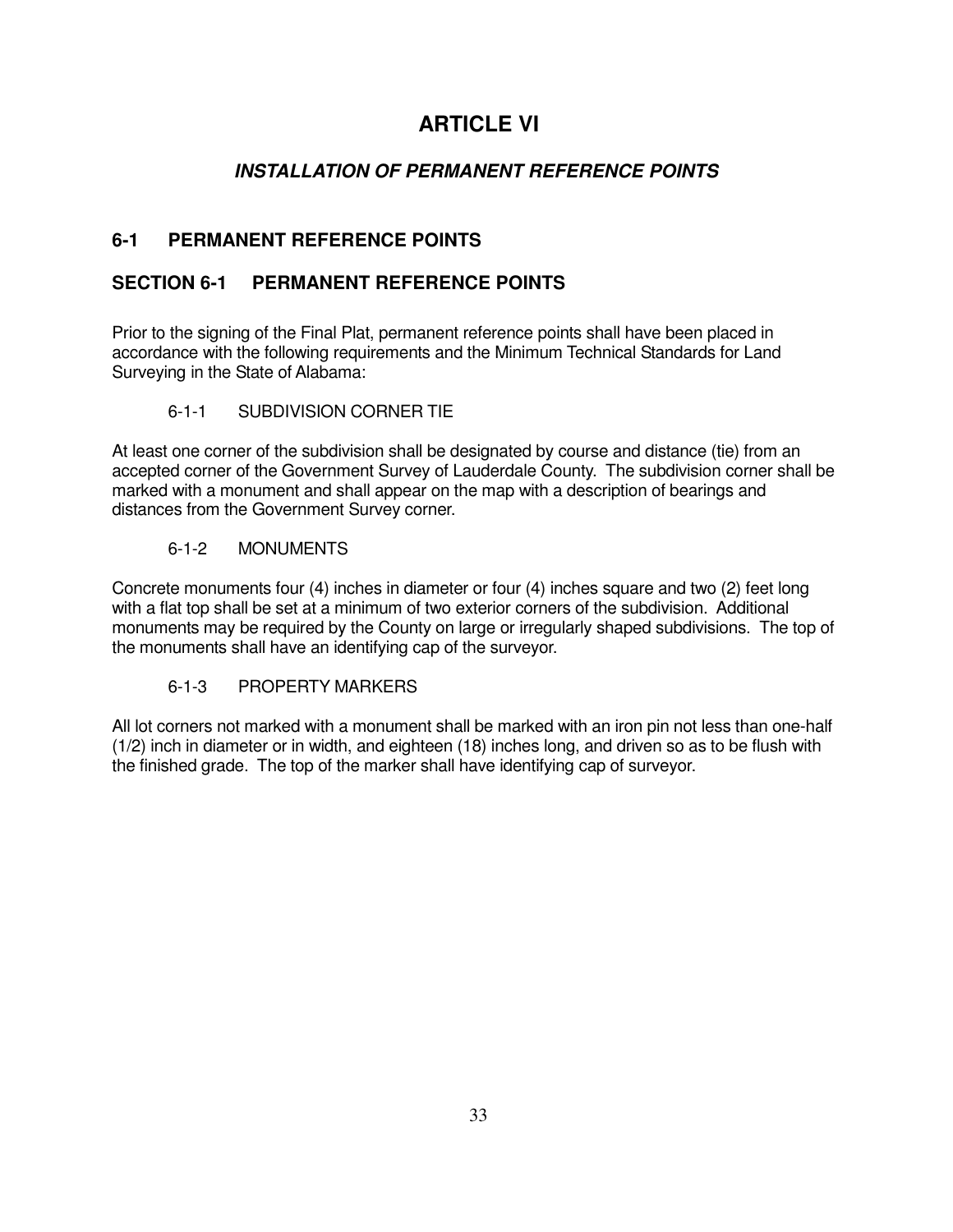# ARTICLE VI

## *INSTALLATION OF PERMANENT REFERENCE POINTS*

## 6-1 PERMANENT REFERENCE POINTS

## SECTION 6-1 PERMANENT REFERENCE POINTS

Prior to the signing of the Final Plat, permanent reference points shall have been placed in accordance with the following requirements and the Minimum Technical Standards for Land Surveying in the State of Alabama:

### 6-1-1 SUBDIVISION CORNER TIE

At least one corner of the subdivision shall be designated by course and distance (tie) from an accepted corner of the Government Survey of Lauderdale County. The subdivision corner shall be marked with a monument and shall appear on the map with a description of bearings and distances from the Government Survey corner.

### 6-1-2 MONUMENTS

Concrete monuments four (4) inches in diameter or four (4) inches square and two (2) feet long with a flat top shall be set at a minimum of two exterior corners of the subdivision. Additional monuments may be required by the County on large or irregularly shaped subdivisions. The top of the monuments shall have an identifying cap of the surveyor.

### 6-1-3 PROPERTY MARKERS

All lot corners not marked with a monument shall be marked with an iron pin not less than one-half (1/2) inch in diameter or in width, and eighteen (18) inches long, and driven so as to be flush with the finished grade. The top of the marker shall have identifying cap of surveyor.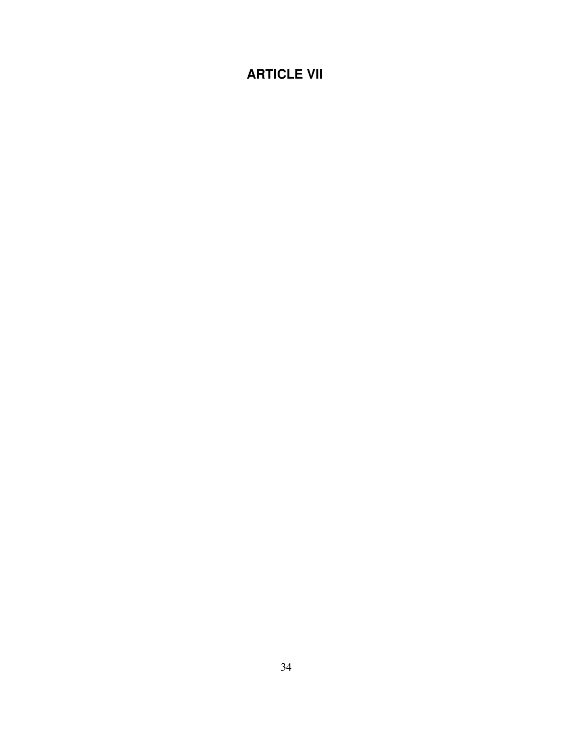# ARTICLE VII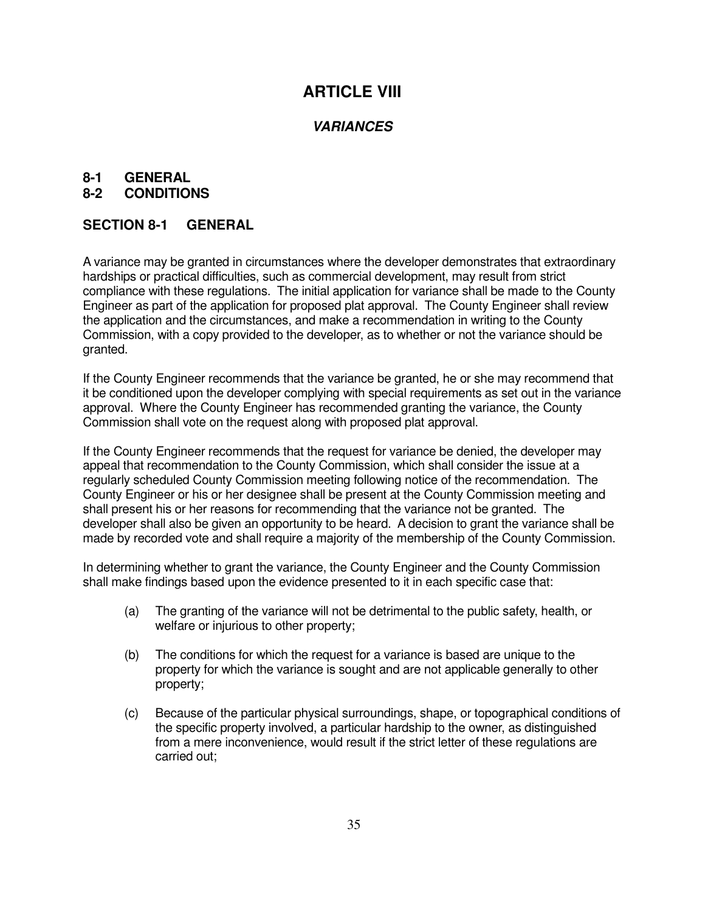# ARTICLE VIII

## *VARIANCES*

**8-1 GENERAL**
**8-2 CONDITIONS**

## SECTION 8-1 GENERAL

A variance may be granted in circumstances where the developer demonstrates that extraordinary hardships or practical difficulties, such as commercial development, may result from strict compliance with these regulations. The initial application for variance shall be made to the County Engineer as part of the application for proposed plat approval. The County Engineer shall review the application and the circumstances, and make a recommendation in writing to the County Commission, with a copy provided to the developer, as to whether or not the variance should be granted.

If the County Engineer recommends that the variance be granted, he or she may recommend that it be conditioned upon the developer complying with special requirements as set out in the variance approval. Where the County Engineer has recommended granting the variance, the County Commission shall vote on the request along with proposed plat approval.

If the County Engineer recommends that the request for variance be denied, the developer may appeal that recommendation to the County Commission, which shall consider the issue at a regularly scheduled County Commission meeting following notice of the recommendation. The County Engineer or his or her designee shall be present at the County Commission meeting and shall present his or her reasons for recommending that the variance not be granted. The developer shall also be given an opportunity to be heard. A decision to grant the variance shall be made by recorded vote and shall require a majority of the membership of the County Commission.

In determining whether to grant the variance, the County Engineer and the County Commission shall make findings based upon the evidence presented to it in each specific case that:

(a) The granting of the variance will not be detrimental to the public safety, health, or welfare or injurious to other property;

(b) The conditions for which the request for a variance is based are unique to the property for which the variance is sought and are not applicable generally to other property;

(c) Because of the particular physical surroundings, shape, or topographical conditions of the specific property involved, a particular hardship to the owner, as distinguished from a mere inconvenience, would result if the strict letter of these regulations are carried out;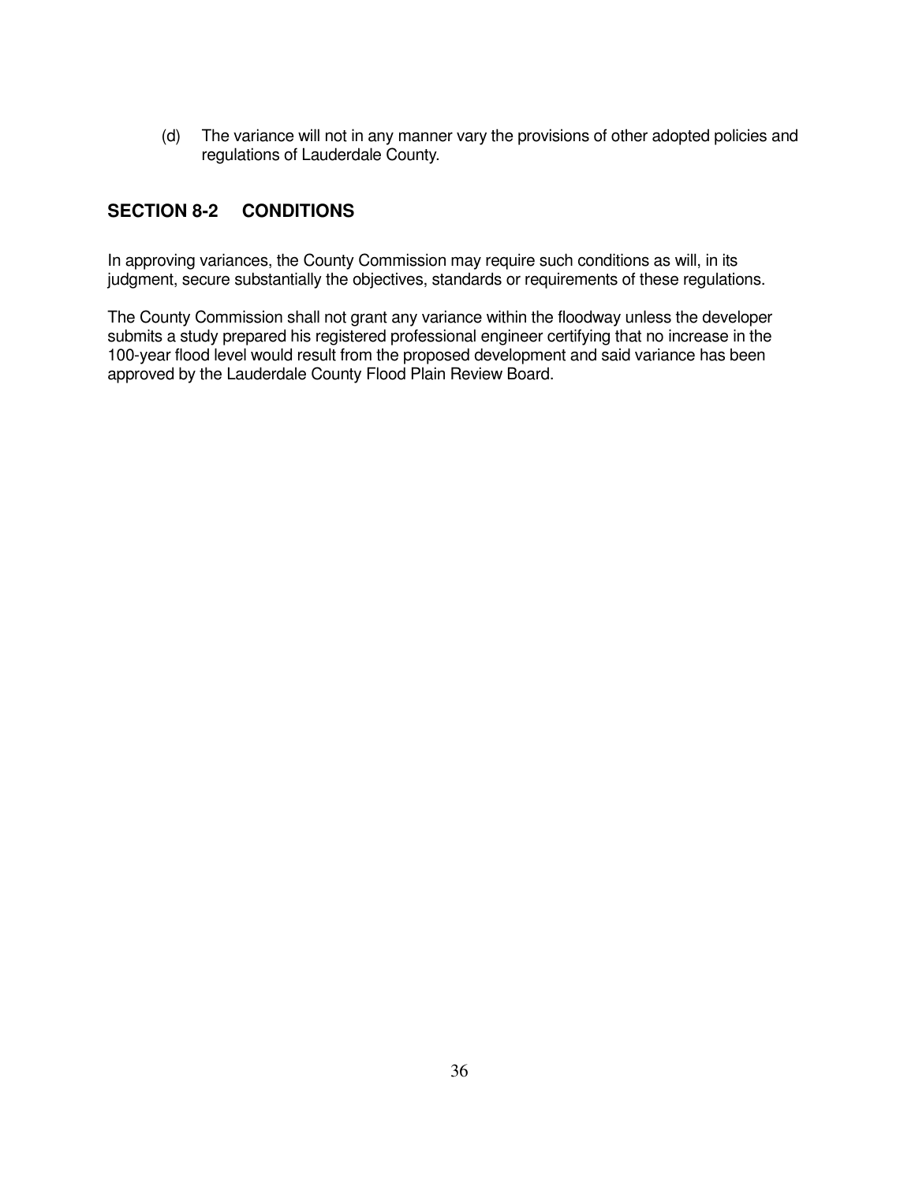(d) The variance will not in any manner vary the provisions of other adopted policies and regulations of Lauderdale County.

## SECTION 8-2 CONDITIONS

In approving variances, the County Commission may require such conditions as will, in its judgment, secure substantially the objectives, standards or requirements of these regulations.

The County Commission shall not grant any variance within the floodway unless the developer submits a study prepared his registered professional engineer certifying that no increase in the 100-year flood level would result from the proposed development and said variance has been approved by the Lauderdale County Flood Plain Review Board.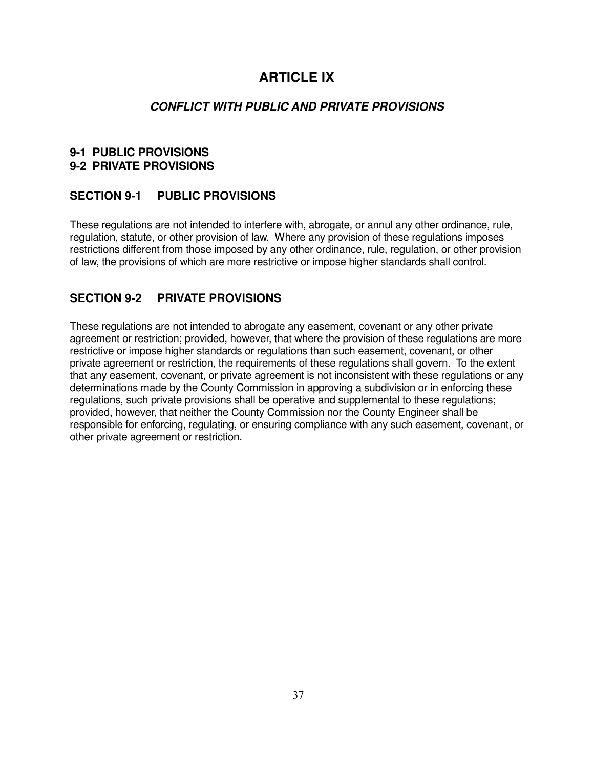# ARTICLE IX

## ***CONFLICT WITH PUBLIC AND PRIVATE PROVISIONS***

**9-1 PUBLIC PROVISIONS**
**9-2 PRIVATE PROVISIONS**

### SECTION 9-1 PUBLIC PROVISIONS

These regulations are not intended to interfere with, abrogate, or annul any other ordinance, rule, regulation, statute, or other provision of law. Where any provision of these regulations imposes restrictions different from those imposed by any other ordinance, rule, regulation, or other provision of law, the provisions of which are more restrictive or impose higher standards shall control.

### SECTION 9-2 PRIVATE PROVISIONS

These regulations are not intended to abrogate any easement, covenant or any other private agreement or restriction; provided, however, that where the provision of these regulations are more restrictive or impose higher standards or regulations than such easement, covenant, or other private agreement or restriction, the requirements of these regulations shall govern. To the extent that any easement, covenant, or private agreement is not inconsistent with these regulations or any determinations made by the County Commission in approving a subdivision or in enforcing these regulations, such private provisions shall be operative and supplemental to these regulations; provided, however, that neither the County Commission nor the County Engineer shall be responsible for enforcing, regulating, or ensuring compliance with any such easement, covenant, or other private agreement or restriction.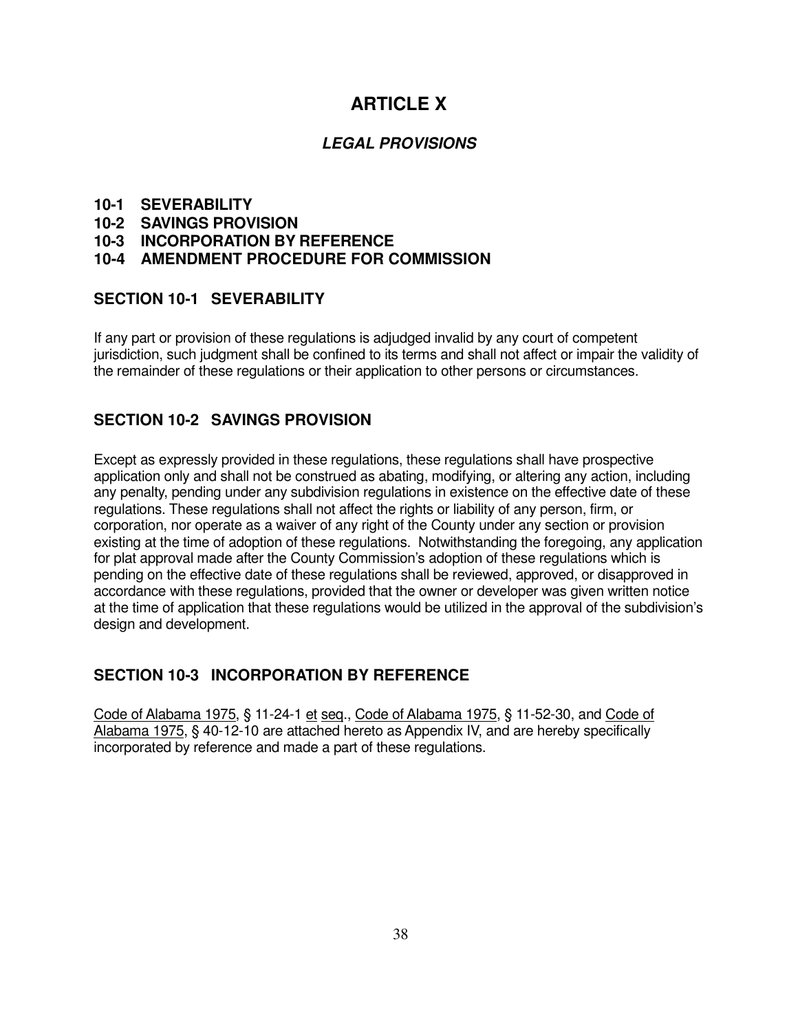# ARTICLE X

## *LEGAL PROVISIONS*

**10-1 SEVERABILITY**
**10-2 SAVINGS PROVISION**
**10-3 INCORPORATION BY REFERENCE**
**10-4 AMENDMENT PROCEDURE FOR COMMISSION**

### SECTION 10-1 SEVERABILITY

If any part or provision of these regulations is adjudged invalid by any court of competent jurisdiction, such judgment shall be confined to its terms and shall not affect or impair the validity of the remainder of these regulations or their application to other persons or circumstances.

### SECTION 10-2 SAVINGS PROVISION

Except as expressly provided in these regulations, these regulations shall have prospective application only and shall not be construed as abating, modifying, or altering any action, including any penalty, pending under any subdivision regulations in existence on the effective date of these regulations. These regulations shall not affect the rights or liability of any person, firm, or corporation, nor operate as a waiver of any right of the County under any section or provision existing at the time of adoption of these regulations. Notwithstanding the foregoing, any application for plat approval made after the County Commission's adoption of these regulations which is pending on the effective date of these regulations shall be reviewed, approved, or disapproved in accordance with these regulations, provided that the owner or developer was given written notice at the time of application that these regulations would be utilized in the approval of the subdivision's design and development.

### SECTION 10-3 INCORPORATION BY REFERENCE

Code of Alabama 1975, § 11-24-1 et seq., Code of Alabama 1975, § 11-52-30, and Code of Alabama 1975, § 40-12-10 are attached hereto as Appendix IV, and are hereby specifically incorporated by reference and made a part of these regulations.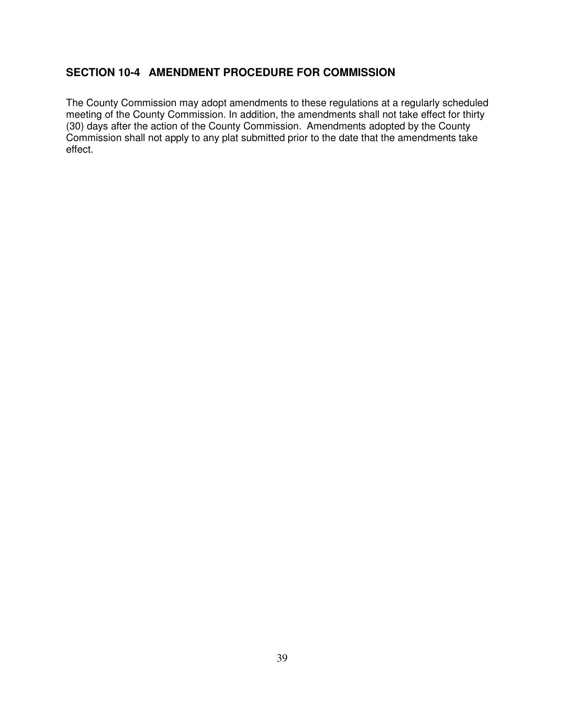## SECTION 10-4 AMENDMENT PROCEDURE FOR COMMISSION

The County Commission may adopt amendments to these regulations at a regularly scheduled meeting of the County Commission. In addition, the amendments shall not take effect for thirty (30) days after the action of the County Commission. Amendments adopted by the County Commission shall not apply to any plat submitted prior to the date that the amendments take effect.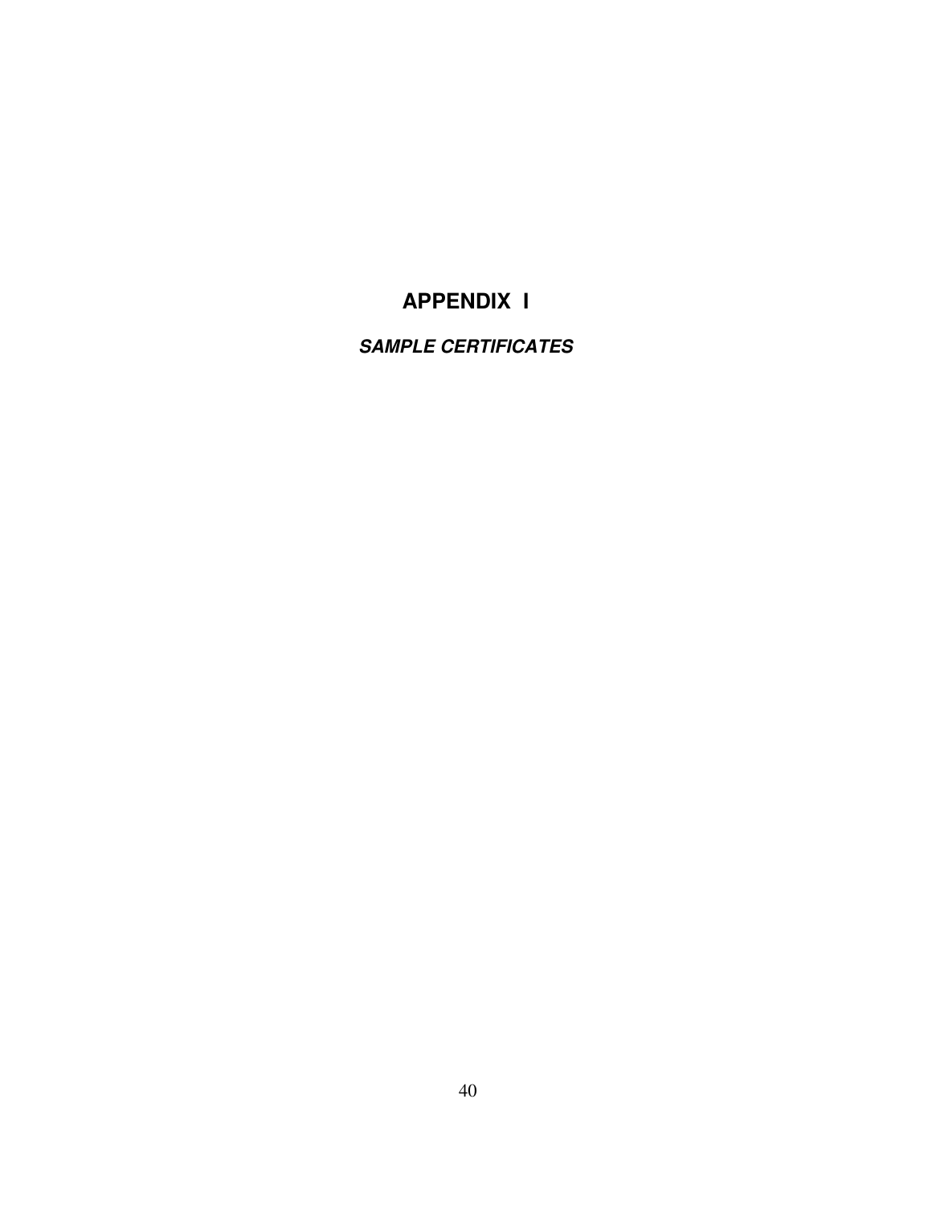# APPENDIX I

***SAMPLE CERTIFICATES***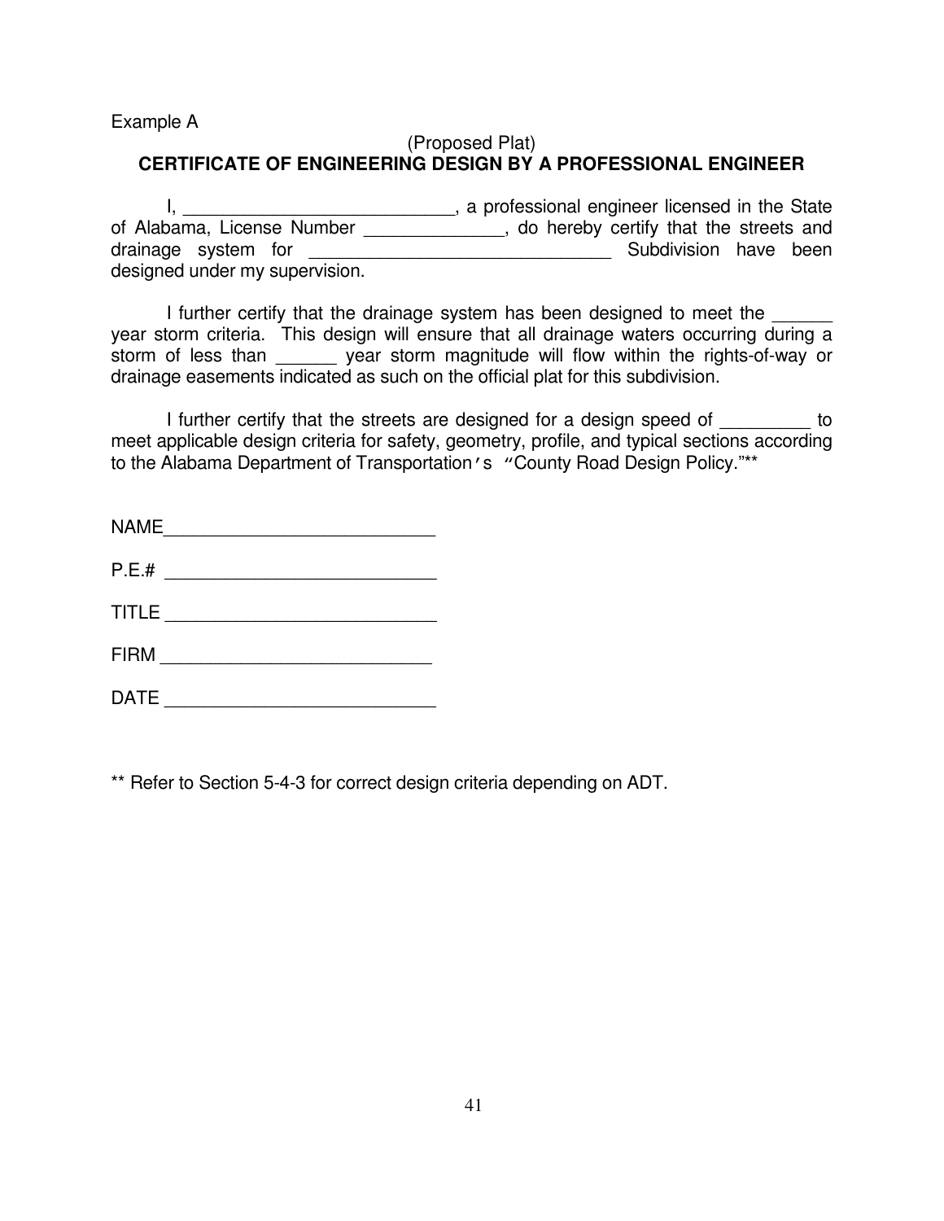Example A

(Proposed Plat)

## CERTIFICATE OF ENGINEERING DESIGN BY A PROFESSIONAL ENGINEER

I, ___________________________, a professional engineer licensed in the State of Alabama, License Number ______________, do hereby certify that the streets and drainage system for ______________________________ Subdivision have been designed under my supervision.

I further certify that the drainage system has been designed to meet the ______ year storm criteria. This design will ensure that all drainage waters occurring during a storm of less than ______ year storm magnitude will flow within the rights-of-way or drainage easements indicated as such on the official plat for this subdivision.

I further certify that the streets are designed for a design speed of _________ to meet applicable design criteria for safety, geometry, profile, and typical sections according to the Alabama Department of Transportation's "County Road Design Policy."**

NAME___________________________

P.E.# ___________________________

TITLE ___________________________

FIRM ___________________________

DATE ___________________________

** Refer to Section 5-4-3 for correct design criteria depending on ADT.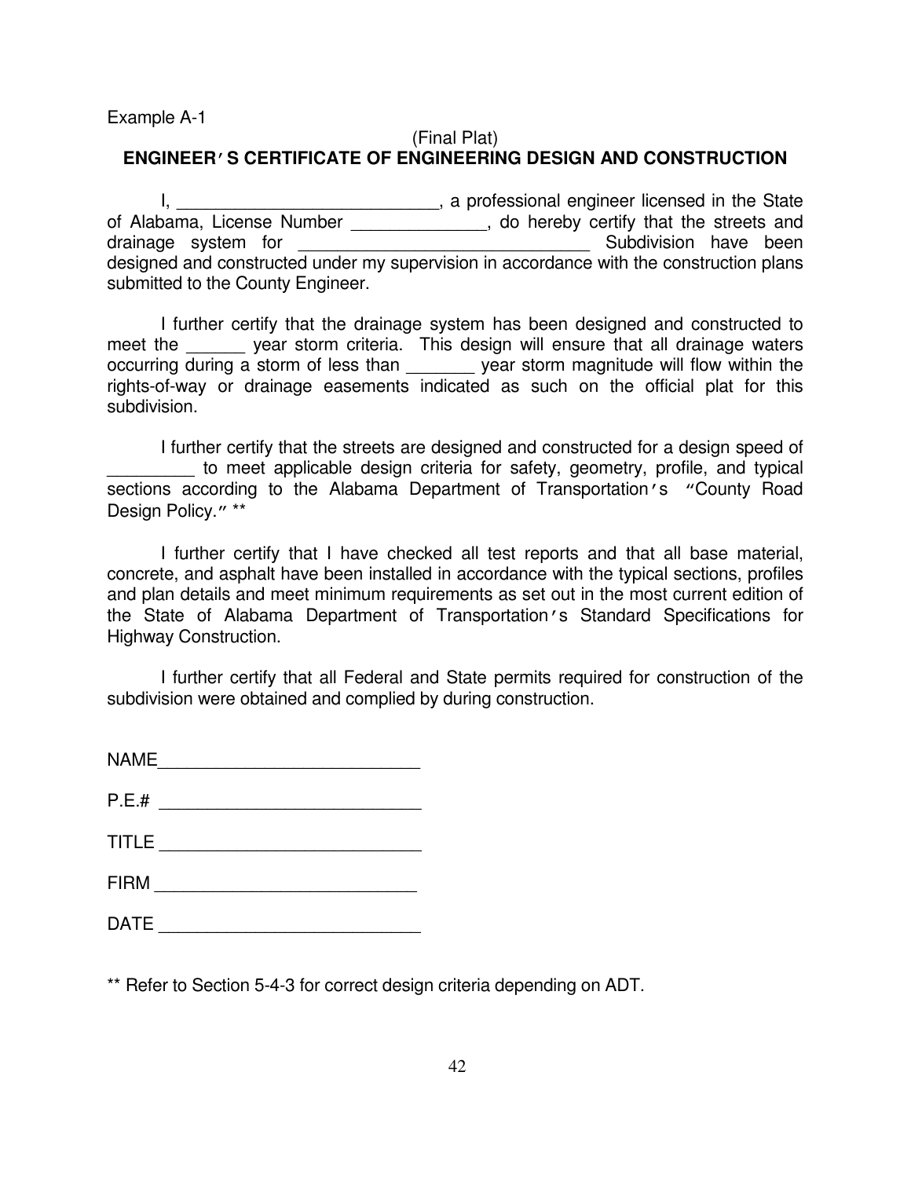Example A-1

(Final Plat)

**ENGINEER'S CERTIFICATE OF ENGINEERING DESIGN AND CONSTRUCTION**

I, ___________________________, a professional engineer licensed in the State of Alabama, License Number ______________, do hereby certify that the streets and drainage system for ______________________________ Subdivision have been designed and constructed under my supervision in accordance with the construction plans submitted to the County Engineer.

I further certify that the drainage system has been designed and constructed to meet the ______ year storm criteria. This design will ensure that all drainage waters occurring during a storm of less than _______ year storm magnitude will flow within the rights-of-way or drainage easements indicated as such on the official plat for this subdivision.

I further certify that the streets are designed and constructed for a design speed of _________ to meet applicable design criteria for safety, geometry, profile, and typical sections according to the Alabama Department of Transportation's "County Road Design Policy." **

I further certify that I have checked all test reports and that all base material, concrete, and asphalt have been installed in accordance with the typical sections, profiles and plan details and meet minimum requirements as set out in the most current edition of the State of Alabama Department of Transportation's Standard Specifications for Highway Construction.

I further certify that all Federal and State permits required for construction of the subdivision were obtained and complied by during construction.

NAME___________________________

P.E.# ___________________________

TITLE ___________________________

FIRM ___________________________

DATE ___________________________

** Refer to Section 5-4-3 for correct design criteria depending on ADT.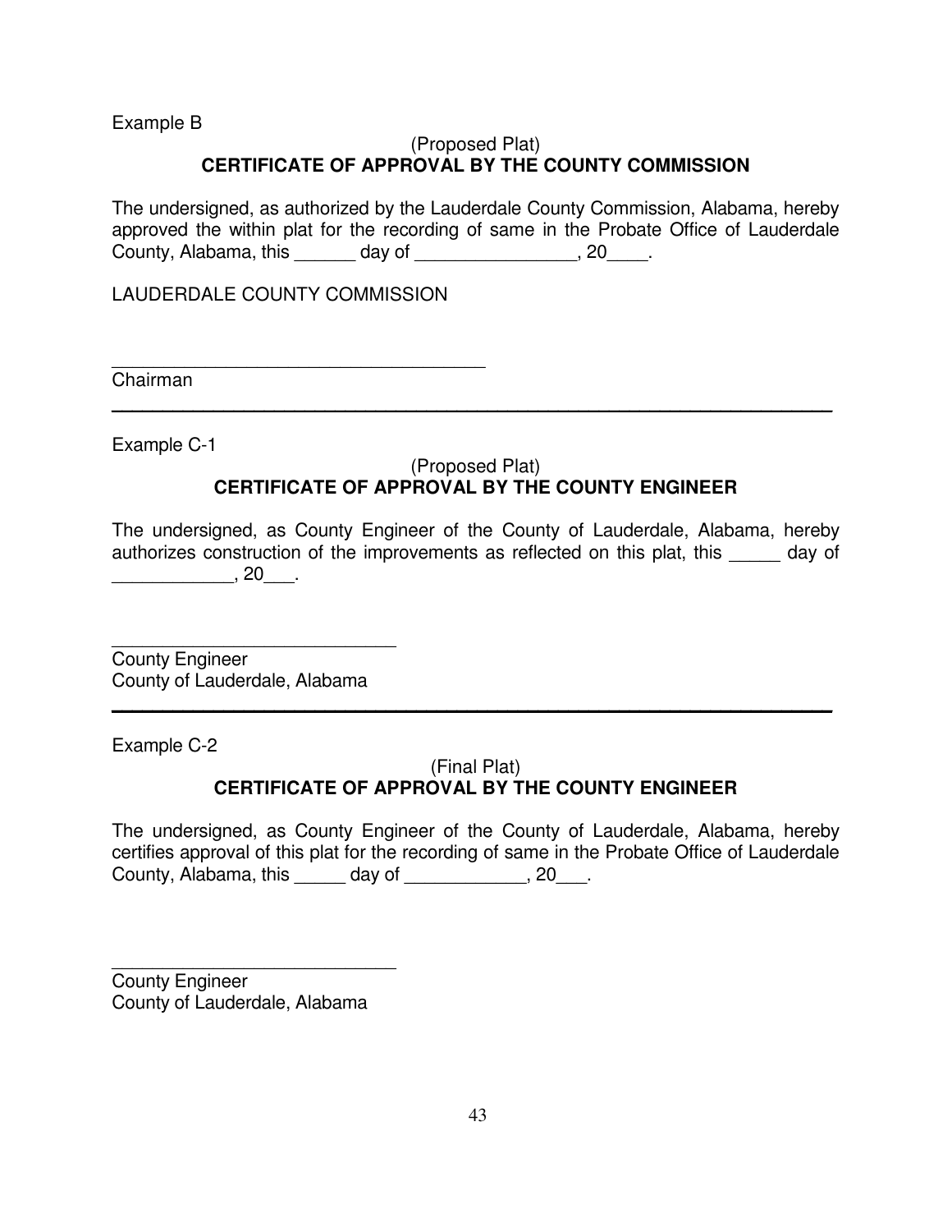Example B

(Proposed Plat)

**CERTIFICATE OF APPROVAL BY THE COUNTY COMMISSION**

The undersigned, as authorized by the Lauderdale County Commission, Alabama, hereby approved the within plat for the recording of same in the Probate Office of Lauderdale County, Alabama, this ______ day of ________________, 20____.

LAUDERDALE COUNTY COMMISSION

_____________________________________
Chairman

---

Example C-1

(Proposed Plat)

**CERTIFICATE OF APPROVAL BY THE COUNTY ENGINEER**

The undersigned, as County Engineer of the County of Lauderdale, Alabama, hereby authorizes construction of the improvements as reflected on this plat, this _____ day of ____________, 20___.

____________________________
County Engineer
County of Lauderdale, Alabama

---

Example C-2

(Final Plat)

**CERTIFICATE OF APPROVAL BY THE COUNTY ENGINEER**

The undersigned, as County Engineer of the County of Lauderdale, Alabama, hereby certifies approval of this plat for the recording of same in the Probate Office of Lauderdale County, Alabama, this _____ day of ____________, 20___.

____________________________
County Engineer
County of Lauderdale, Alabama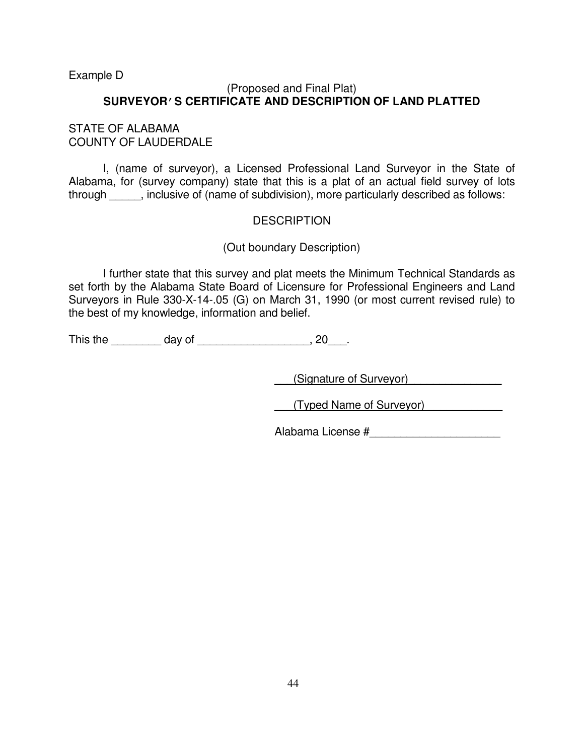Example D

(Proposed and Final Plat)

**SURVEYOR′S CERTIFICATE AND DESCRIPTION OF LAND PLATTED**

STATE OF ALABAMA
COUNTY OF LAUDERDALE

I, (name of surveyor), a Licensed Professional Land Surveyor in the State of Alabama, for (survey company) state that this is a plat of an actual field survey of lots through _____, inclusive of (name of subdivision), more particularly described as follows:

DESCRIPTION

(Out boundary Description)

I further state that this survey and plat meets the Minimum Technical Standards as set forth by the Alabama State Board of Licensure for Professional Engineers and Land Surveyors in Rule 330-X-14-.05 (G) on March 31, 1990 (or most current revised rule) to the best of my knowledge, information and belief.

This the ________ day of __________________, 20___.

(Signature of Surveyor)

(Typed Name of Surveyor)

Alabama License #_____________________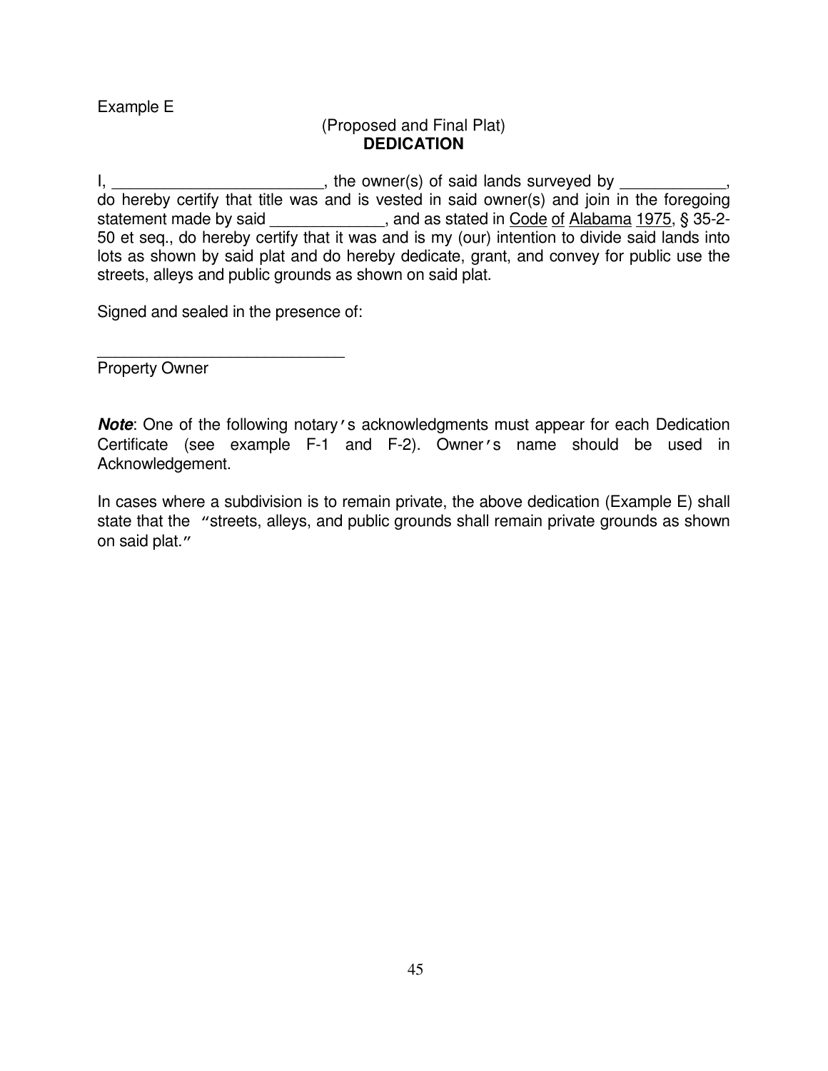Example E

(Proposed and Final Plat)

**DEDICATION**

I, ________________________, the owner(s) of said lands surveyed by ____________, do hereby certify that title was and is vested in said owner(s) and join in the foregoing statement made by said _____________, and as stated in <u>Code</u> <u>of</u> <u>Alabama</u> <u>1975</u>, § 35-2-50 et seq., do hereby certify that it was and is my (our) intention to divide said lands into lots as shown by said plat and do hereby dedicate, grant, and convey for public use the streets, alleys and public grounds as shown on said plat.

Signed and sealed in the presence of:

____________________________
Property Owner

***Note***: One of the following notary's acknowledgments must appear for each Dedication Certificate (see example F-1 and F-2). Owner's name should be used in Acknowledgement.

In cases where a subdivision is to remain private, the above dedication (Example E) shall state that the "streets, alleys, and public grounds shall remain private grounds as shown on said plat."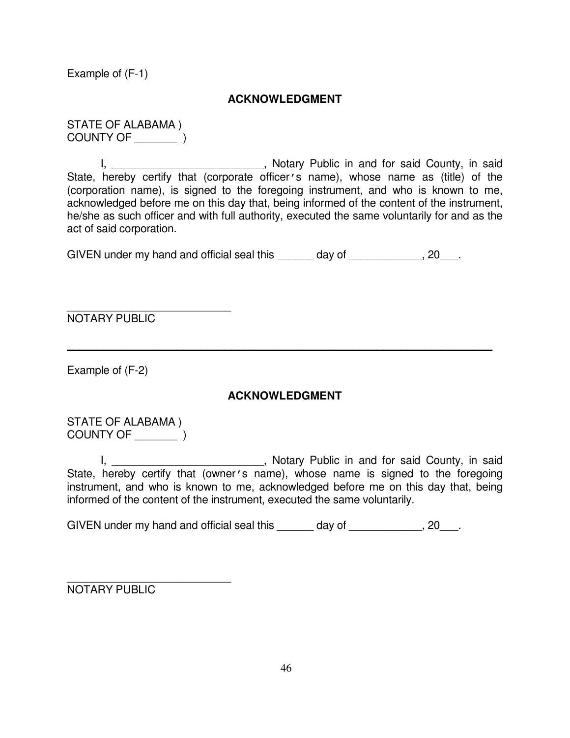Example of (F-1)

**ACKNOWLEDGMENT**

STATE OF ALABAMA )
COUNTY OF _______ )

I, _________________________, Notary Public in and for said County, in said State, hereby certify that (corporate officer's name), whose name as (title) of the (corporation name), is signed to the foregoing instrument, and who is known to me, acknowledged before me on this day that, being informed of the content of the instrument, he/she as such officer and with full authority, executed the same voluntarily for and as the act of said corporation.

GIVEN under my hand and official seal this ______ day of ____________, 20___.

___________________________
NOTARY PUBLIC

---

Example of (F-2)

**ACKNOWLEDGMENT**

STATE OF ALABAMA )
COUNTY OF _______ )

I, _________________________, Notary Public in and for said County, in said State, hereby certify that (owner's name), whose name is signed to the foregoing instrument, and who is known to me, acknowledged before me on this day that, being informed of the content of the instrument, executed the same voluntarily.

GIVEN under my hand and official seal this ______ day of ____________, 20___.

___________________________
NOTARY PUBLIC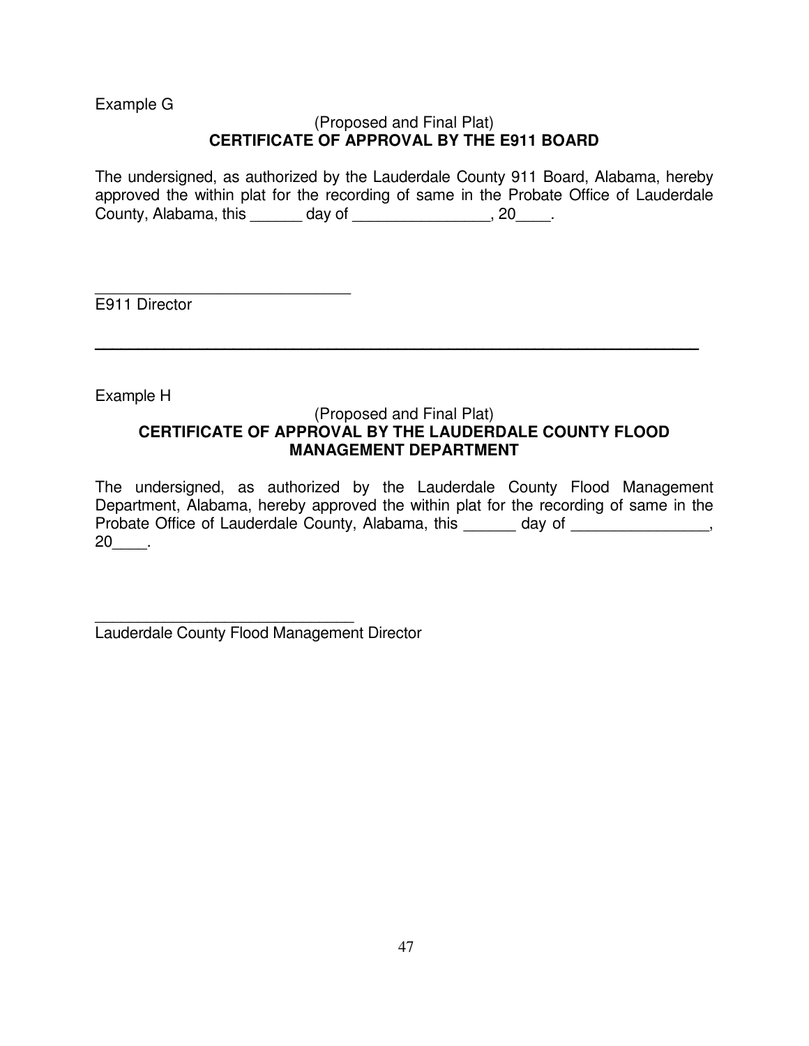Example G

(Proposed and Final Plat)
**CERTIFICATE OF APPROVAL BY THE E911 BOARD**

The undersigned, as authorized by the Lauderdale County 911 Board, Alabama, hereby approved the within plat for the recording of same in the Probate Office of Lauderdale County, Alabama, this ______ day of ________________, 20____.

______________________________
E911 Director

---

Example H

(Proposed and Final Plat)
**CERTIFICATE OF APPROVAL BY THE LAUDERDALE COUNTY FLOOD MANAGEMENT DEPARTMENT**

The undersigned, as authorized by the Lauderdale County Flood Management Department, Alabama, hereby approved the within plat for the recording of same in the Probate Office of Lauderdale County, Alabama, this ______ day of ________________, 20____.

______________________________
Lauderdale County Flood Management Director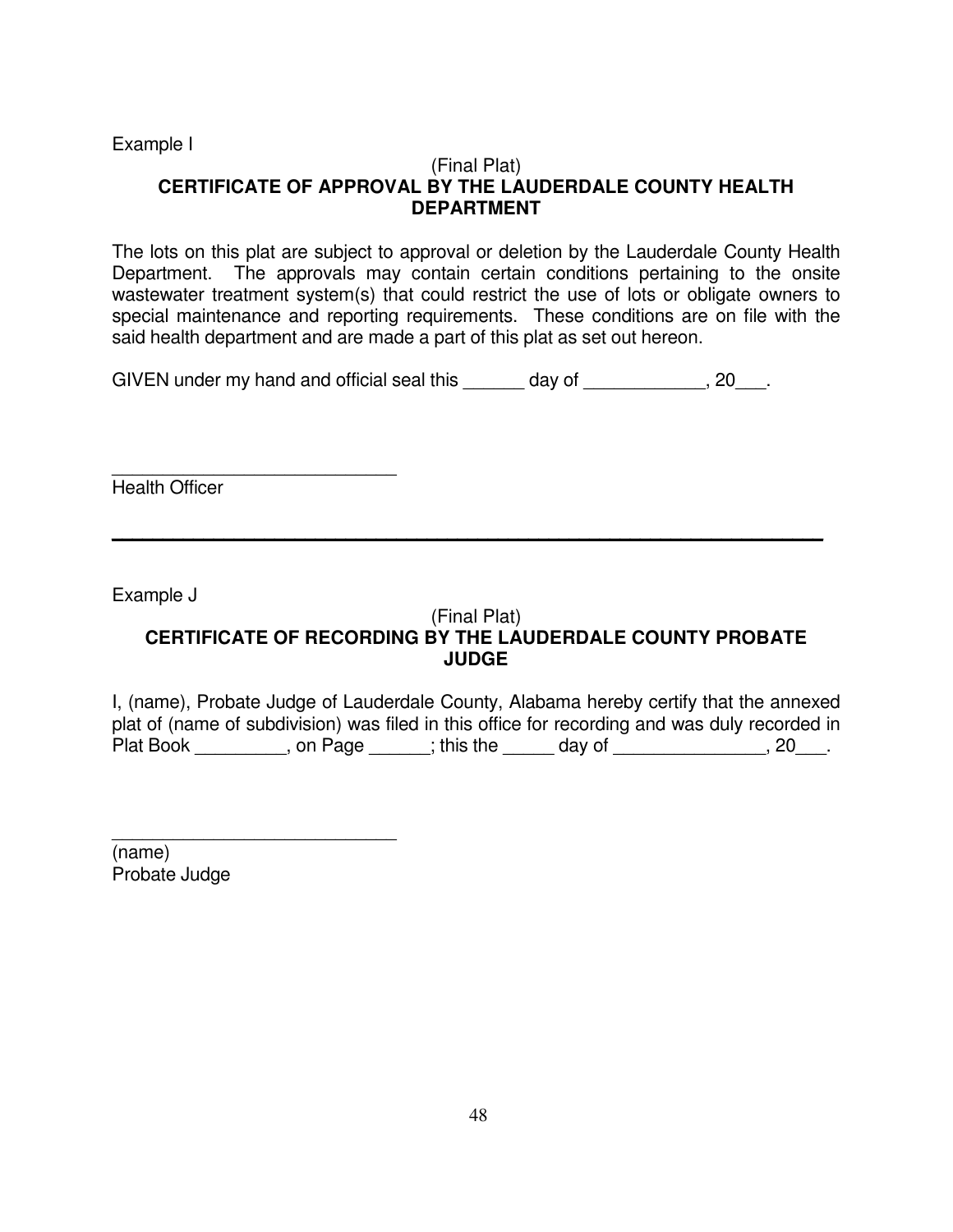Example I

(Final Plat)

**CERTIFICATE OF APPROVAL BY THE LAUDERDALE COUNTY HEALTH DEPARTMENT**

The lots on this plat are subject to approval or deletion by the Lauderdale County Health Department. The approvals may contain certain conditions pertaining to the onsite wastewater treatment system(s) that could restrict the use of lots or obligate owners to special maintenance and reporting requirements. These conditions are on file with the said health department and are made a part of this plat as set out hereon.

GIVEN under my hand and official seal this ______ day of ____________, 20___.

____________________________

Health Officer

---

Example J

(Final Plat)

**CERTIFICATE OF RECORDING BY THE LAUDERDALE COUNTY PROBATE JUDGE**

I, (name), Probate Judge of Lauderdale County, Alabama hereby certify that the annexed plat of (name of subdivision) was filed in this office for recording and was duly recorded in Plat Book _________, on Page ______; this the _____ day of _______________, 20___.

____________________________

(name)

Probate Judge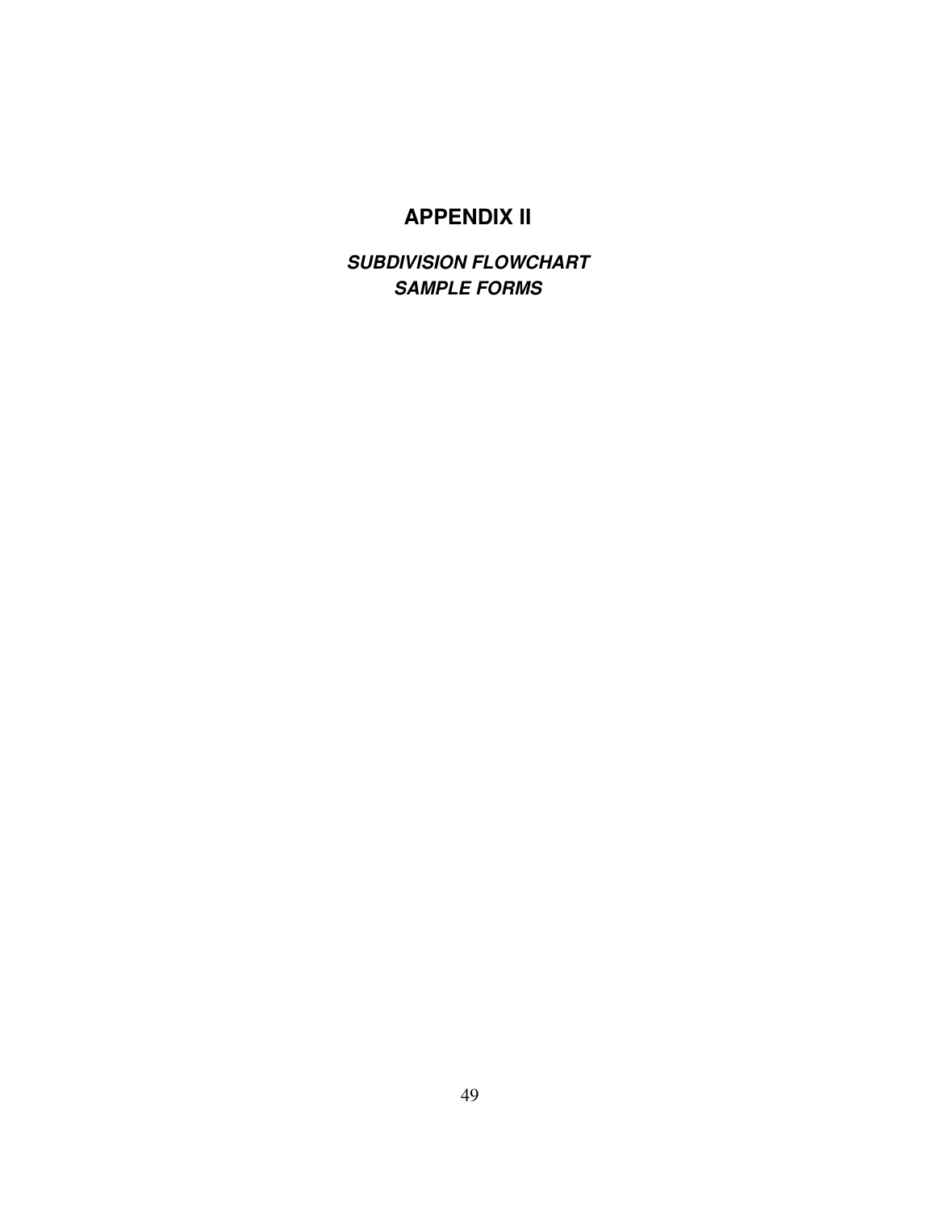# APPENDIX II

***SUBDIVISION FLOWCHART***
***SAMPLE FORMS***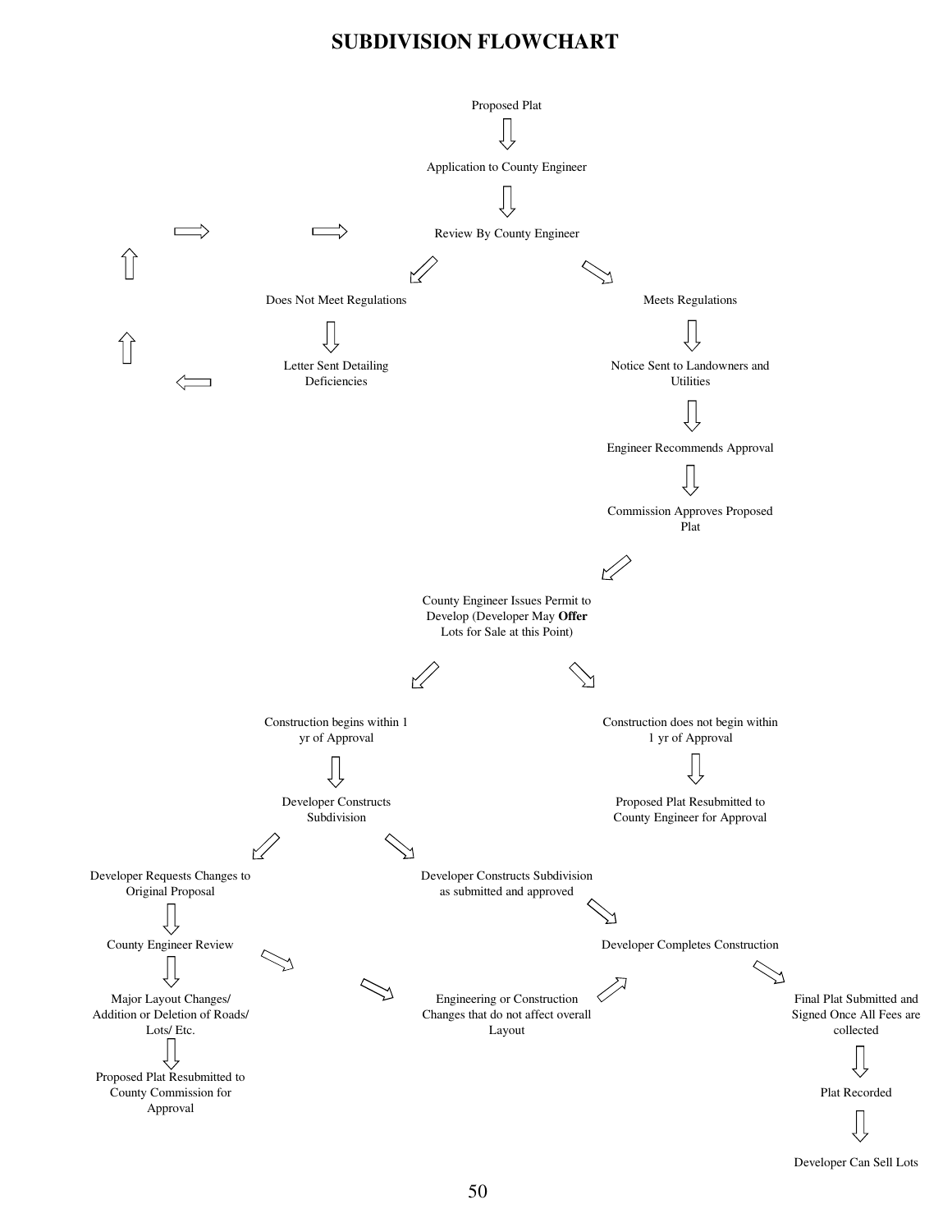# SUBDIVISION FLOWCHART

Proposed Plat

Application to County Engineer

Review By County Engineer

Does Not Meet Regulations

Letter Sent Detailing Deficiencies

Meets Regulations

Notice Sent to Landowners and Utilities

Engineer Recommends Approval

Commission Approves Proposed Plat

County Engineer Issues Permit to Develop (Developer May **Offer** Lots for Sale at this Point)

Construction begins within 1 yr of Approval

Developer Constructs Subdivision

Construction does not begin within 1 yr of Approval

Proposed Plat Resubmitted to County Engineer for Approval

Developer Requests Changes to Original Proposal

County Engineer Review

Major Layout Changes/ Addition or Deletion of Roads/ Lots/ Etc.

Proposed Plat Resubmitted to County Commission for Approval

Engineering or Construction Changes that do not affect overall Layout

Developer Constructs Subdivision as submitted and approved

Developer Completes Construction

Final Plat Submitted and Signed Once All Fees are collected

Plat Recorded

Developer Can Sell Lots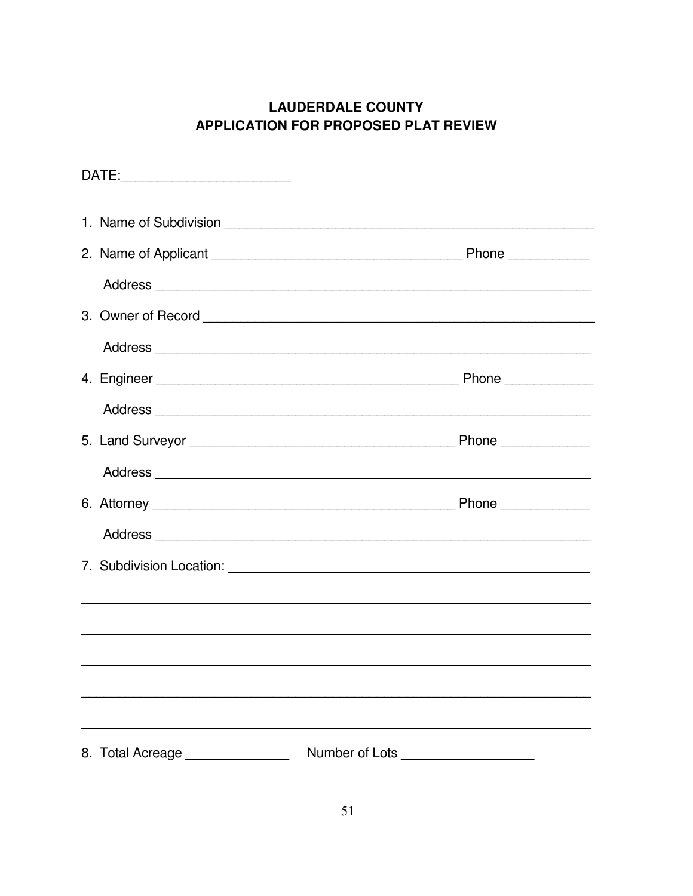# LAUDERDALE COUNTY
# APPLICATION FOR PROPOSED PLAT REVIEW

DATE:_______________________

1. Name of Subdivision ____________________________________________________

2. Name of Applicant __________________________________ Phone ___________

   Address ____________________________________________________________

3. Owner of Record _______________________________________________________

   Address ____________________________________________________________

4. Engineer _________________________________________ Phone ____________

   Address ____________________________________________________________

5. Land Surveyor ____________________________________ Phone ____________

   Address ____________________________________________________________

6. Attorney _________________________________________ Phone ____________

   Address ____________________________________________________________

7. Subdivision Location: _________________________________________________

______________________________________________________________________

______________________________________________________________________

______________________________________________________________________

______________________________________________________________________

______________________________________________________________________

8. Total Acreage ______________   Number of Lots __________________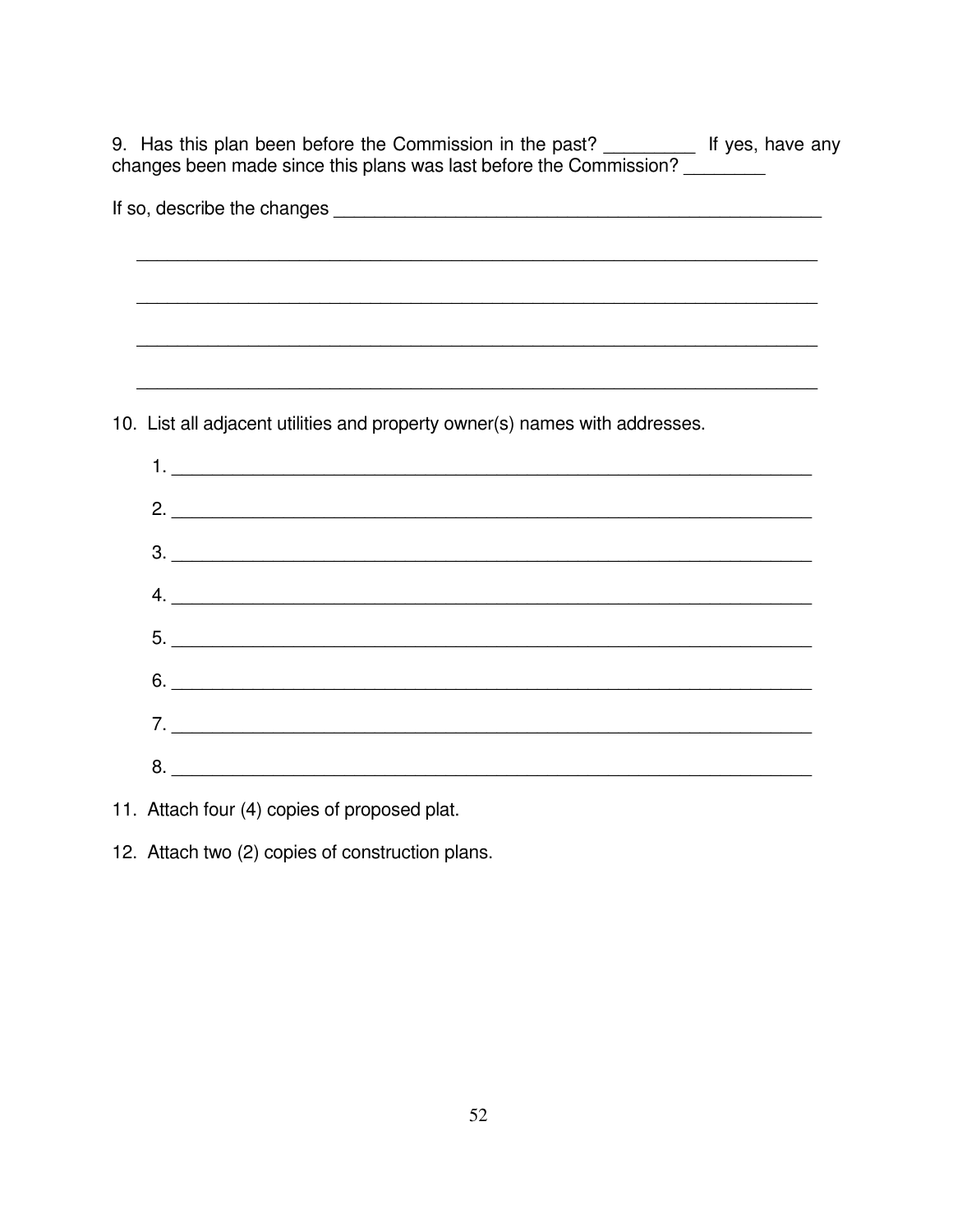9. Has this plan been before the Commission in the past? _________ If yes, have any changes been made since this plans was last before the Commission? ________

If so, describe the changes ___________________________________________________

_______________________________________________________________________

_______________________________________________________________________

_______________________________________________________________________

_______________________________________________________________________

10. List all adjacent utilities and property owner(s) names with addresses.

    1. _________________________________________________________________

    2. _________________________________________________________________

    3. _________________________________________________________________

    4. _________________________________________________________________

    5. _________________________________________________________________

    6. _________________________________________________________________

    7. _________________________________________________________________

    8. _________________________________________________________________

11. Attach four (4) copies of proposed plat.

12. Attach two (2) copies of construction plans.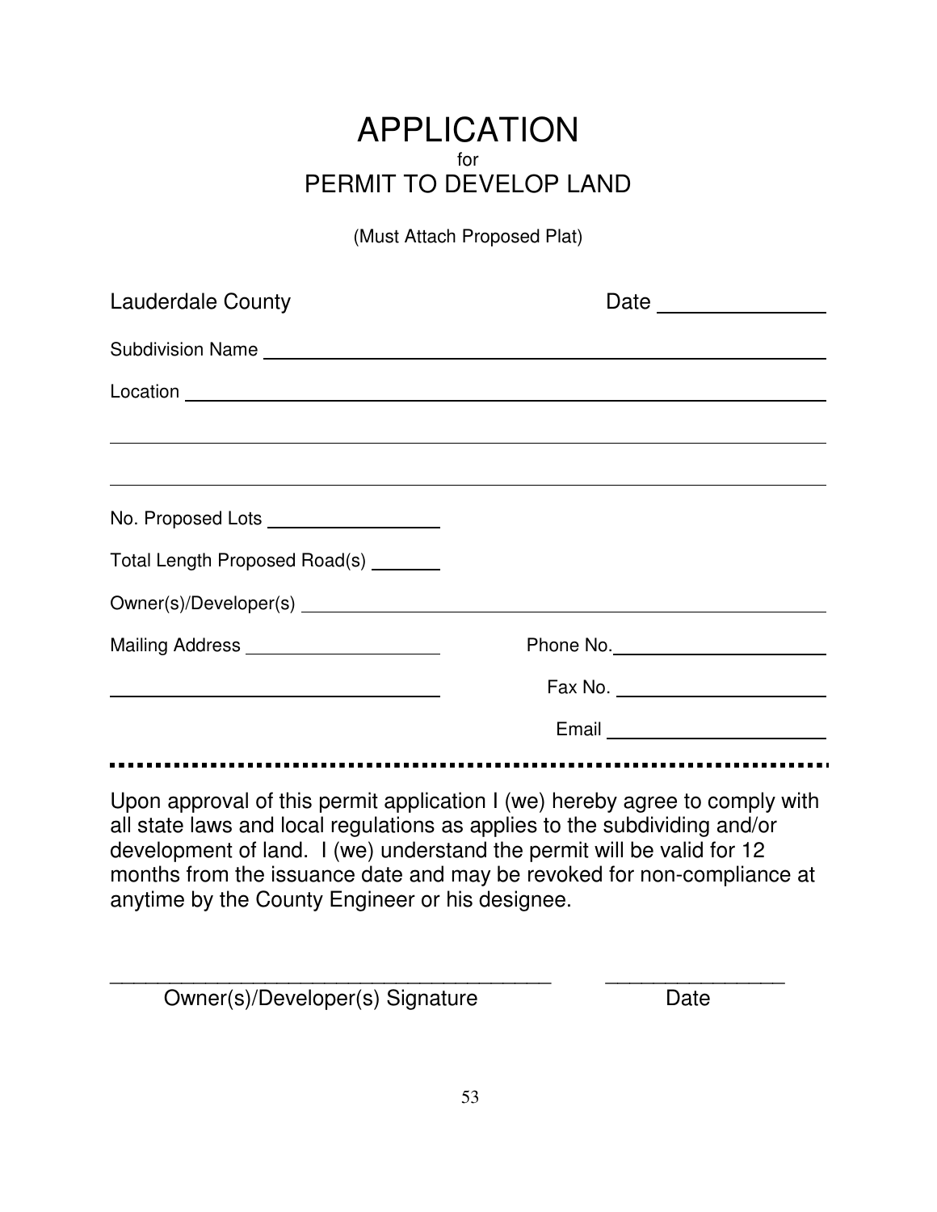# APPLICATION

for

# PERMIT TO DEVELOP LAND

(Must Attach Proposed Plat)

Lauderdale County Date _______________

Subdivision Name ________________________________________________

Location ________________________________________________________

________________________________________________________________

________________________________________________________________

No. Proposed Lots _________________

Total Length Proposed Road(s) _______

Owner(s)/Developer(s) ___________________________________________

Mailing Address ___________________ Phone No. ______________________

__________________________________ Fax No. ______________________

Email ______________________

---

Upon approval of this permit application I (we) hereby agree to comply with all state laws and local regulations as applies to the subdividing and/or development of land. I (we) understand the permit will be valid for 12 months from the issuance date and may be revoked for non-compliance at anytime by the County Engineer or his designee.

_______________________________________ _______________

Owner(s)/Developer(s) Signature Date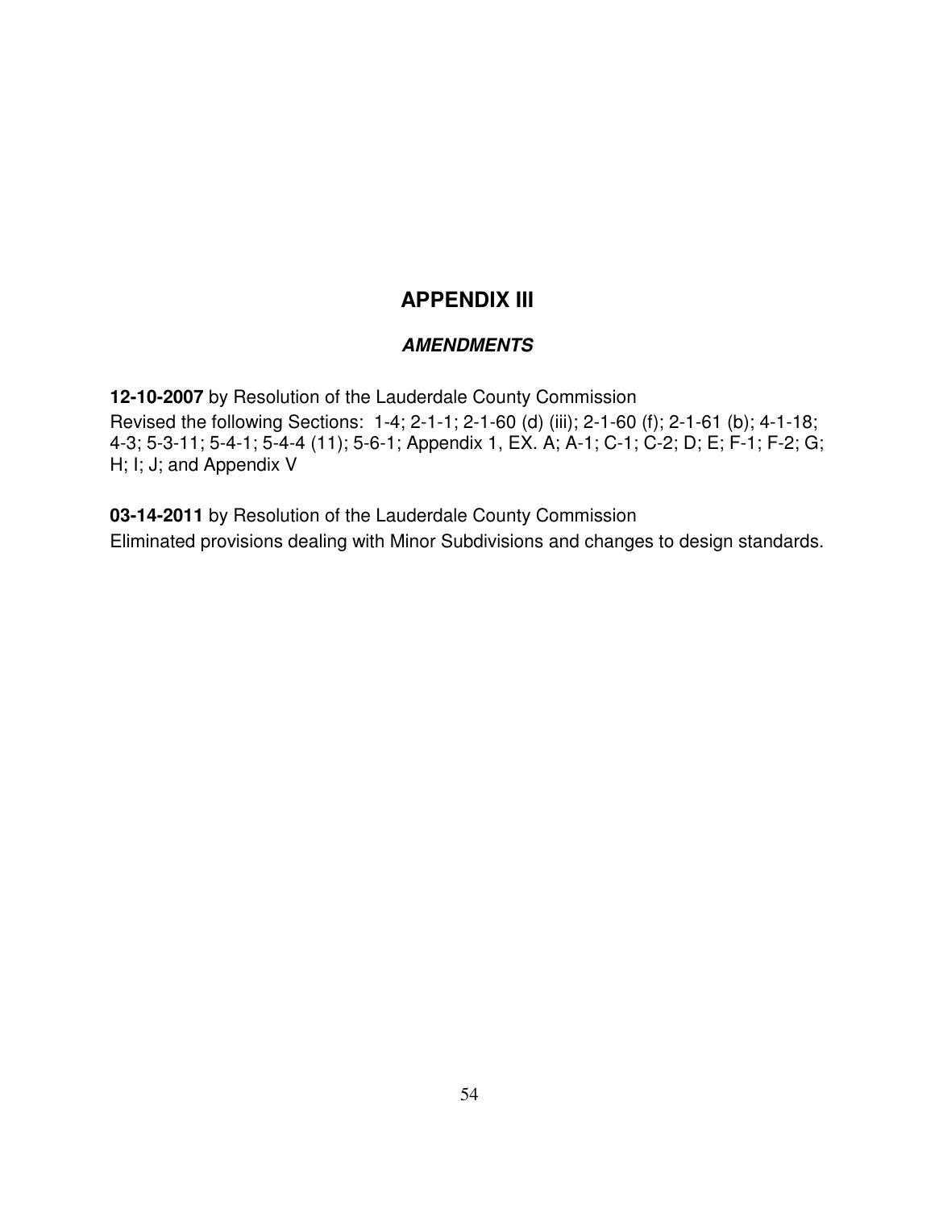# APPENDIX III

## ***AMENDMENTS***

**12-10-2007** by Resolution of the Lauderdale County Commission
Revised the following Sections: 1-4; 2-1-1; 2-1-60 (d) (iii); 2-1-60 (f); 2-1-61 (b); 4-1-18; 4-3; 5-3-11; 5-4-1; 5-4-4 (11); 5-6-1; Appendix 1, EX. A; A-1; C-1; C-2; D; E; F-1; F-2; G; H; I; J; and Appendix V

**03-14-2011** by Resolution of the Lauderdale County Commission
Eliminated provisions dealing with Minor Subdivisions and changes to design standards.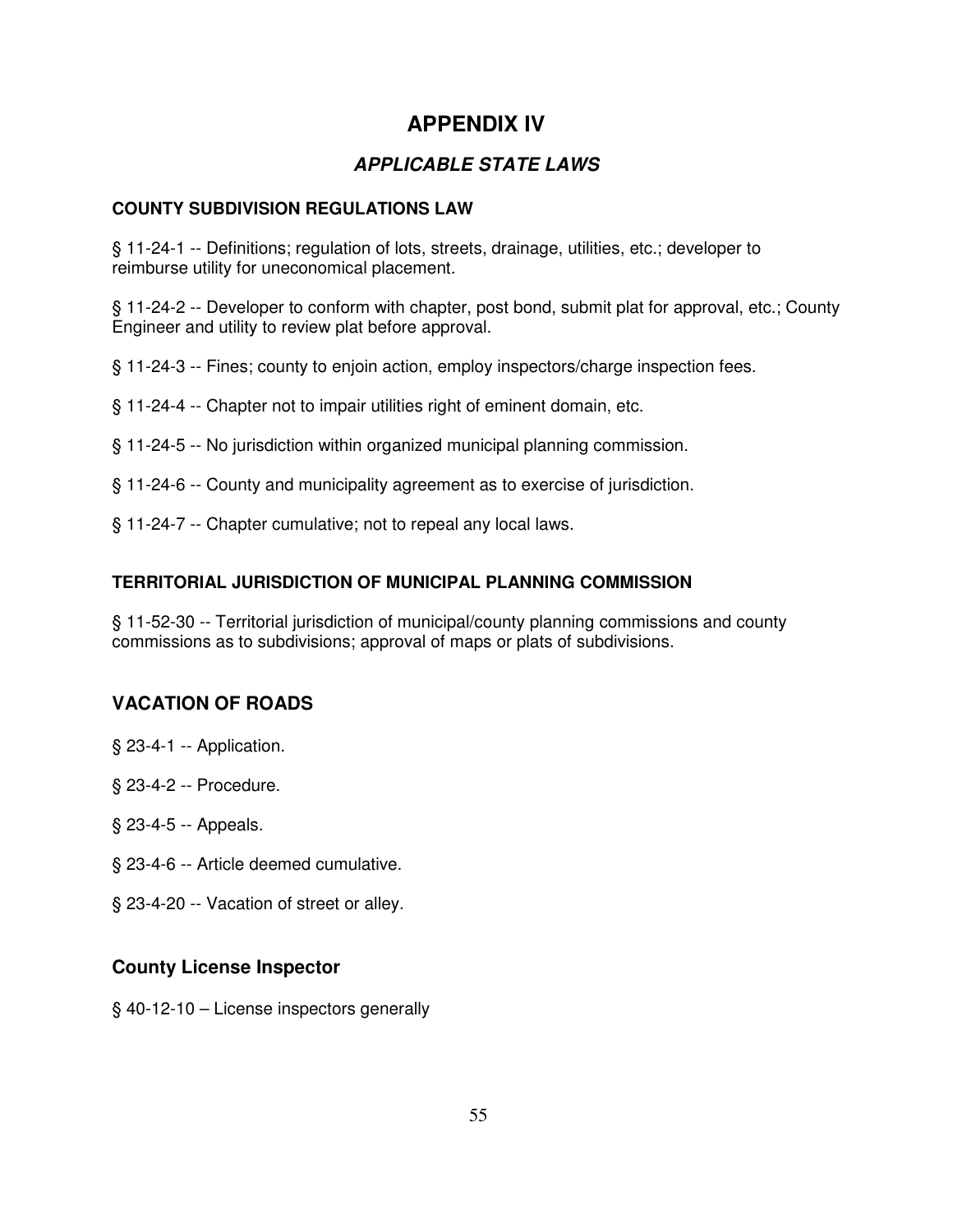# APPENDIX IV

## *APPLICABLE STATE LAWS*

### COUNTY SUBDIVISION REGULATIONS LAW

§ 11-24-1 -- Definitions; regulation of lots, streets, drainage, utilities, etc.; developer to reimburse utility for uneconomical placement.

§ 11-24-2 -- Developer to conform with chapter, post bond, submit plat for approval, etc.; County Engineer and utility to review plat before approval.

§ 11-24-3 -- Fines; county to enjoin action, employ inspectors/charge inspection fees.

§ 11-24-4 -- Chapter not to impair utilities right of eminent domain, etc.

§ 11-24-5 -- No jurisdiction within organized municipal planning commission.

§ 11-24-6 -- County and municipality agreement as to exercise of jurisdiction.

§ 11-24-7 -- Chapter cumulative; not to repeal any local laws.

### TERRITORIAL JURISDICTION OF MUNICIPAL PLANNING COMMISSION

§ 11-52-30 -- Territorial jurisdiction of municipal/county planning commissions and county commissions as to subdivisions; approval of maps or plats of subdivisions.

## VACATION OF ROADS

§ 23-4-1 -- Application.

§ 23-4-2 -- Procedure.

§ 23-4-5 -- Appeals.

§ 23-4-6 -- Article deemed cumulative.

§ 23-4-20 -- Vacation of street or alley.

## County License Inspector

§ 40-12-10 – License inspectors generally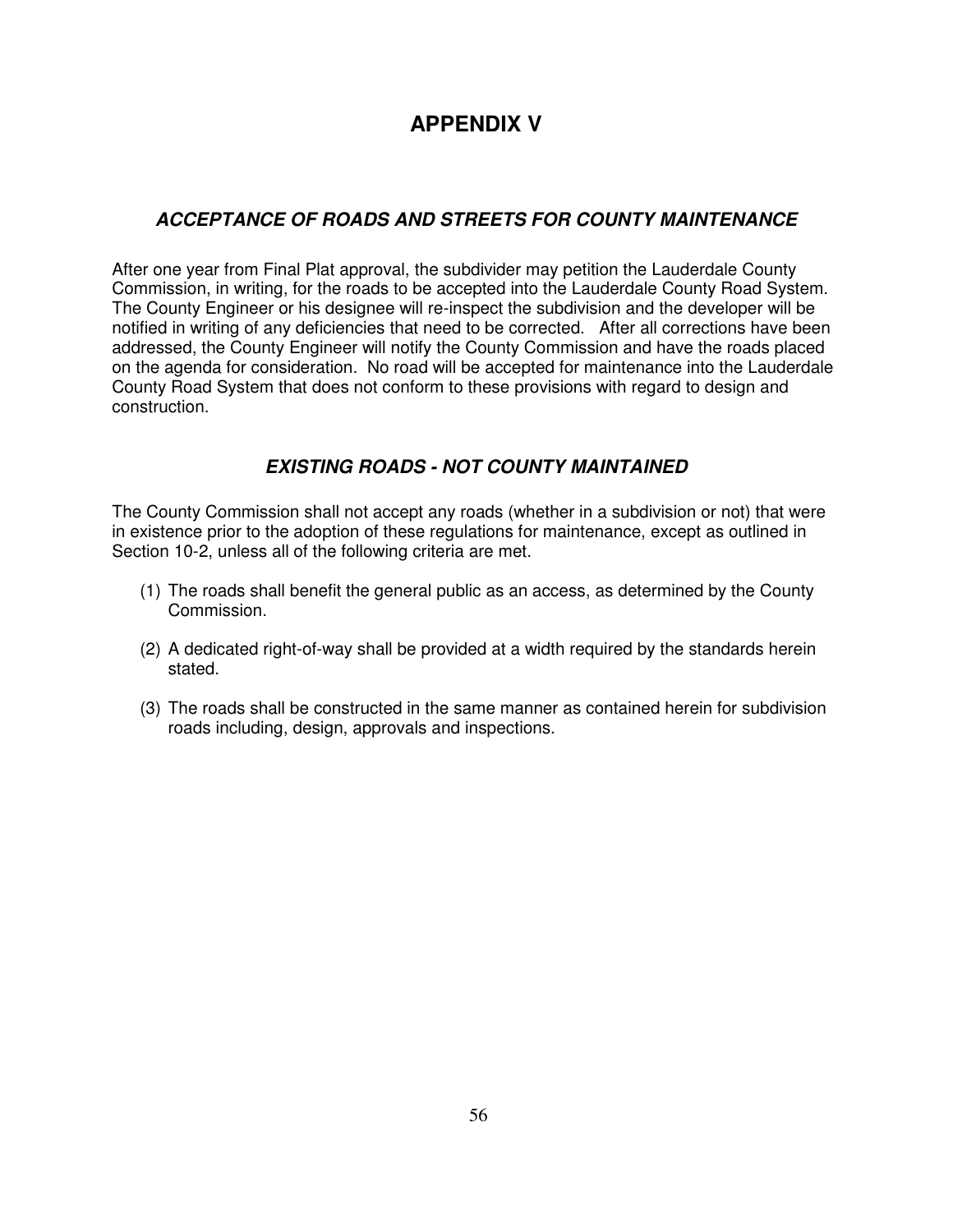# APPENDIX V

## *ACCEPTANCE OF ROADS AND STREETS FOR COUNTY MAINTENANCE*

After one year from Final Plat approval, the subdivider may petition the Lauderdale County Commission, in writing, for the roads to be accepted into the Lauderdale County Road System. The County Engineer or his designee will re-inspect the subdivision and the developer will be notified in writing of any deficiencies that need to be corrected. After all corrections have been addressed, the County Engineer will notify the County Commission and have the roads placed on the agenda for consideration. No road will be accepted for maintenance into the Lauderdale County Road System that does not conform to these provisions with regard to design and construction.

## *EXISTING ROADS - NOT COUNTY MAINTAINED*

The County Commission shall not accept any roads (whether in a subdivision or not) that were in existence prior to the adoption of these regulations for maintenance, except as outlined in Section 10-2, unless all of the following criteria are met.

(1) The roads shall benefit the general public as an access, as determined by the County Commission.

(2) A dedicated right-of-way shall be provided at a width required by the standards herein stated.

(3) The roads shall be constructed in the same manner as contained herein for subdivision roads including, design, approvals and inspections.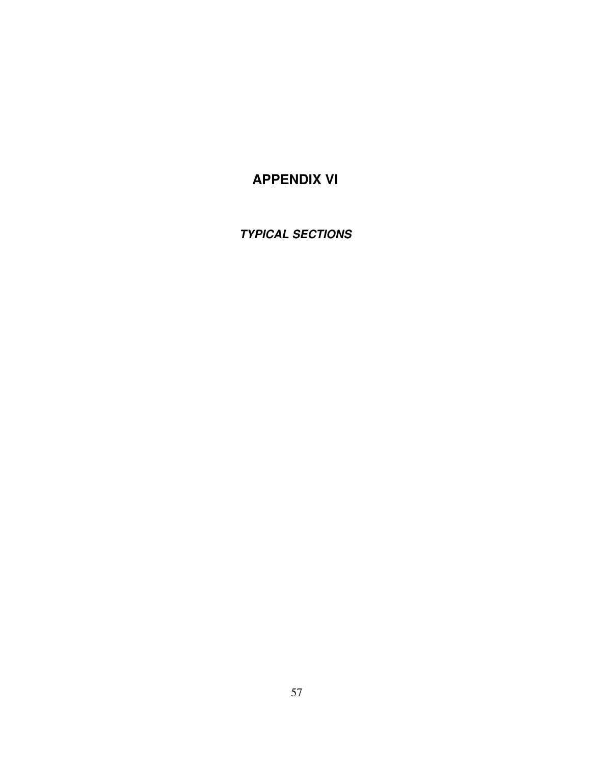# APPENDIX VI

***TYPICAL SECTIONS***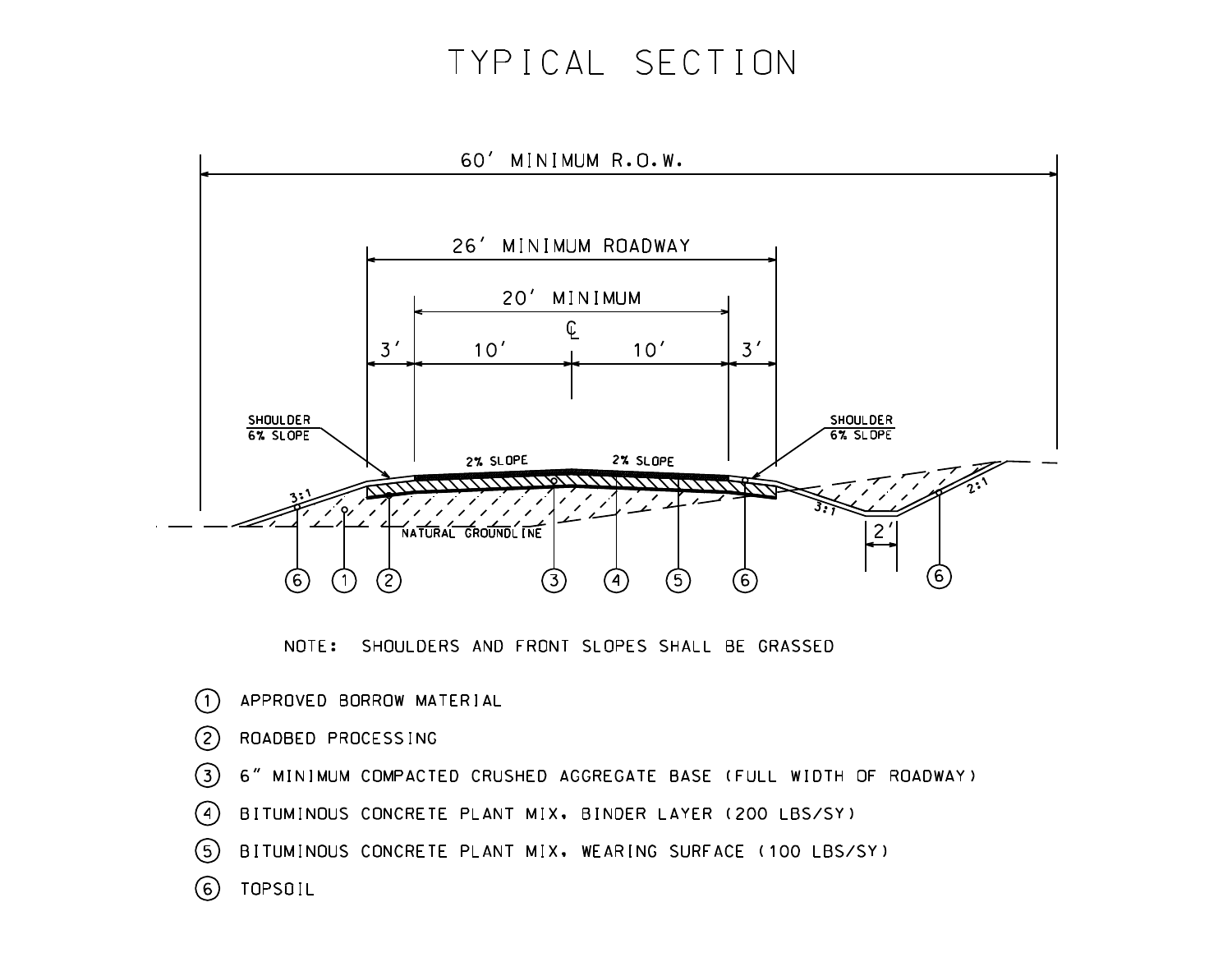# TYPICAL SECTION

60′ MINIMUM R.O.W.

26′ MINIMUM ROADWAY

20′ MINIMUM

3′ | 10′ | ℄ | 10′ | 3′

SHOULDER 6% SLOPE

SHOULDER 6% SLOPE

2% SLOPE

2% SLOPE

3:1

3:1

2:1

2′

NATURAL GROUNDLINE

⑥ ① ② ③ ④ ⑤ ⑥ ⑥

NOTE: SHOULDERS AND FRONT SLOPES SHALL BE GRASSED

1. APPROVED BORROW MATERIAL
2. ROADBED PROCESSING
3. 6″ MINIMUM COMPACTED CRUSHED AGGREGATE BASE (FULL WIDTH OF ROADWAY)
4. BITUMINOUS CONCRETE PLANT MIX, BINDER LAYER (200 LBS/SY)
5. BITUMINOUS CONCRETE PLANT MIX, WEARING SURFACE (100 LBS/SY)
6. TOPSOIL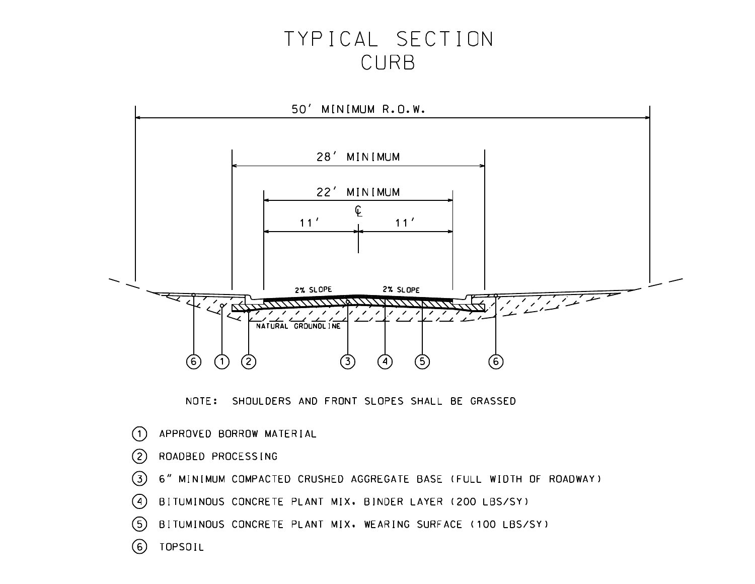# TYPICAL SECTION
## CURB

50' MINIMUM R.O.W.

28' MINIMUM

22' MINIMUM

℄

11'

11'

2% SLOPE

2% SLOPE

NATURAL GROUNDLINE

⑥ ① ② ③ ④ ⑤ ⑥

NOTE: SHOULDERS AND FRONT SLOPES SHALL BE GRASSED

1. APPROVED BORROW MATERIAL
2. ROADBED PROCESSING
3. 6" MINIMUM COMPACTED CRUSHED AGGREGATE BASE (FULL WIDTH OF ROADWAY)
4. BITUMINOUS CONCRETE PLANT MIX, BINDER LAYER (200 LBS/SY)
5. BITUMINOUS CONCRETE PLANT MIX, WEARING SURFACE (100 LBS/SY)
6. TOPSOIL